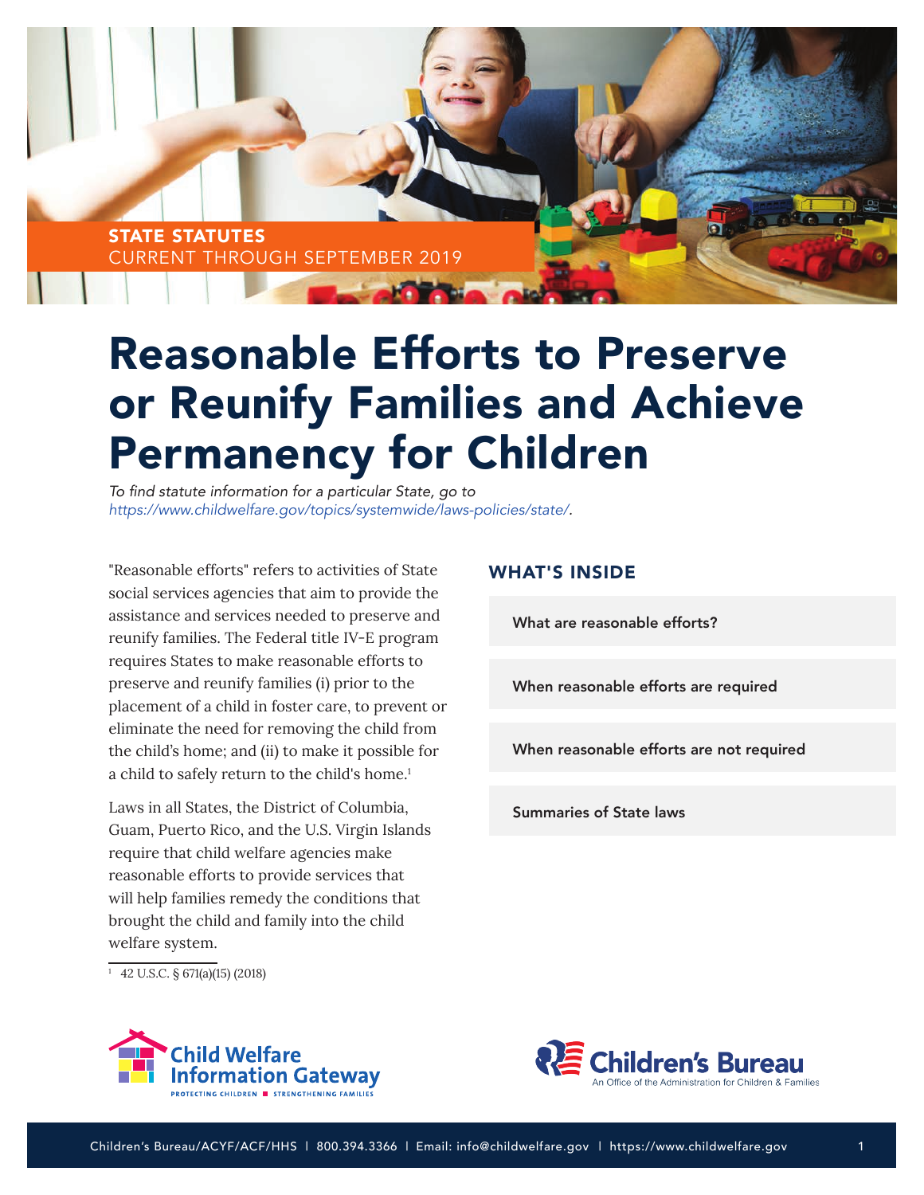STATE STATUTES
CURRENT THROUGH SEPTEMBER 2019

# Reasonable Efforts to Preserve or Reunify Families and Achieve Permanency for Children

*To find statute information for a particular State, go to https://www.childwelfare.gov/topics/systemwide/laws-policies/state/.*

"Reasonable efforts" refers to activities of State social services agencies that aim to provide the assistance and services needed to preserve and reunify families. The Federal title IV-E program requires States to make reasonable efforts to preserve and reunify families (i) prior to the placement of a child in foster care, to prevent or eliminate the need for removing the child from the child's home; and (ii) to make it possible for a child to safely return to the child's home.[1]

Laws in all States, the District of Columbia, Guam, Puerto Rico, and the U.S. Virgin Islands require that child welfare agencies make reasonable efforts to provide services that will help families remedy the conditions that brought the child and family into the child welfare system.

## WHAT'S INSIDE

- What are reasonable efforts?
- When reasonable efforts are required
- When reasonable efforts are not required
- Summaries of State laws

[1] 42 U.S.C. § 671(a)(15) (2018)

Child Welfare Information Gateway
PROTECTING CHILDREN ■ STRENGTHENING FAMILIES

Children's Bureau
An Office of the Administration for Children & Families

Children's Bureau/ACYF/ACF/HHS | 800.394.3366 | Email: info@childwelfare.gov | https://www.childwelfare.gov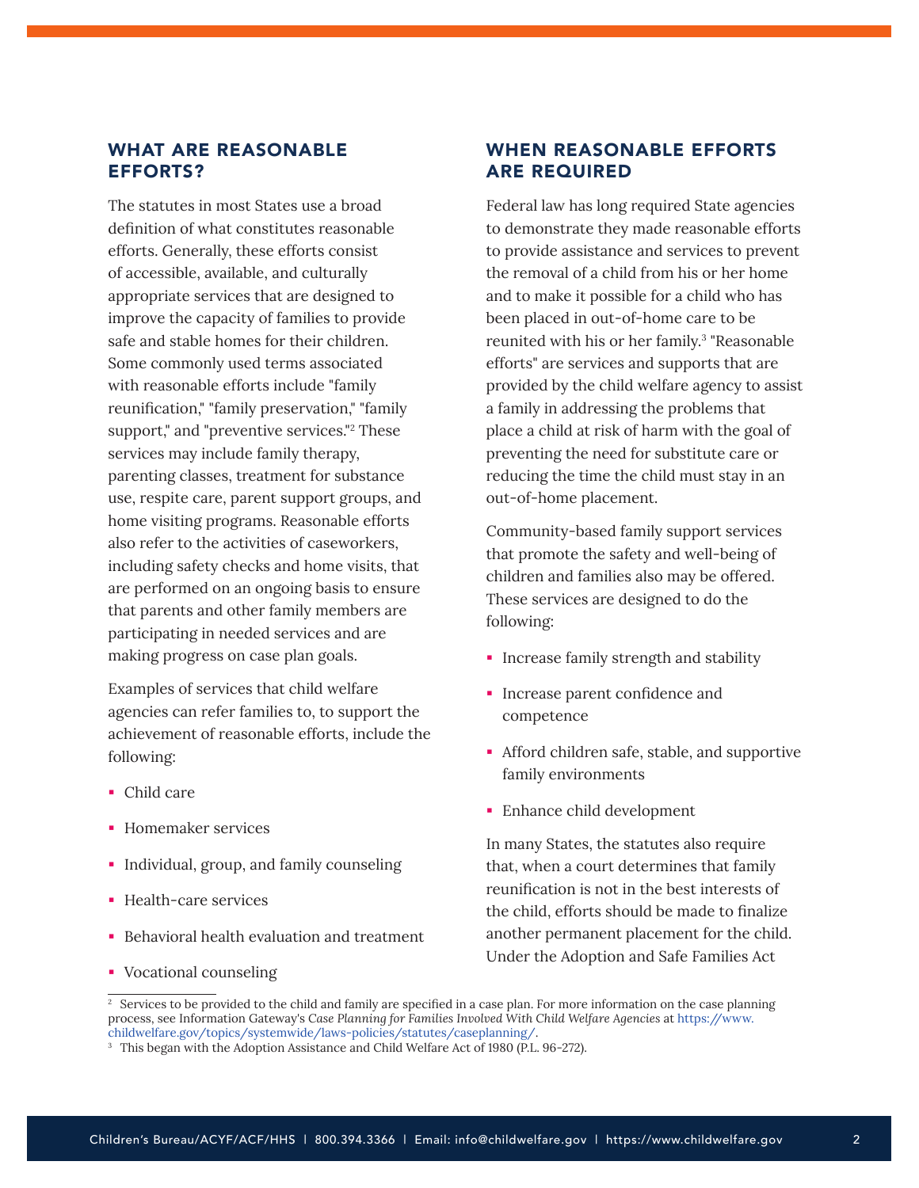## WHAT ARE REASONABLE EFFORTS?

The statutes in most States use a broad definition of what constitutes reasonable efforts. Generally, these efforts consist of accessible, available, and culturally appropriate services that are designed to improve the capacity of families to provide safe and stable homes for their children. Some commonly used terms associated with reasonable efforts include "family reunification," "family preservation," "family support," and "preventive services."[2] These services may include family therapy, parenting classes, treatment for substance use, respite care, parent support groups, and home visiting programs. Reasonable efforts also refer to the activities of caseworkers, including safety checks and home visits, that are performed on an ongoing basis to ensure that parents and other family members are participating in needed services and are making progress on case plan goals.

Examples of services that child welfare agencies can refer families to, to support the achievement of reasonable efforts, include the following:

- Child care
- Homemaker services
- Individual, group, and family counseling
- Health-care services
- Behavioral health evaluation and treatment
- Vocational counseling

## WHEN REASONABLE EFFORTS ARE REQUIRED

Federal law has long required State agencies to demonstrate they made reasonable efforts to provide assistance and services to prevent the removal of a child from his or her home and to make it possible for a child who has been placed in out-of-home care to be reunited with his or her family.[3] "Reasonable efforts" are services and supports that are provided by the child welfare agency to assist a family in addressing the problems that place a child at risk of harm with the goal of preventing the need for substitute care or reducing the time the child must stay in an out-of-home placement.

Community-based family support services that promote the safety and well-being of children and families also may be offered. These services are designed to do the following:

- Increase family strength and stability
- Increase parent confidence and competence
- Afford children safe, stable, and supportive family environments
- Enhance child development

In many States, the statutes also require that, when a court determines that family reunification is not in the best interests of the child, efforts should be made to finalize another permanent placement for the child. Under the Adoption and Safe Families Act

---

[2] Services to be provided to the child and family are specified in a case plan. For more information on the case planning process, see Information Gateway's *Case Planning for Families Involved With Child Welfare Agencies* at https://www.childwelfare.gov/topics/systemwide/laws-policies/statutes/caseplanning/.

[3] This began with the Adoption Assistance and Child Welfare Act of 1980 (P.L. 96-272).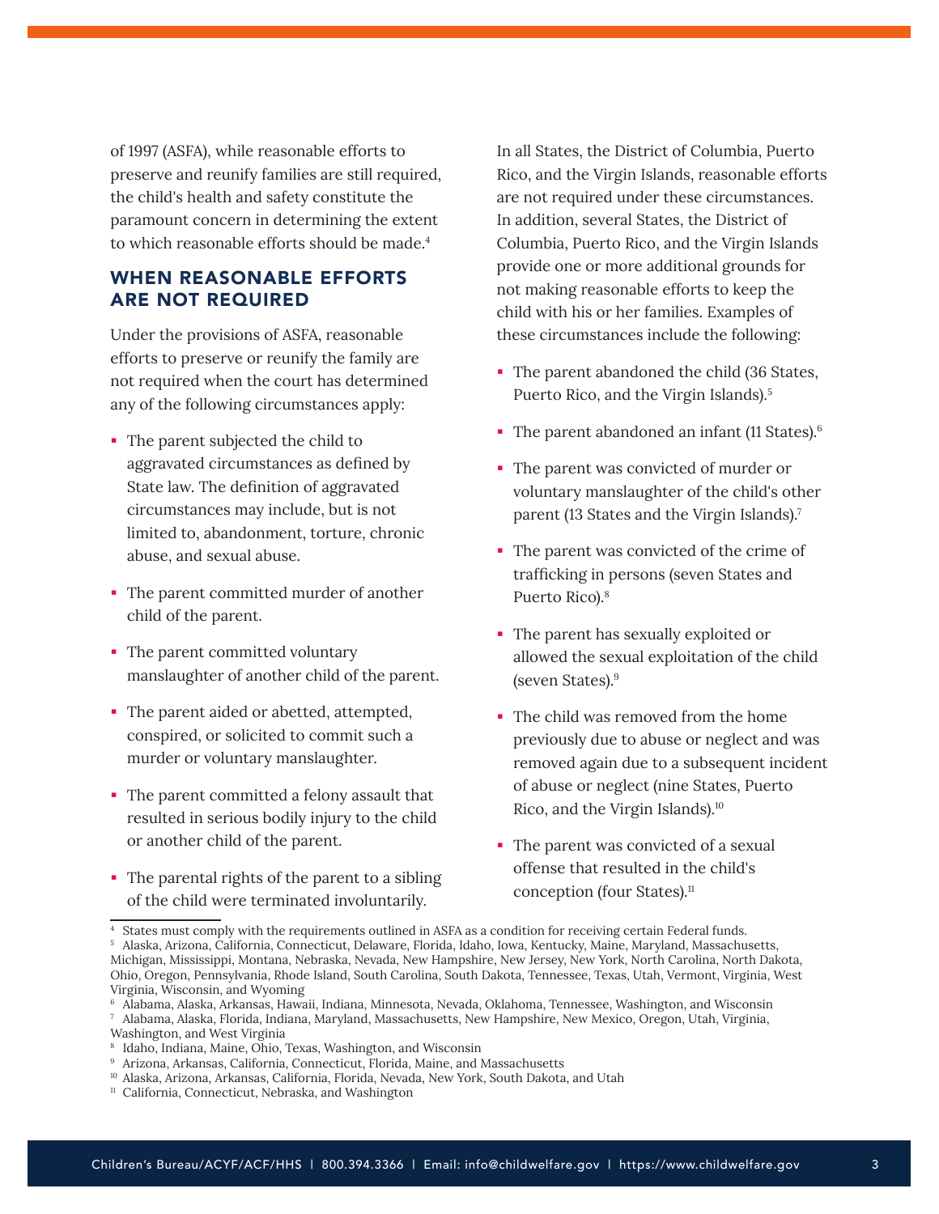of 1997 (ASFA), while reasonable efforts to preserve and reunify families are still required, the child's health and safety constitute the paramount concern in determining the extent to which reasonable efforts should be made.[4]

## WHEN REASONABLE EFFORTS ARE NOT REQUIRED

Under the provisions of ASFA, reasonable efforts to preserve or reunify the family are not required when the court has determined any of the following circumstances apply:

- The parent subjected the child to aggravated circumstances as defined by State law. The definition of aggravated circumstances may include, but is not limited to, abandonment, torture, chronic abuse, and sexual abuse.
- The parent committed murder of another child of the parent.
- The parent committed voluntary manslaughter of another child of the parent.
- The parent aided or abetted, attempted, conspired, or solicited to commit such a murder or voluntary manslaughter.
- The parent committed a felony assault that resulted in serious bodily injury to the child or another child of the parent.
- The parental rights of the parent to a sibling of the child were terminated involuntarily.

In all States, the District of Columbia, Puerto Rico, and the Virgin Islands, reasonable efforts are not required under these circumstances. In addition, several States, the District of Columbia, Puerto Rico, and the Virgin Islands provide one or more additional grounds for not making reasonable efforts to keep the child with his or her families. Examples of these circumstances include the following:

- The parent abandoned the child (36 States, Puerto Rico, and the Virgin Islands).[5]
- The parent abandoned an infant (11 States).[6]
- The parent was convicted of murder or voluntary manslaughter of the child's other parent (13 States and the Virgin Islands).[7]
- The parent was convicted of the crime of trafficking in persons (seven States and Puerto Rico).[8]
- The parent has sexually exploited or allowed the sexual exploitation of the child (seven States).[9]
- The child was removed from the home previously due to abuse or neglect and was removed again due to a subsequent incident of abuse or neglect (nine States, Puerto Rico, and the Virgin Islands).[10]
- The parent was convicted of a sexual offense that resulted in the child's conception (four States).[11]

---

[4] States must comply with the requirements outlined in ASFA as a condition for receiving certain Federal funds.

[5] Alaska, Arizona, California, Connecticut, Delaware, Florida, Idaho, Iowa, Kentucky, Maine, Maryland, Massachusetts, Michigan, Mississippi, Montana, Nebraska, Nevada, New Hampshire, New Jersey, New York, North Carolina, North Dakota, Ohio, Oregon, Pennsylvania, Rhode Island, South Carolina, South Dakota, Tennessee, Texas, Utah, Vermont, Virginia, West Virginia, Wisconsin, and Wyoming

[6] Alabama, Alaska, Arkansas, Hawaii, Indiana, Minnesota, Nevada, Oklahoma, Tennessee, Washington, and Wisconsin

[7] Alabama, Alaska, Florida, Indiana, Maryland, Massachusetts, New Hampshire, New Mexico, Oregon, Utah, Virginia, Washington, and West Virginia

[8] Idaho, Indiana, Maine, Ohio, Texas, Washington, and Wisconsin

[9] Arizona, Arkansas, California, Connecticut, Florida, Maine, and Massachusetts

[10] Alaska, Arizona, Arkansas, California, Florida, Nevada, New York, South Dakota, and Utah

[11] California, Connecticut, Nebraska, and Washington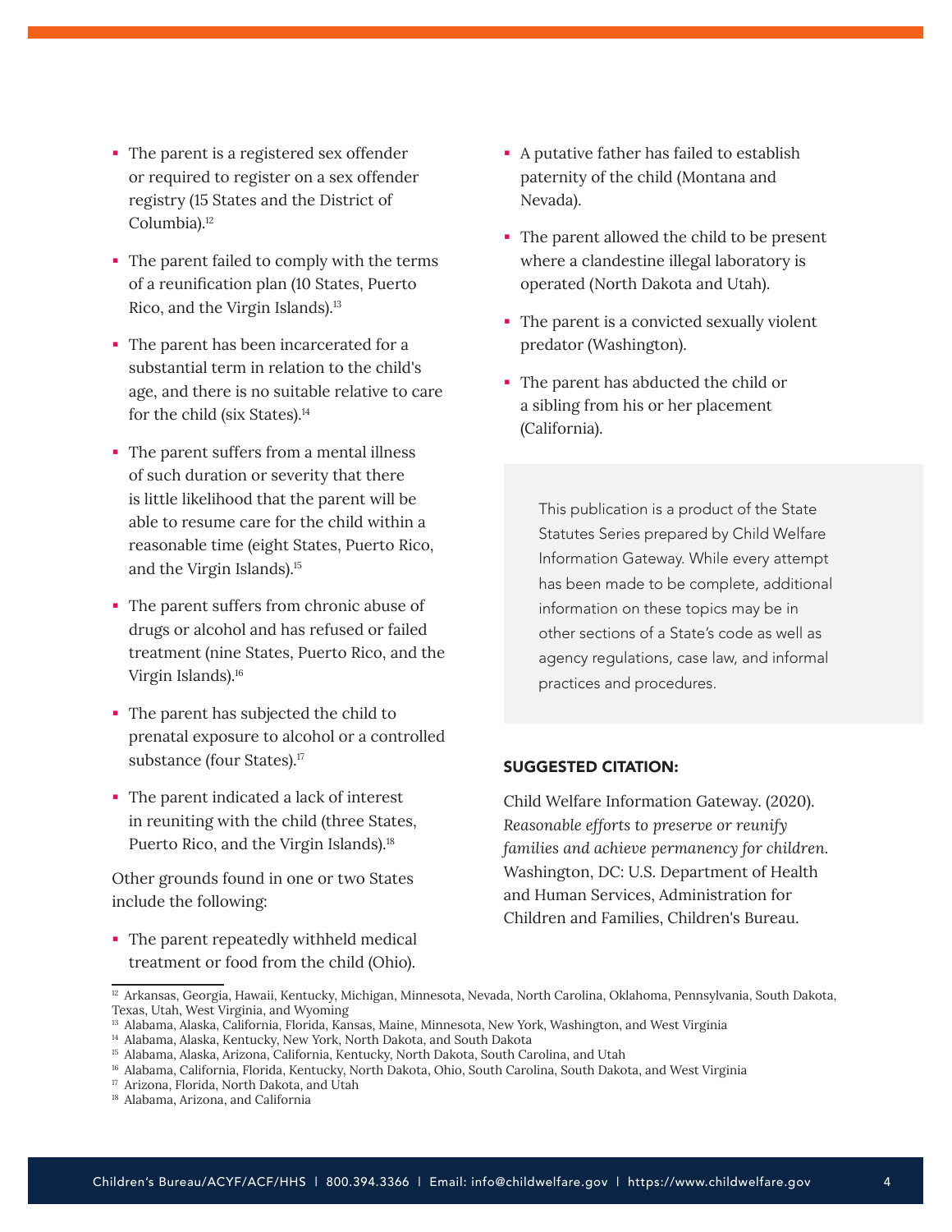- The parent is a registered sex offender or required to register on a sex offender registry (15 States and the District of Columbia).[12]
- The parent failed to comply with the terms of a reunification plan (10 States, Puerto Rico, and the Virgin Islands).[13]
- The parent has been incarcerated for a substantial term in relation to the child's age, and there is no suitable relative to care for the child (six States).[14]
- The parent suffers from a mental illness of such duration or severity that there is little likelihood that the parent will be able to resume care for the child within a reasonable time (eight States, Puerto Rico, and the Virgin Islands).[15]
- The parent suffers from chronic abuse of drugs or alcohol and has refused or failed treatment (nine States, Puerto Rico, and the Virgin Islands).[16]
- The parent has subjected the child to prenatal exposure to alcohol or a controlled substance (four States).[17]
- The parent indicated a lack of interest in reuniting with the child (three States, Puerto Rico, and the Virgin Islands).[18]

Other grounds found in one or two States include the following:

- The parent repeatedly withheld medical treatment or food from the child (Ohio).
- A putative father has failed to establish paternity of the child (Montana and Nevada).
- The parent allowed the child to be present where a clandestine illegal laboratory is operated (North Dakota and Utah).
- The parent is a convicted sexually violent predator (Washington).
- The parent has abducted the child or a sibling from his or her placement (California).

This publication is a product of the State Statutes Series prepared by Child Welfare Information Gateway. While every attempt has been made to be complete, additional information on these topics may be in other sections of a State's code as well as agency regulations, case law, and informal practices and procedures.

**SUGGESTED CITATION:**

Child Welfare Information Gateway. (2020). *Reasonable efforts to preserve or reunify families and achieve permanency for children.* Washington, DC: U.S. Department of Health and Human Services, Administration for Children and Families, Children's Bureau.

---

[12] Arkansas, Georgia, Hawaii, Kentucky, Michigan, Minnesota, Nevada, North Carolina, Oklahoma, Pennsylvania, South Dakota, Texas, Utah, West Virginia, and Wyoming

[13] Alabama, Alaska, California, Florida, Kansas, Maine, Minnesota, New York, Washington, and West Virginia

[14] Alabama, Alaska, Kentucky, New York, North Dakota, and South Dakota

[15] Alabama, Alaska, Arizona, California, Kentucky, North Dakota, South Carolina, and Utah

[16] Alabama, California, Florida, Kentucky, North Dakota, Ohio, South Carolina, South Dakota, and West Virginia

[17] Arizona, Florida, North Dakota, and Utah

[18] Alabama, Arizona, and California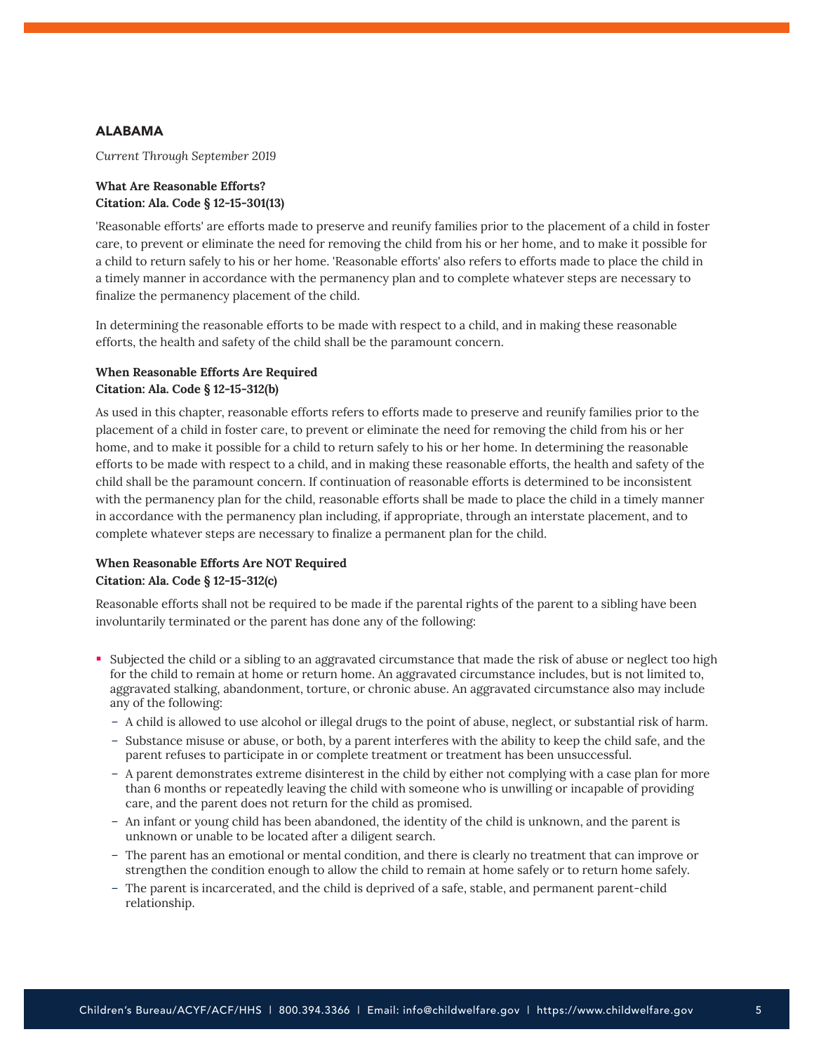## ALABAMA

*Current Through September 2019*

**What Are Reasonable Efforts?**
**Citation: Ala. Code § 12-15-301(13)**

'Reasonable efforts' are efforts made to preserve and reunify families prior to the placement of a child in foster care, to prevent or eliminate the need for removing the child from his or her home, and to make it possible for a child to return safely to his or her home. 'Reasonable efforts' also refers to efforts made to place the child in a timely manner in accordance with the permanency plan and to complete whatever steps are necessary to finalize the permanency placement of the child.

In determining the reasonable efforts to be made with respect to a child, and in making these reasonable efforts, the health and safety of the child shall be the paramount concern.

**When Reasonable Efforts Are Required**
**Citation: Ala. Code § 12-15-312(b)**

As used in this chapter, reasonable efforts refers to efforts made to preserve and reunify families prior to the placement of a child in foster care, to prevent or eliminate the need for removing the child from his or her home, and to make it possible for a child to return safely to his or her home. In determining the reasonable efforts to be made with respect to a child, and in making these reasonable efforts, the health and safety of the child shall be the paramount concern. If continuation of reasonable efforts is determined to be inconsistent with the permanency plan for the child, reasonable efforts shall be made to place the child in a timely manner in accordance with the permanency plan including, if appropriate, through an interstate placement, and to complete whatever steps are necessary to finalize a permanent plan for the child.

**When Reasonable Efforts Are NOT Required**
**Citation: Ala. Code § 12-15-312(c)**

Reasonable efforts shall not be required to be made if the parental rights of the parent to a sibling have been involuntarily terminated or the parent has done any of the following:

- Subjected the child or a sibling to an aggravated circumstance that made the risk of abuse or neglect too high for the child to remain at home or return home. An aggravated circumstance includes, but is not limited to, aggravated stalking, abandonment, torture, or chronic abuse. An aggravated circumstance also may include any of the following:
  - A child is allowed to use alcohol or illegal drugs to the point of abuse, neglect, or substantial risk of harm.
  - Substance misuse or abuse, or both, by a parent interferes with the ability to keep the child safe, and the parent refuses to participate in or complete treatment or treatment has been unsuccessful.
  - A parent demonstrates extreme disinterest in the child by either not complying with a case plan for more than 6 months or repeatedly leaving the child with someone who is unwilling or incapable of providing care, and the parent does not return for the child as promised.
  - An infant or young child has been abandoned, the identity of the child is unknown, and the parent is unknown or unable to be located after a diligent search.
  - The parent has an emotional or mental condition, and there is clearly no treatment that can improve or strengthen the condition enough to allow the child to remain at home safely or to return home safely.
  - The parent is incarcerated, and the child is deprived of a safe, stable, and permanent parent-child relationship.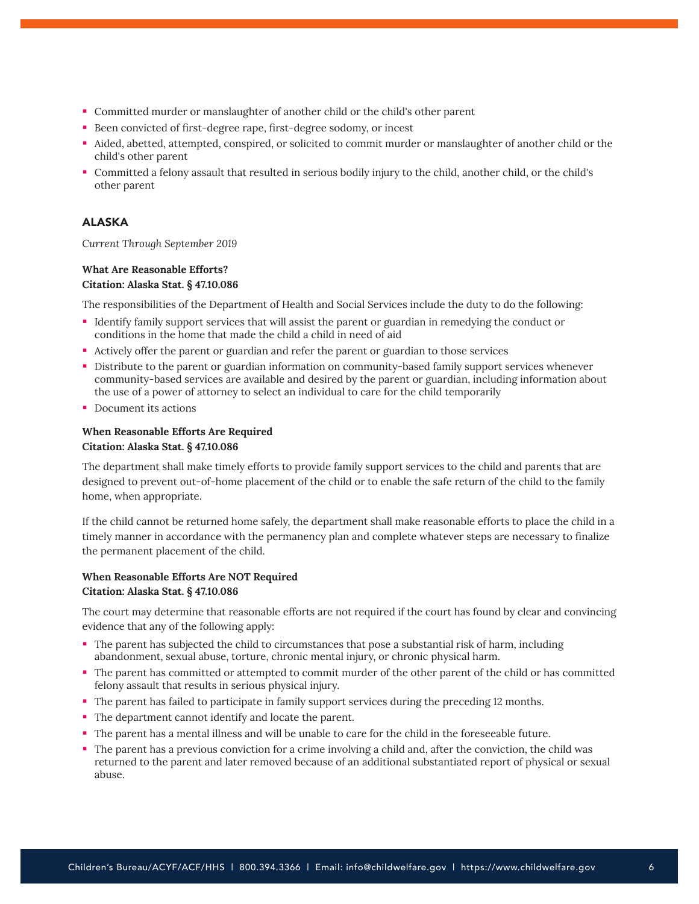- Committed murder or manslaughter of another child or the child's other parent
- Been convicted of first-degree rape, first-degree sodomy, or incest
- Aided, abetted, attempted, conspired, or solicited to commit murder or manslaughter of another child or the child's other parent
- Committed a felony assault that resulted in serious bodily injury to the child, another child, or the child's other parent

## ALASKA

*Current Through September 2019*

**What Are Reasonable Efforts?**
**Citation: Alaska Stat. § 47.10.086**

The responsibilities of the Department of Health and Social Services include the duty to do the following:

- Identify family support services that will assist the parent or guardian in remedying the conduct or conditions in the home that made the child a child in need of aid
- Actively offer the parent or guardian and refer the parent or guardian to those services
- Distribute to the parent or guardian information on community-based family support services whenever community-based services are available and desired by the parent or guardian, including information about the use of a power of attorney to select an individual to care for the child temporarily
- Document its actions

**When Reasonable Efforts Are Required**
**Citation: Alaska Stat. § 47.10.086**

The department shall make timely efforts to provide family support services to the child and parents that are designed to prevent out-of-home placement of the child or to enable the safe return of the child to the family home, when appropriate.

If the child cannot be returned home safely, the department shall make reasonable efforts to place the child in a timely manner in accordance with the permanency plan and complete whatever steps are necessary to finalize the permanent placement of the child.

**When Reasonable Efforts Are NOT Required**
**Citation: Alaska Stat. § 47.10.086**

The court may determine that reasonable efforts are not required if the court has found by clear and convincing evidence that any of the following apply:

- The parent has subjected the child to circumstances that pose a substantial risk of harm, including abandonment, sexual abuse, torture, chronic mental injury, or chronic physical harm.
- The parent has committed or attempted to commit murder of the other parent of the child or has committed felony assault that results in serious physical injury.
- The parent has failed to participate in family support services during the preceding 12 months.
- The department cannot identify and locate the parent.
- The parent has a mental illness and will be unable to care for the child in the foreseeable future.
- The parent has a previous conviction for a crime involving a child and, after the conviction, the child was returned to the parent and later removed because of an additional substantiated report of physical or sexual abuse.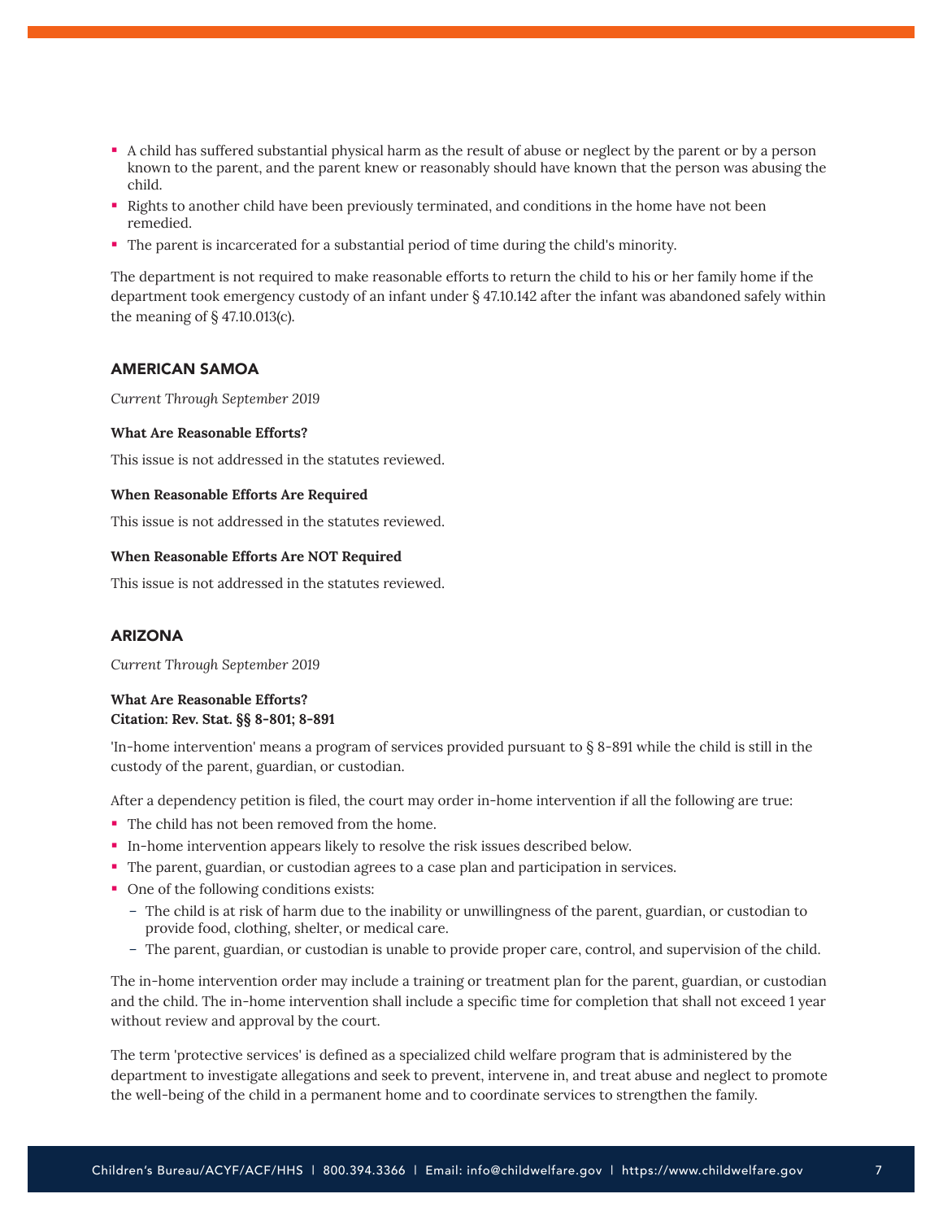- A child has suffered substantial physical harm as the result of abuse or neglect by the parent or by a person known to the parent, and the parent knew or reasonably should have known that the person was abusing the child.
- Rights to another child have been previously terminated, and conditions in the home have not been remedied.
- The parent is incarcerated for a substantial period of time during the child's minority.

The department is not required to make reasonable efforts to return the child to his or her family home if the department took emergency custody of an infant under § 47.10.142 after the infant was abandoned safely within the meaning of § 47.10.013(c).

## AMERICAN SAMOA

*Current Through September 2019*

**What Are Reasonable Efforts?**

This issue is not addressed in the statutes reviewed.

**When Reasonable Efforts Are Required**

This issue is not addressed in the statutes reviewed.

**When Reasonable Efforts Are NOT Required**

This issue is not addressed in the statutes reviewed.

## ARIZONA

*Current Through September 2019*

**What Are Reasonable Efforts?**
**Citation: Rev. Stat. §§ 8-801; 8-891**

'In-home intervention' means a program of services provided pursuant to § 8-891 while the child is still in the custody of the parent, guardian, or custodian.

After a dependency petition is filed, the court may order in-home intervention if all the following are true:

- The child has not been removed from the home.
- In-home intervention appears likely to resolve the risk issues described below.
- The parent, guardian, or custodian agrees to a case plan and participation in services.
- One of the following conditions exists:
  - The child is at risk of harm due to the inability or unwillingness of the parent, guardian, or custodian to provide food, clothing, shelter, or medical care.
  - The parent, guardian, or custodian is unable to provide proper care, control, and supervision of the child.

The in-home intervention order may include a training or treatment plan for the parent, guardian, or custodian and the child. The in-home intervention shall include a specific time for completion that shall not exceed 1 year without review and approval by the court.

The term 'protective services' is defined as a specialized child welfare program that is administered by the department to investigate allegations and seek to prevent, intervene in, and treat abuse and neglect to promote the well-being of the child in a permanent home and to coordinate services to strengthen the family.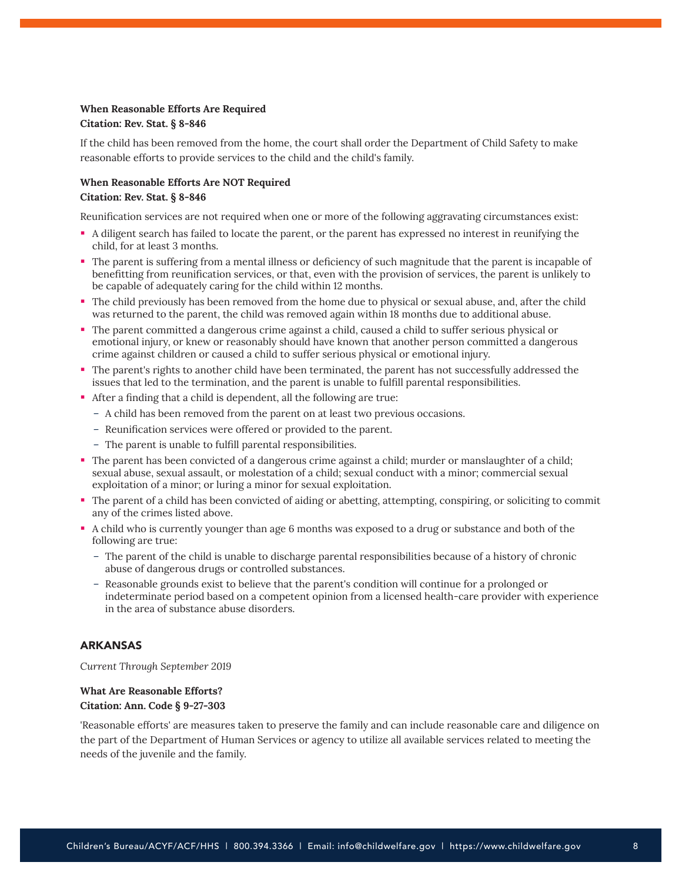**When Reasonable Efforts Are Required**
**Citation: Rev. Stat. § 8-846**

If the child has been removed from the home, the court shall order the Department of Child Safety to make reasonable efforts to provide services to the child and the child's family.

**When Reasonable Efforts Are NOT Required**
**Citation: Rev. Stat. § 8-846**

Reunification services are not required when one or more of the following aggravating circumstances exist:

- A diligent search has failed to locate the parent, or the parent has expressed no interest in reunifying the child, for at least 3 months.
- The parent is suffering from a mental illness or deficiency of such magnitude that the parent is incapable of benefitting from reunification services, or that, even with the provision of services, the parent is unlikely to be capable of adequately caring for the child within 12 months.
- The child previously has been removed from the home due to physical or sexual abuse, and, after the child was returned to the parent, the child was removed again within 18 months due to additional abuse.
- The parent committed a dangerous crime against a child, caused a child to suffer serious physical or emotional injury, or knew or reasonably should have known that another person committed a dangerous crime against children or caused a child to suffer serious physical or emotional injury.
- The parent's rights to another child have been terminated, the parent has not successfully addressed the issues that led to the termination, and the parent is unable to fulfill parental responsibilities.
- After a finding that a child is dependent, all the following are true:
  - A child has been removed from the parent on at least two previous occasions.
  - Reunification services were offered or provided to the parent.
  - The parent is unable to fulfill parental responsibilities.
- The parent has been convicted of a dangerous crime against a child; murder or manslaughter of a child; sexual abuse, sexual assault, or molestation of a child; sexual conduct with a minor; commercial sexual exploitation of a minor; or luring a minor for sexual exploitation.
- The parent of a child has been convicted of aiding or abetting, attempting, conspiring, or soliciting to commit any of the crimes listed above.
- A child who is currently younger than age 6 months was exposed to a drug or substance and both of the following are true:
  - The parent of the child is unable to discharge parental responsibilities because of a history of chronic abuse of dangerous drugs or controlled substances.
  - Reasonable grounds exist to believe that the parent's condition will continue for a prolonged or indeterminate period based on a competent opinion from a licensed health-care provider with experience in the area of substance abuse disorders.

## ARKANSAS

*Current Through September 2019*

**What Are Reasonable Efforts?**
**Citation: Ann. Code § 9-27-303**

'Reasonable efforts' are measures taken to preserve the family and can include reasonable care and diligence on the part of the Department of Human Services or agency to utilize all available services related to meeting the needs of the juvenile and the family.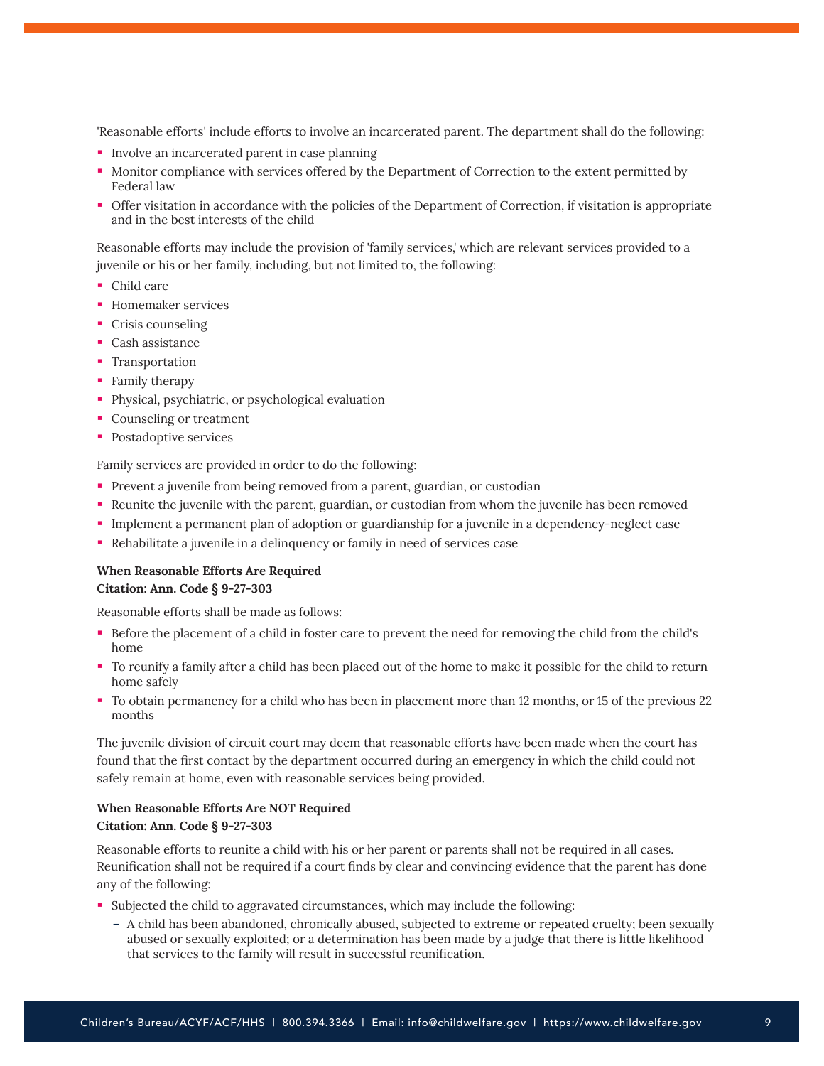'Reasonable efforts' include efforts to involve an incarcerated parent. The department shall do the following:

- Involve an incarcerated parent in case planning
- Monitor compliance with services offered by the Department of Correction to the extent permitted by Federal law
- Offer visitation in accordance with the policies of the Department of Correction, if visitation is appropriate and in the best interests of the child

Reasonable efforts may include the provision of 'family services,' which are relevant services provided to a juvenile or his or her family, including, but not limited to, the following:

- Child care
- Homemaker services
- Crisis counseling
- Cash assistance
- Transportation
- Family therapy
- Physical, psychiatric, or psychological evaluation
- Counseling or treatment
- Postadoptive services

Family services are provided in order to do the following:

- Prevent a juvenile from being removed from a parent, guardian, or custodian
- Reunite the juvenile with the parent, guardian, or custodian from whom the juvenile has been removed
- Implement a permanent plan of adoption or guardianship for a juvenile in a dependency-neglect case
- Rehabilitate a juvenile in a delinquency or family in need of services case

**When Reasonable Efforts Are Required**
**Citation: Ann. Code § 9-27-303**

Reasonable efforts shall be made as follows:

- Before the placement of a child in foster care to prevent the need for removing the child from the child's home
- To reunify a family after a child has been placed out of the home to make it possible for the child to return home safely
- To obtain permanency for a child who has been in placement more than 12 months, or 15 of the previous 22 months

The juvenile division of circuit court may deem that reasonable efforts have been made when the court has found that the first contact by the department occurred during an emergency in which the child could not safely remain at home, even with reasonable services being provided.

**When Reasonable Efforts Are NOT Required**
**Citation: Ann. Code § 9-27-303**

Reasonable efforts to reunite a child with his or her parent or parents shall not be required in all cases. Reunification shall not be required if a court finds by clear and convincing evidence that the parent has done any of the following:

- Subjected the child to aggravated circumstances, which may include the following:
  - A child has been abandoned, chronically abused, subjected to extreme or repeated cruelty; been sexually abused or sexually exploited; or a determination has been made by a judge that there is little likelihood that services to the family will result in successful reunification.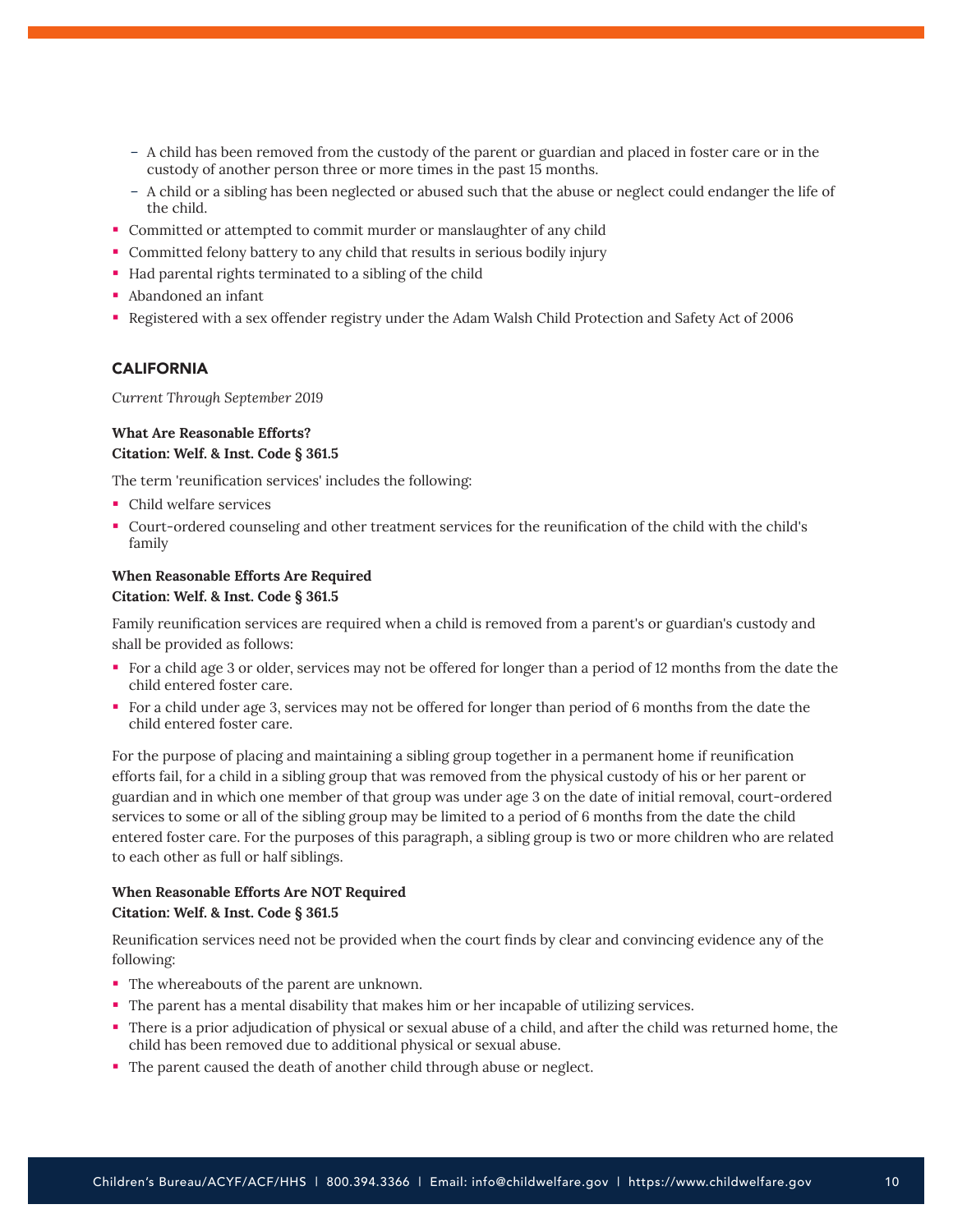- A child has been removed from the custody of the parent or guardian and placed in foster care or in the custody of another person three or more times in the past 15 months.
  - A child or a sibling has been neglected or abused such that the abuse or neglect could endanger the life of the child.
- Committed or attempted to commit murder or manslaughter of any child
- Committed felony battery to any child that results in serious bodily injury
- Had parental rights terminated to a sibling of the child
- Abandoned an infant
- Registered with a sex offender registry under the Adam Walsh Child Protection and Safety Act of 2006

## CALIFORNIA

*Current Through September 2019*

**What Are Reasonable Efforts?**
**Citation: Welf. & Inst. Code § 361.5**

The term 'reunification services' includes the following:

- Child welfare services
- Court-ordered counseling and other treatment services for the reunification of the child with the child's family

**When Reasonable Efforts Are Required**
**Citation: Welf. & Inst. Code § 361.5**

Family reunification services are required when a child is removed from a parent's or guardian's custody and shall be provided as follows:

- For a child age 3 or older, services may not be offered for longer than a period of 12 months from the date the child entered foster care.
- For a child under age 3, services may not be offered for longer than period of 6 months from the date the child entered foster care.

For the purpose of placing and maintaining a sibling group together in a permanent home if reunification efforts fail, for a child in a sibling group that was removed from the physical custody of his or her parent or guardian and in which one member of that group was under age 3 on the date of initial removal, court-ordered services to some or all of the sibling group may be limited to a period of 6 months from the date the child entered foster care. For the purposes of this paragraph, a sibling group is two or more children who are related to each other as full or half siblings.

**When Reasonable Efforts Are NOT Required**
**Citation: Welf. & Inst. Code § 361.5**

Reunification services need not be provided when the court finds by clear and convincing evidence any of the following:

- The whereabouts of the parent are unknown.
- The parent has a mental disability that makes him or her incapable of utilizing services.
- There is a prior adjudication of physical or sexual abuse of a child, and after the child was returned home, the child has been removed due to additional physical or sexual abuse.
- The parent caused the death of another child through abuse or neglect.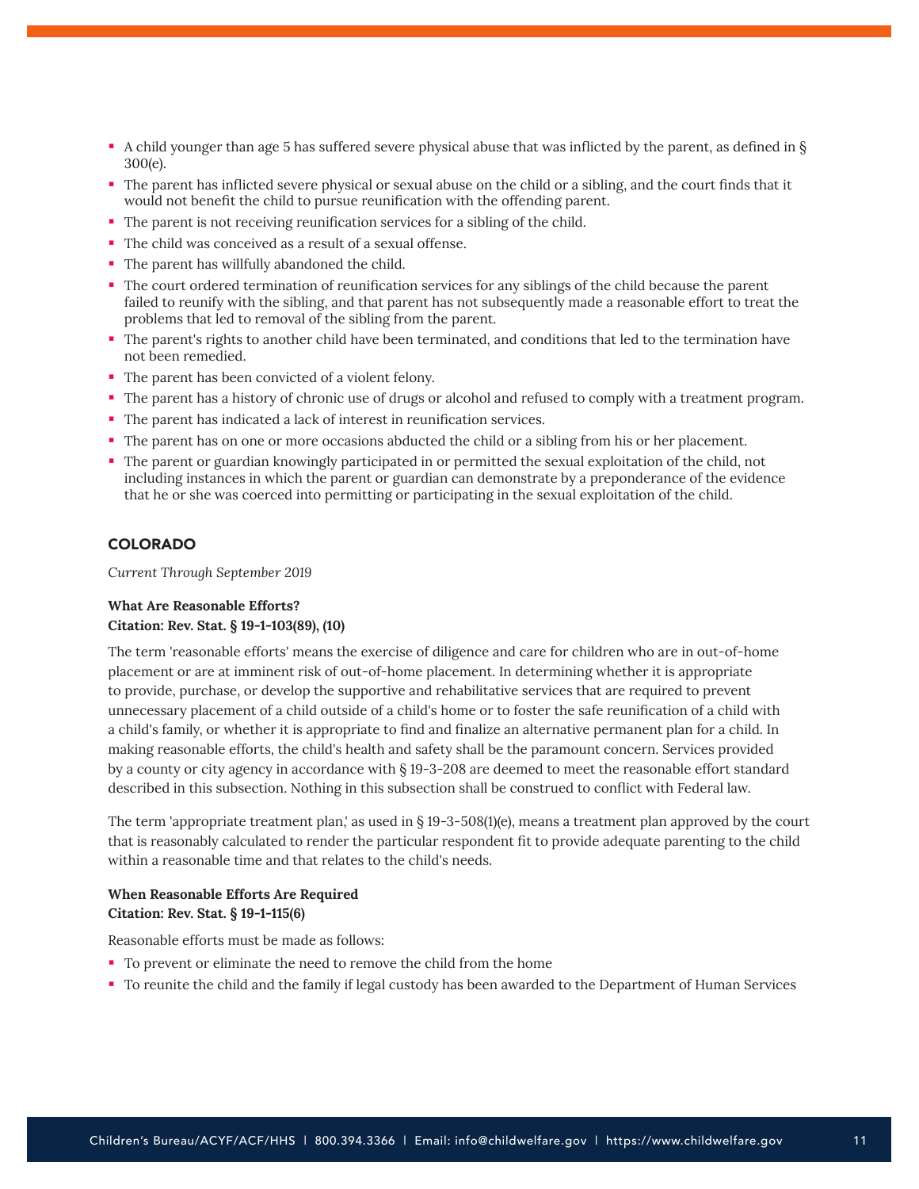- A child younger than age 5 has suffered severe physical abuse that was inflicted by the parent, as defined in § 300(e).
- The parent has inflicted severe physical or sexual abuse on the child or a sibling, and the court finds that it would not benefit the child to pursue reunification with the offending parent.
- The parent is not receiving reunification services for a sibling of the child.
- The child was conceived as a result of a sexual offense.
- The parent has willfully abandoned the child.
- The court ordered termination of reunification services for any siblings of the child because the parent failed to reunify with the sibling, and that parent has not subsequently made a reasonable effort to treat the problems that led to removal of the sibling from the parent.
- The parent's rights to another child have been terminated, and conditions that led to the termination have not been remedied.
- The parent has been convicted of a violent felony.
- The parent has a history of chronic use of drugs or alcohol and refused to comply with a treatment program.
- The parent has indicated a lack of interest in reunification services.
- The parent has on one or more occasions abducted the child or a sibling from his or her placement.
- The parent or guardian knowingly participated in or permitted the sexual exploitation of the child, not including instances in which the parent or guardian can demonstrate by a preponderance of the evidence that he or she was coerced into permitting or participating in the sexual exploitation of the child.

## COLORADO

*Current Through September 2019*

**What Are Reasonable Efforts?**
**Citation: Rev. Stat. § 19-1-103(89), (10)**

The term 'reasonable efforts' means the exercise of diligence and care for children who are in out-of-home placement or are at imminent risk of out-of-home placement. In determining whether it is appropriate to provide, purchase, or develop the supportive and rehabilitative services that are required to prevent unnecessary placement of a child outside of a child's home or to foster the safe reunification of a child with a child's family, or whether it is appropriate to find and finalize an alternative permanent plan for a child. In making reasonable efforts, the child's health and safety shall be the paramount concern. Services provided by a county or city agency in accordance with § 19-3-208 are deemed to meet the reasonable effort standard described in this subsection. Nothing in this subsection shall be construed to conflict with Federal law.

The term 'appropriate treatment plan,' as used in § 19-3-508(1)(e), means a treatment plan approved by the court that is reasonably calculated to render the particular respondent fit to provide adequate parenting to the child within a reasonable time and that relates to the child's needs.

**When Reasonable Efforts Are Required**
**Citation: Rev. Stat. § 19-1-115(6)**

Reasonable efforts must be made as follows:

- To prevent or eliminate the need to remove the child from the home
- To reunite the child and the family if legal custody has been awarded to the Department of Human Services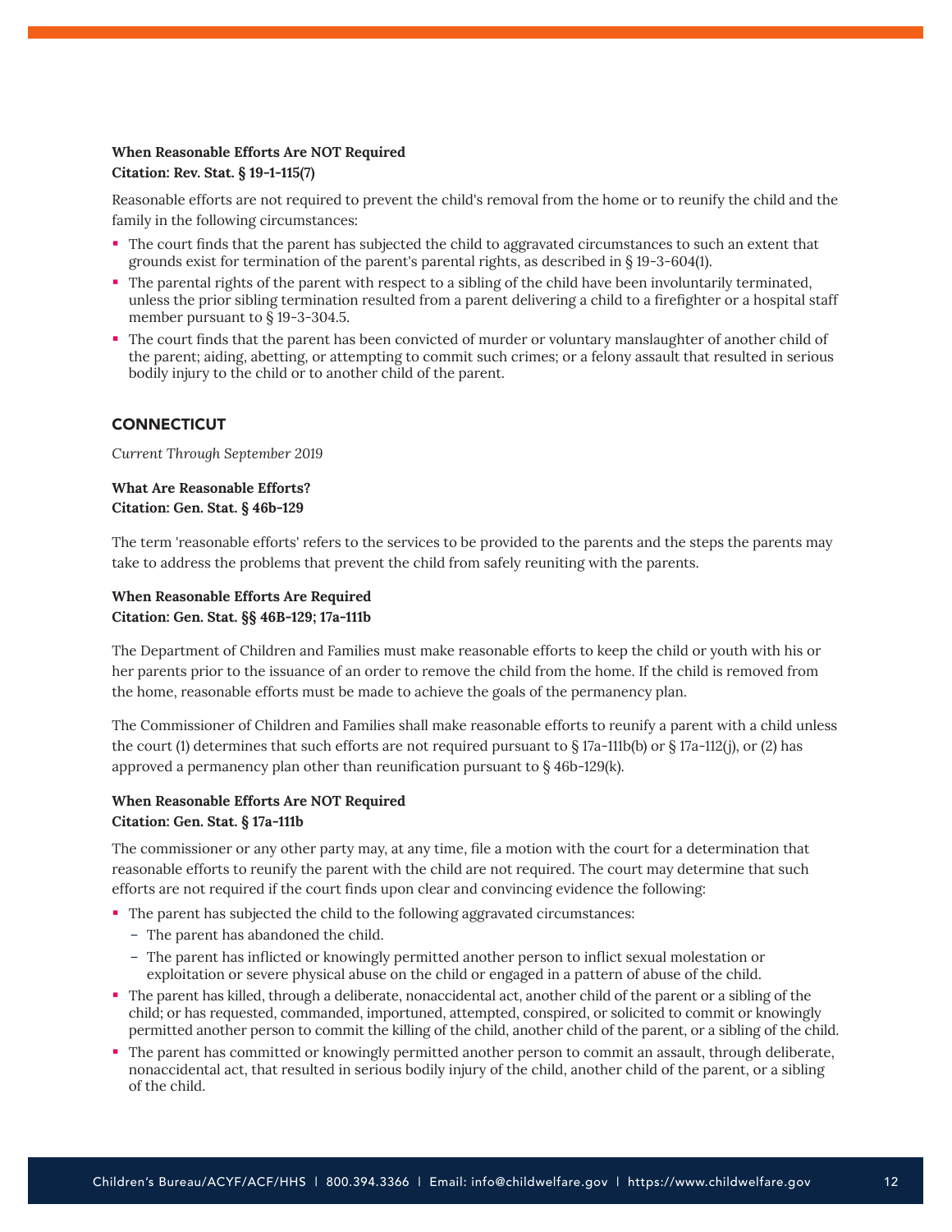**When Reasonable Efforts Are NOT Required**
**Citation: Rev. Stat. § 19-1-115(7)**

Reasonable efforts are not required to prevent the child's removal from the home or to reunify the child and the family in the following circumstances:

- The court finds that the parent has subjected the child to aggravated circumstances to such an extent that grounds exist for termination of the parent's parental rights, as described in § 19-3-604(1).
- The parental rights of the parent with respect to a sibling of the child have been involuntarily terminated, unless the prior sibling termination resulted from a parent delivering a child to a firefighter or a hospital staff member pursuant to § 19-3-304.5.
- The court finds that the parent has been convicted of murder or voluntary manslaughter of another child of the parent; aiding, abetting, or attempting to commit such crimes; or a felony assault that resulted in serious bodily injury to the child or to another child of the parent.

## CONNECTICUT

*Current Through September 2019*

**What Are Reasonable Efforts?**
**Citation: Gen. Stat. § 46b-129**

The term 'reasonable efforts' refers to the services to be provided to the parents and the steps the parents may take to address the problems that prevent the child from safely reuniting with the parents.

**When Reasonable Efforts Are Required**
**Citation: Gen. Stat. §§ 46B-129; 17a-111b**

The Department of Children and Families must make reasonable efforts to keep the child or youth with his or her parents prior to the issuance of an order to remove the child from the home. If the child is removed from the home, reasonable efforts must be made to achieve the goals of the permanency plan.

The Commissioner of Children and Families shall make reasonable efforts to reunify a parent with a child unless the court (1) determines that such efforts are not required pursuant to § 17a-111b(b) or § 17a-112(j), or (2) has approved a permanency plan other than reunification pursuant to § 46b-129(k).

**When Reasonable Efforts Are NOT Required**
**Citation: Gen. Stat. § 17a-111b**

The commissioner or any other party may, at any time, file a motion with the court for a determination that reasonable efforts to reunify the parent with the child are not required. The court may determine that such efforts are not required if the court finds upon clear and convincing evidence the following:

- The parent has subjected the child to the following aggravated circumstances:
  - The parent has abandoned the child.
  - The parent has inflicted or knowingly permitted another person to inflict sexual molestation or exploitation or severe physical abuse on the child or engaged in a pattern of abuse of the child.
- The parent has killed, through a deliberate, nonaccidental act, another child of the parent or a sibling of the child; or has requested, commanded, importuned, attempted, conspired, or solicited to commit or knowingly permitted another person to commit the killing of the child, another child of the parent, or a sibling of the child.
- The parent has committed or knowingly permitted another person to commit an assault, through deliberate, nonaccidental act, that resulted in serious bodily injury of the child, another child of the parent, or a sibling of the child.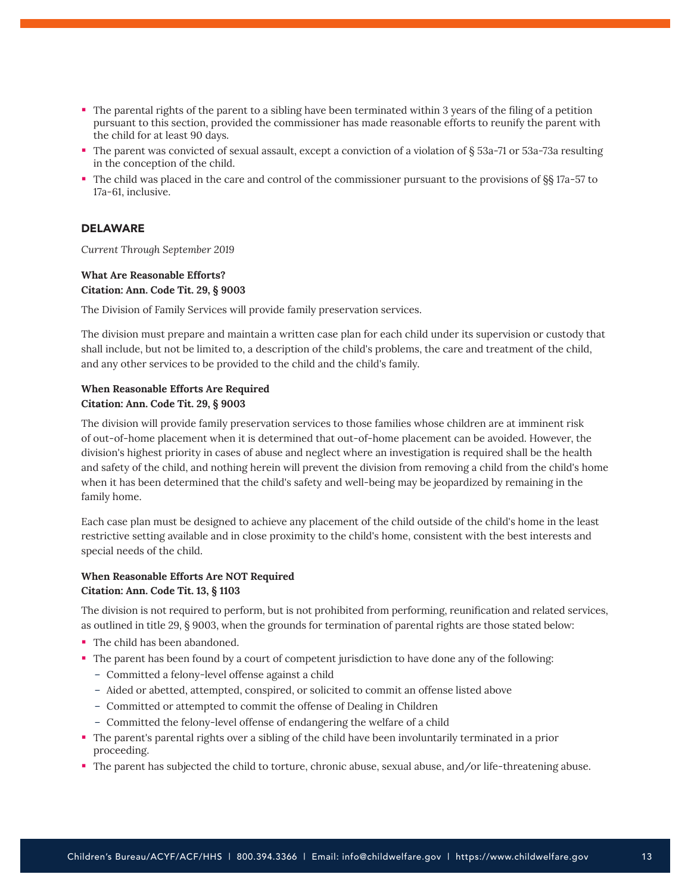- The parental rights of the parent to a sibling have been terminated within 3 years of the filing of a petition pursuant to this section, provided the commissioner has made reasonable efforts to reunify the parent with the child for at least 90 days.
- The parent was convicted of sexual assault, except a conviction of a violation of § 53a-71 or 53a-73a resulting in the conception of the child.
- The child was placed in the care and control of the commissioner pursuant to the provisions of §§ 17a-57 to 17a-61, inclusive.

## DELAWARE

*Current Through September 2019*

**What Are Reasonable Efforts?**
**Citation: Ann. Code Tit. 29, § 9003**

The Division of Family Services will provide family preservation services.

The division must prepare and maintain a written case plan for each child under its supervision or custody that shall include, but not be limited to, a description of the child's problems, the care and treatment of the child, and any other services to be provided to the child and the child's family.

**When Reasonable Efforts Are Required**
**Citation: Ann. Code Tit. 29, § 9003**

The division will provide family preservation services to those families whose children are at imminent risk of out-of-home placement when it is determined that out-of-home placement can be avoided. However, the division's highest priority in cases of abuse and neglect where an investigation is required shall be the health and safety of the child, and nothing herein will prevent the division from removing a child from the child's home when it has been determined that the child's safety and well-being may be jeopardized by remaining in the family home.

Each case plan must be designed to achieve any placement of the child outside of the child's home in the least restrictive setting available and in close proximity to the child's home, consistent with the best interests and special needs of the child.

**When Reasonable Efforts Are NOT Required**
**Citation: Ann. Code Tit. 13, § 1103**

The division is not required to perform, but is not prohibited from performing, reunification and related services, as outlined in title 29, § 9003, when the grounds for termination of parental rights are those stated below:

- The child has been abandoned.
- The parent has been found by a court of competent jurisdiction to have done any of the following:
  - Committed a felony-level offense against a child
  - Aided or abetted, attempted, conspired, or solicited to commit an offense listed above
  - Committed or attempted to commit the offense of Dealing in Children
  - Committed the felony-level offense of endangering the welfare of a child
- The parent's parental rights over a sibling of the child have been involuntarily terminated in a prior proceeding.
- The parent has subjected the child to torture, chronic abuse, sexual abuse, and/or life-threatening abuse.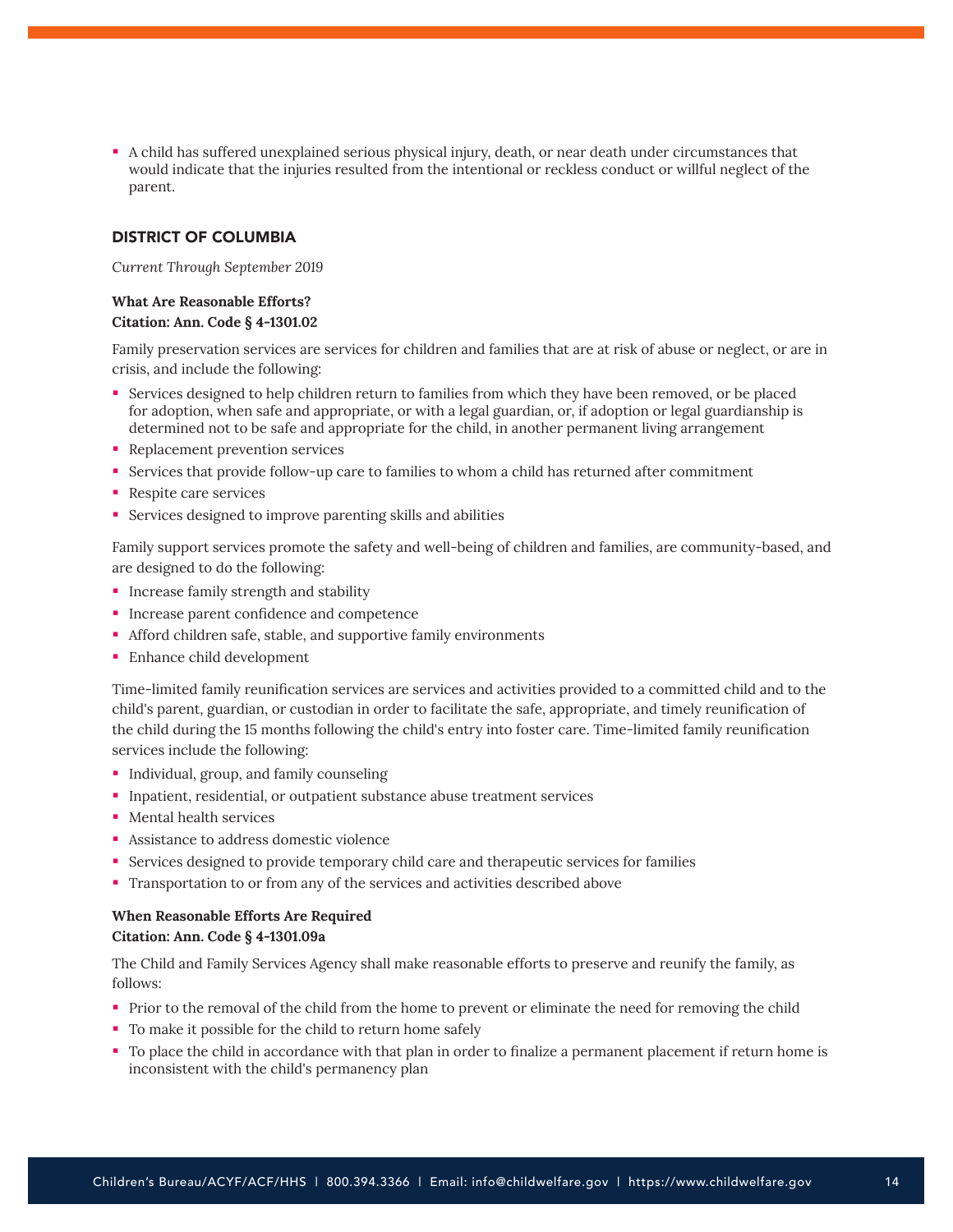- A child has suffered unexplained serious physical injury, death, or near death under circumstances that would indicate that the injuries resulted from the intentional or reckless conduct or willful neglect of the parent.

## DISTRICT OF COLUMBIA

*Current Through September 2019*

**What Are Reasonable Efforts?**
**Citation: Ann. Code § 4-1301.02**

Family preservation services are services for children and families that are at risk of abuse or neglect, or are in crisis, and include the following:

- Services designed to help children return to families from which they have been removed, or be placed for adoption, when safe and appropriate, or with a legal guardian, or, if adoption or legal guardianship is determined not to be safe and appropriate for the child, in another permanent living arrangement
- Replacement prevention services
- Services that provide follow-up care to families to whom a child has returned after commitment
- Respite care services
- Services designed to improve parenting skills and abilities

Family support services promote the safety and well-being of children and families, are community-based, and are designed to do the following:

- Increase family strength and stability
- Increase parent confidence and competence
- Afford children safe, stable, and supportive family environments
- Enhance child development

Time-limited family reunification services are services and activities provided to a committed child and to the child's parent, guardian, or custodian in order to facilitate the safe, appropriate, and timely reunification of the child during the 15 months following the child's entry into foster care. Time-limited family reunification services include the following:

- Individual, group, and family counseling
- Inpatient, residential, or outpatient substance abuse treatment services
- Mental health services
- Assistance to address domestic violence
- Services designed to provide temporary child care and therapeutic services for families
- Transportation to or from any of the services and activities described above

**When Reasonable Efforts Are Required**
**Citation: Ann. Code § 4-1301.09a**

The Child and Family Services Agency shall make reasonable efforts to preserve and reunify the family, as follows:

- Prior to the removal of the child from the home to prevent or eliminate the need for removing the child
- To make it possible for the child to return home safely
- To place the child in accordance with that plan in order to finalize a permanent placement if return home is inconsistent with the child's permanency plan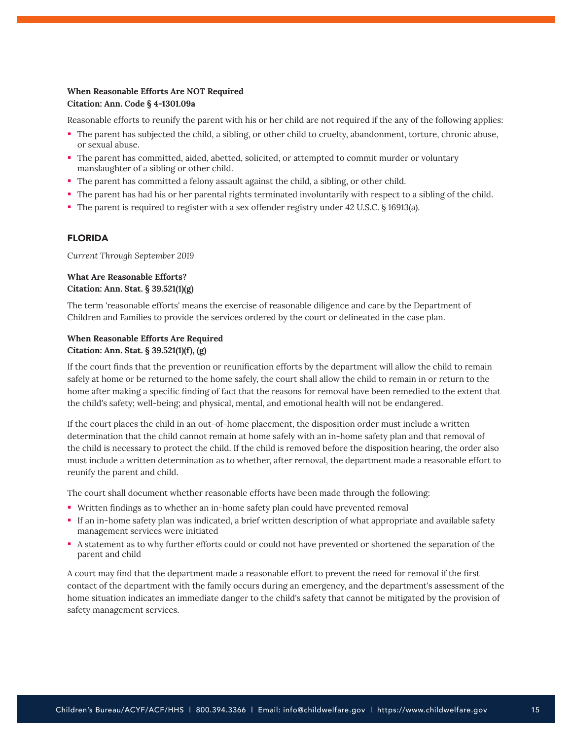**When Reasonable Efforts Are NOT Required**
**Citation: Ann. Code § 4-1301.09a**

Reasonable efforts to reunify the parent with his or her child are not required if the any of the following applies:

- The parent has subjected the child, a sibling, or other child to cruelty, abandonment, torture, chronic abuse, or sexual abuse.
- The parent has committed, aided, abetted, solicited, or attempted to commit murder or voluntary manslaughter of a sibling or other child.
- The parent has committed a felony assault against the child, a sibling, or other child.
- The parent has had his or her parental rights terminated involuntarily with respect to a sibling of the child.
- The parent is required to register with a sex offender registry under 42 U.S.C. § 16913(a).

## FLORIDA

*Current Through September 2019*

**What Are Reasonable Efforts?**
**Citation: Ann. Stat. § 39.521(1)(g)**

The term 'reasonable efforts' means the exercise of reasonable diligence and care by the Department of Children and Families to provide the services ordered by the court or delineated in the case plan.

**When Reasonable Efforts Are Required**
**Citation: Ann. Stat. § 39.521(1)(f), (g)**

If the court finds that the prevention or reunification efforts by the department will allow the child to remain safely at home or be returned to the home safely, the court shall allow the child to remain in or return to the home after making a specific finding of fact that the reasons for removal have been remedied to the extent that the child's safety; well-being; and physical, mental, and emotional health will not be endangered.

If the court places the child in an out-of-home placement, the disposition order must include a written determination that the child cannot remain at home safely with an in-home safety plan and that removal of the child is necessary to protect the child. If the child is removed before the disposition hearing, the order also must include a written determination as to whether, after removal, the department made a reasonable effort to reunify the parent and child.

The court shall document whether reasonable efforts have been made through the following:

- Written findings as to whether an in-home safety plan could have prevented removal
- If an in-home safety plan was indicated, a brief written description of what appropriate and available safety management services were initiated
- A statement as to why further efforts could or could not have prevented or shortened the separation of the parent and child

A court may find that the department made a reasonable effort to prevent the need for removal if the first contact of the department with the family occurs during an emergency, and the department's assessment of the home situation indicates an immediate danger to the child's safety that cannot be mitigated by the provision of safety management services.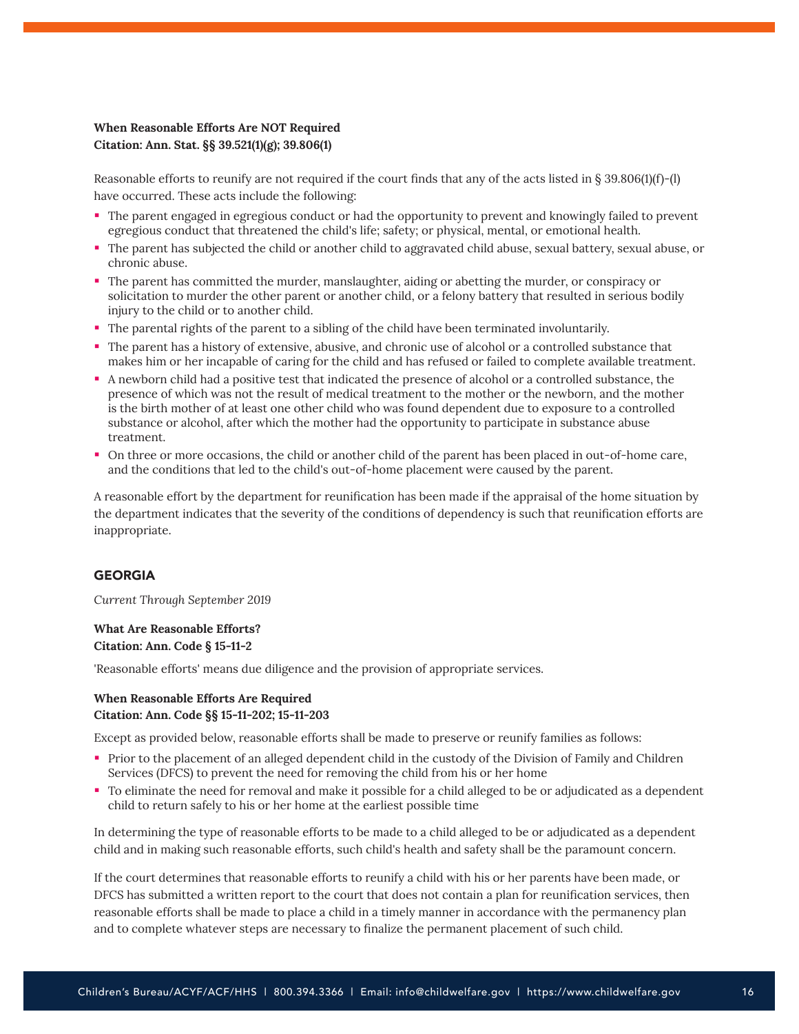**When Reasonable Efforts Are NOT Required**
**Citation: Ann. Stat. §§ 39.521(1)(g); 39.806(1)**

Reasonable efforts to reunify are not required if the court finds that any of the acts listed in § 39.806(1)(f)-(l) have occurred. These acts include the following:

- The parent engaged in egregious conduct or had the opportunity to prevent and knowingly failed to prevent egregious conduct that threatened the child's life; safety; or physical, mental, or emotional health.
- The parent has subjected the child or another child to aggravated child abuse, sexual battery, sexual abuse, or chronic abuse.
- The parent has committed the murder, manslaughter, aiding or abetting the murder, or conspiracy or solicitation to murder the other parent or another child, or a felony battery that resulted in serious bodily injury to the child or to another child.
- The parental rights of the parent to a sibling of the child have been terminated involuntarily.
- The parent has a history of extensive, abusive, and chronic use of alcohol or a controlled substance that makes him or her incapable of caring for the child and has refused or failed to complete available treatment.
- A newborn child had a positive test that indicated the presence of alcohol or a controlled substance, the presence of which was not the result of medical treatment to the mother or the newborn, and the mother is the birth mother of at least one other child who was found dependent due to exposure to a controlled substance or alcohol, after which the mother had the opportunity to participate in substance abuse treatment.
- On three or more occasions, the child or another child of the parent has been placed in out-of-home care, and the conditions that led to the child's out-of-home placement were caused by the parent.

A reasonable effort by the department for reunification has been made if the appraisal of the home situation by the department indicates that the severity of the conditions of dependency is such that reunification efforts are inappropriate.

## GEORGIA

*Current Through September 2019*

**What Are Reasonable Efforts?**
**Citation: Ann. Code § 15-11-2**

'Reasonable efforts' means due diligence and the provision of appropriate services.

**When Reasonable Efforts Are Required**
**Citation: Ann. Code §§ 15-11-202; 15-11-203**

Except as provided below, reasonable efforts shall be made to preserve or reunify families as follows:

- Prior to the placement of an alleged dependent child in the custody of the Division of Family and Children Services (DFCS) to prevent the need for removing the child from his or her home
- To eliminate the need for removal and make it possible for a child alleged to be or adjudicated as a dependent child to return safely to his or her home at the earliest possible time

In determining the type of reasonable efforts to be made to a child alleged to be or adjudicated as a dependent child and in making such reasonable efforts, such child's health and safety shall be the paramount concern.

If the court determines that reasonable efforts to reunify a child with his or her parents have been made, or DFCS has submitted a written report to the court that does not contain a plan for reunification services, then reasonable efforts shall be made to place a child in a timely manner in accordance with the permanency plan and to complete whatever steps are necessary to finalize the permanent placement of such child.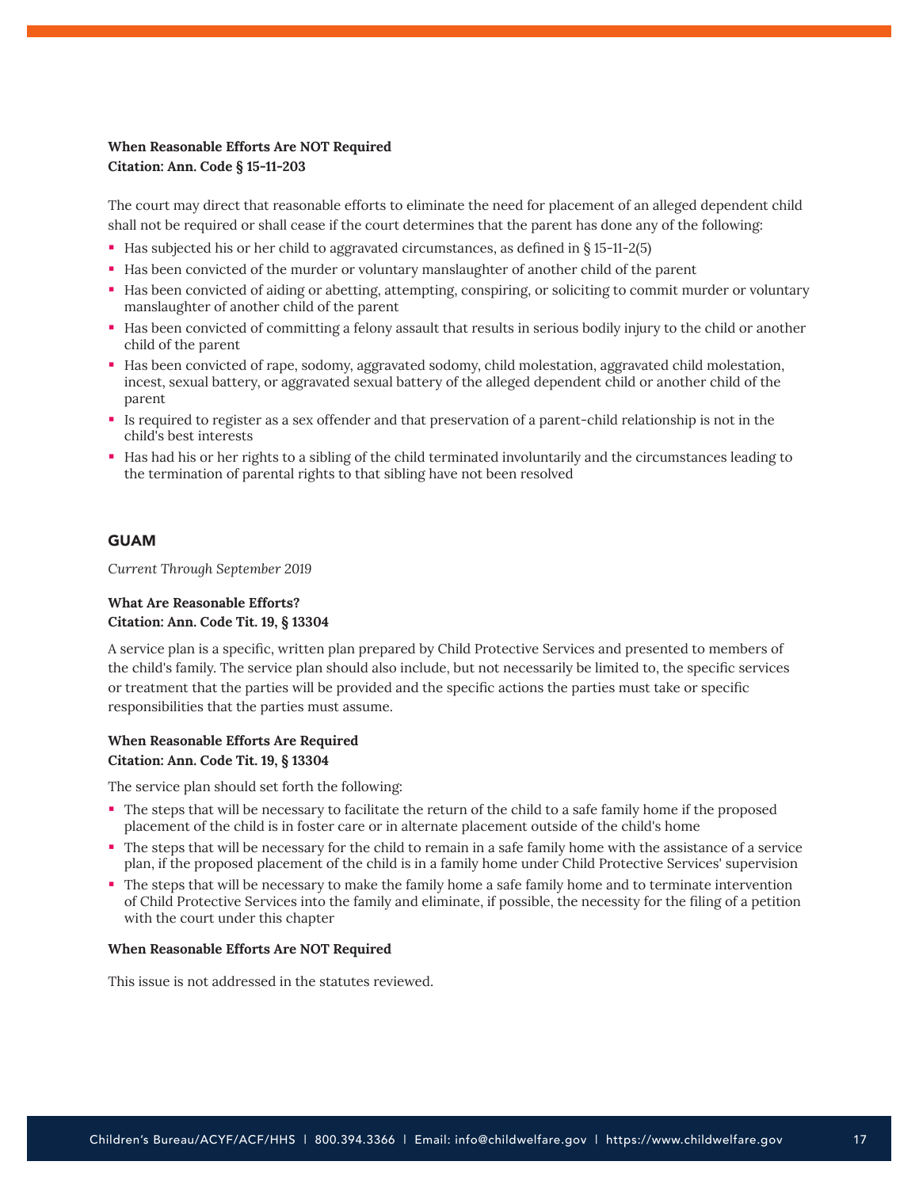**When Reasonable Efforts Are NOT Required**
**Citation: Ann. Code § 15-11-203**

The court may direct that reasonable efforts to eliminate the need for placement of an alleged dependent child shall not be required or shall cease if the court determines that the parent has done any of the following:

- Has subjected his or her child to aggravated circumstances, as defined in § 15-11-2(5)
- Has been convicted of the murder or voluntary manslaughter of another child of the parent
- Has been convicted of aiding or abetting, attempting, conspiring, or soliciting to commit murder or voluntary manslaughter of another child of the parent
- Has been convicted of committing a felony assault that results in serious bodily injury to the child or another child of the parent
- Has been convicted of rape, sodomy, aggravated sodomy, child molestation, aggravated child molestation, incest, sexual battery, or aggravated sexual battery of the alleged dependent child or another child of the parent
- Is required to register as a sex offender and that preservation of a parent-child relationship is not in the child's best interests
- Has had his or her rights to a sibling of the child terminated involuntarily and the circumstances leading to the termination of parental rights to that sibling have not been resolved

## GUAM

*Current Through September 2019*

**What Are Reasonable Efforts?**
**Citation: Ann. Code Tit. 19, § 13304**

A service plan is a specific, written plan prepared by Child Protective Services and presented to members of the child's family. The service plan should also include, but not necessarily be limited to, the specific services or treatment that the parties will be provided and the specific actions the parties must take or specific responsibilities that the parties must assume.

**When Reasonable Efforts Are Required**
**Citation: Ann. Code Tit. 19, § 13304**

The service plan should set forth the following:

- The steps that will be necessary to facilitate the return of the child to a safe family home if the proposed placement of the child is in foster care or in alternate placement outside of the child's home
- The steps that will be necessary for the child to remain in a safe family home with the assistance of a service plan, if the proposed placement of the child is in a family home under Child Protective Services' supervision
- The steps that will be necessary to make the family home a safe family home and to terminate intervention of Child Protective Services into the family and eliminate, if possible, the necessity for the filing of a petition with the court under this chapter

**When Reasonable Efforts Are NOT Required**

This issue is not addressed in the statutes reviewed.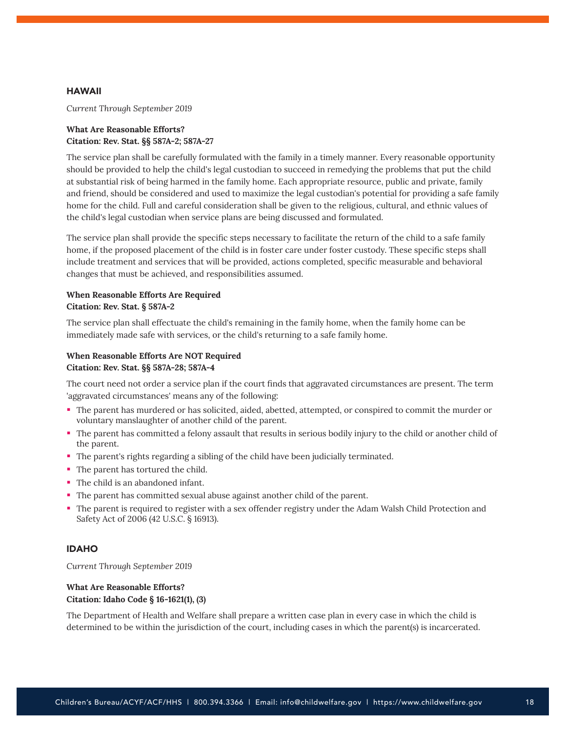## HAWAII

*Current Through September 2019*

**What Are Reasonable Efforts?**
**Citation: Rev. Stat. §§ 587A-2; 587A-27**

The service plan shall be carefully formulated with the family in a timely manner. Every reasonable opportunity should be provided to help the child's legal custodian to succeed in remedying the problems that put the child at substantial risk of being harmed in the family home. Each appropriate resource, public and private, family and friend, should be considered and used to maximize the legal custodian's potential for providing a safe family home for the child. Full and careful consideration shall be given to the religious, cultural, and ethnic values of the child's legal custodian when service plans are being discussed and formulated.

The service plan shall provide the specific steps necessary to facilitate the return of the child to a safe family home, if the proposed placement of the child is in foster care under foster custody. These specific steps shall include treatment and services that will be provided, actions completed, specific measurable and behavioral changes that must be achieved, and responsibilities assumed.

**When Reasonable Efforts Are Required**
**Citation: Rev. Stat. § 587A-2**

The service plan shall effectuate the child's remaining in the family home, when the family home can be immediately made safe with services, or the child's returning to a safe family home.

**When Reasonable Efforts Are NOT Required**
**Citation: Rev. Stat. §§ 587A-28; 587A-4**

The court need not order a service plan if the court finds that aggravated circumstances are present. The term 'aggravated circumstances' means any of the following:

- The parent has murdered or has solicited, aided, abetted, attempted, or conspired to commit the murder or voluntary manslaughter of another child of the parent.
- The parent has committed a felony assault that results in serious bodily injury to the child or another child of the parent.
- The parent's rights regarding a sibling of the child have been judicially terminated.
- The parent has tortured the child.
- The child is an abandoned infant.
- The parent has committed sexual abuse against another child of the parent.
- The parent is required to register with a sex offender registry under the Adam Walsh Child Protection and Safety Act of 2006 (42 U.S.C. § 16913).

## IDAHO

*Current Through September 2019*

**What Are Reasonable Efforts?**
**Citation: Idaho Code § 16-1621(1), (3)**

The Department of Health and Welfare shall prepare a written case plan in every case in which the child is determined to be within the jurisdiction of the court, including cases in which the parent(s) is incarcerated.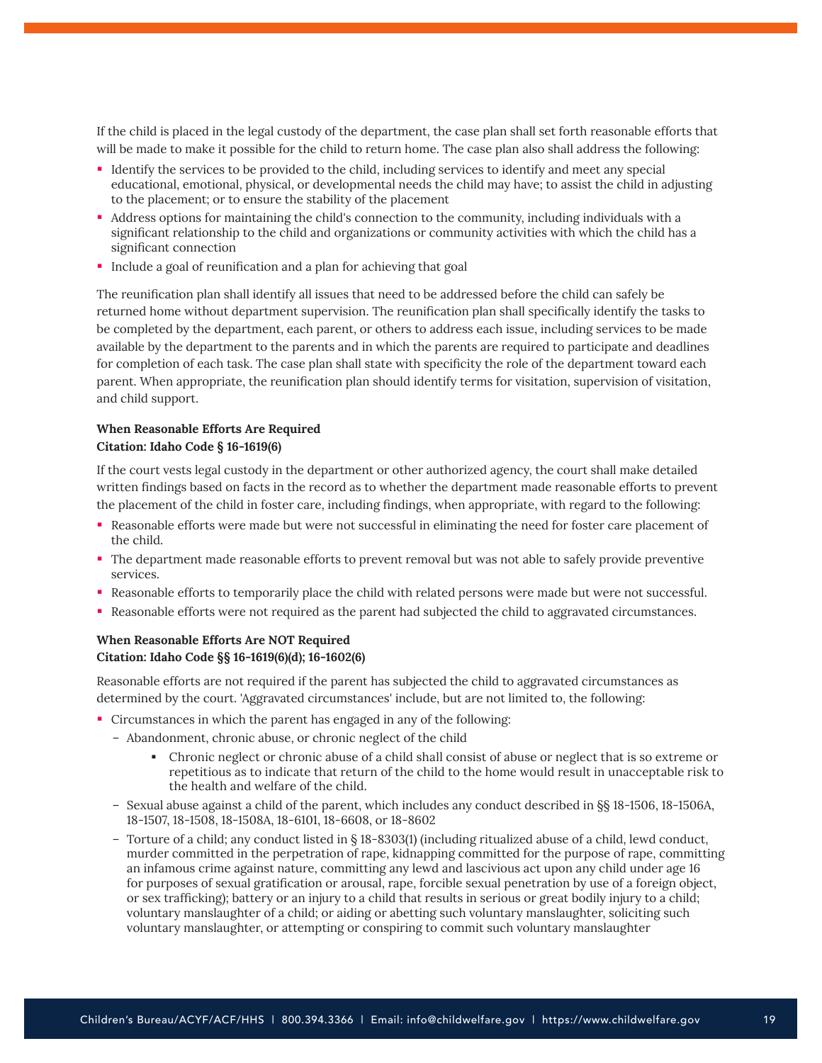If the child is placed in the legal custody of the department, the case plan shall set forth reasonable efforts that will be made to make it possible for the child to return home. The case plan also shall address the following:

- Identify the services to be provided to the child, including services to identify and meet any special educational, emotional, physical, or developmental needs the child may have; to assist the child in adjusting to the placement; or to ensure the stability of the placement
- Address options for maintaining the child's connection to the community, including individuals with a significant relationship to the child and organizations or community activities with which the child has a significant connection
- Include a goal of reunification and a plan for achieving that goal

The reunification plan shall identify all issues that need to be addressed before the child can safely be returned home without department supervision. The reunification plan shall specifically identify the tasks to be completed by the department, each parent, or others to address each issue, including services to be made available by the department to the parents and in which the parents are required to participate and deadlines for completion of each task. The case plan shall state with specificity the role of the department toward each parent. When appropriate, the reunification plan should identify terms for visitation, supervision of visitation, and child support.

**When Reasonable Efforts Are Required**
**Citation: Idaho Code § 16-1619(6)**

If the court vests legal custody in the department or other authorized agency, the court shall make detailed written findings based on facts in the record as to whether the department made reasonable efforts to prevent the placement of the child in foster care, including findings, when appropriate, with regard to the following:

- Reasonable efforts were made but were not successful in eliminating the need for foster care placement of the child.
- The department made reasonable efforts to prevent removal but was not able to safely provide preventive services.
- Reasonable efforts to temporarily place the child with related persons were made but were not successful.
- Reasonable efforts were not required as the parent had subjected the child to aggravated circumstances.

**When Reasonable Efforts Are NOT Required**
**Citation: Idaho Code §§ 16-1619(6)(d); 16-1602(6)**

Reasonable efforts are not required if the parent has subjected the child to aggravated circumstances as determined by the court. 'Aggravated circumstances' include, but are not limited to, the following:

- Circumstances in which the parent has engaged in any of the following:
  - Abandonment, chronic abuse, or chronic neglect of the child
    - Chronic neglect or chronic abuse of a child shall consist of abuse or neglect that is so extreme or repetitious as to indicate that return of the child to the home would result in unacceptable risk to the health and welfare of the child.
  - Sexual abuse against a child of the parent, which includes any conduct described in §§ 18-1506, 18-1506A, 18-1507, 18-1508, 18-1508A, 18-6101, 18-6608, or 18-8602
  - Torture of a child; any conduct listed in § 18-8303(1) (including ritualized abuse of a child, lewd conduct, murder committed in the perpetration of rape, kidnapping committed for the purpose of rape, committing an infamous crime against nature, committing any lewd and lascivious act upon any child under age 16 for purposes of sexual gratification or arousal, rape, forcible sexual penetration by use of a foreign object, or sex trafficking); battery or an injury to a child that results in serious or great bodily injury to a child; voluntary manslaughter of a child; or aiding or abetting such voluntary manslaughter, soliciting such voluntary manslaughter, or attempting or conspiring to commit such voluntary manslaughter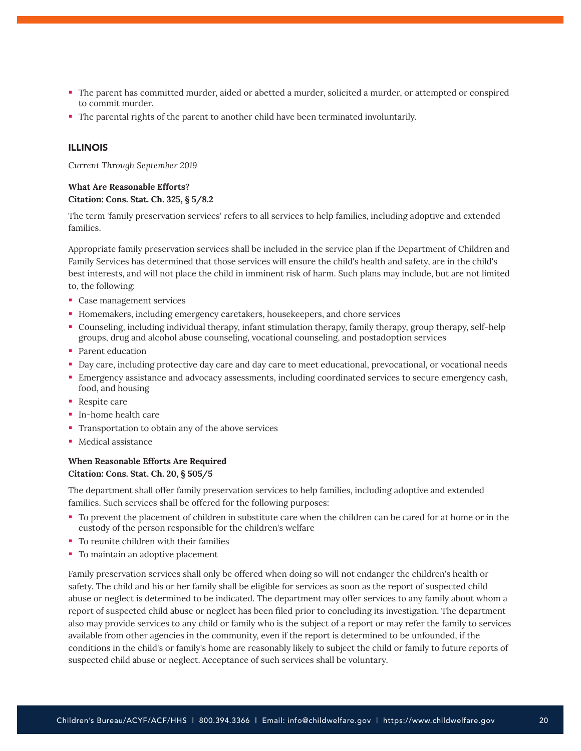- The parent has committed murder, aided or abetted a murder, solicited a murder, or attempted or conspired to commit murder.
- The parental rights of the parent to another child have been terminated involuntarily.

## ILLINOIS

*Current Through September 2019*

**What Are Reasonable Efforts?**
**Citation: Cons. Stat. Ch. 325, § 5/8.2**

The term 'family preservation services' refers to all services to help families, including adoptive and extended families.

Appropriate family preservation services shall be included in the service plan if the Department of Children and Family Services has determined that those services will ensure the child's health and safety, are in the child's best interests, and will not place the child in imminent risk of harm. Such plans may include, but are not limited to, the following:

- Case management services
- Homemakers, including emergency caretakers, housekeepers, and chore services
- Counseling, including individual therapy, infant stimulation therapy, family therapy, group therapy, self-help groups, drug and alcohol abuse counseling, vocational counseling, and postadoption services
- Parent education
- Day care, including protective day care and day care to meet educational, prevocational, or vocational needs
- Emergency assistance and advocacy assessments, including coordinated services to secure emergency cash, food, and housing
- Respite care
- In-home health care
- Transportation to obtain any of the above services
- Medical assistance

**When Reasonable Efforts Are Required**
**Citation: Cons. Stat. Ch. 20, § 505/5**

The department shall offer family preservation services to help families, including adoptive and extended families. Such services shall be offered for the following purposes:

- To prevent the placement of children in substitute care when the children can be cared for at home or in the custody of the person responsible for the children's welfare
- To reunite children with their families
- To maintain an adoptive placement

Family preservation services shall only be offered when doing so will not endanger the children's health or safety. The child and his or her family shall be eligible for services as soon as the report of suspected child abuse or neglect is determined to be indicated. The department may offer services to any family about whom a report of suspected child abuse or neglect has been filed prior to concluding its investigation. The department also may provide services to any child or family who is the subject of a report or may refer the family to services available from other agencies in the community, even if the report is determined to be unfounded, if the conditions in the child's or family's home are reasonably likely to subject the child or family to future reports of suspected child abuse or neglect. Acceptance of such services shall be voluntary.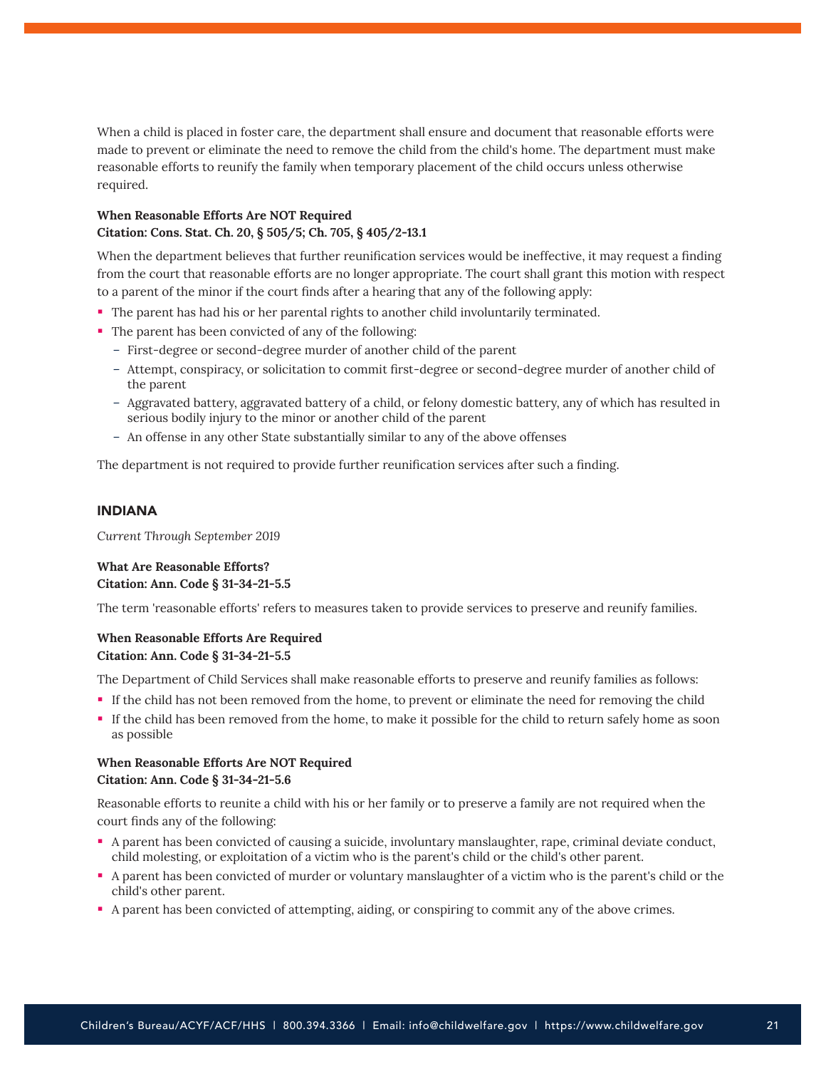When a child is placed in foster care, the department shall ensure and document that reasonable efforts were made to prevent or eliminate the need to remove the child from the child's home. The department must make reasonable efforts to reunify the family when temporary placement of the child occurs unless otherwise required.

**When Reasonable Efforts Are NOT Required**
**Citation: Cons. Stat. Ch. 20, § 505/5; Ch. 705, § 405/2-13.1**

When the department believes that further reunification services would be ineffective, it may request a finding from the court that reasonable efforts are no longer appropriate. The court shall grant this motion with respect to a parent of the minor if the court finds after a hearing that any of the following apply:

- The parent has had his or her parental rights to another child involuntarily terminated.
- The parent has been convicted of any of the following:
  - First-degree or second-degree murder of another child of the parent
  - Attempt, conspiracy, or solicitation to commit first-degree or second-degree murder of another child of the parent
  - Aggravated battery, aggravated battery of a child, or felony domestic battery, any of which has resulted in serious bodily injury to the minor or another child of the parent
  - An offense in any other State substantially similar to any of the above offenses

The department is not required to provide further reunification services after such a finding.

## INDIANA

*Current Through September 2019*

**What Are Reasonable Efforts?**
**Citation: Ann. Code § 31-34-21-5.5**

The term 'reasonable efforts' refers to measures taken to provide services to preserve and reunify families.

**When Reasonable Efforts Are Required**
**Citation: Ann. Code § 31-34-21-5.5**

The Department of Child Services shall make reasonable efforts to preserve and reunify families as follows:

- If the child has not been removed from the home, to prevent or eliminate the need for removing the child
- If the child has been removed from the home, to make it possible for the child to return safely home as soon as possible

**When Reasonable Efforts Are NOT Required**
**Citation: Ann. Code § 31-34-21-5.6**

Reasonable efforts to reunite a child with his or her family or to preserve a family are not required when the court finds any of the following:

- A parent has been convicted of causing a suicide, involuntary manslaughter, rape, criminal deviate conduct, child molesting, or exploitation of a victim who is the parent's child or the child's other parent.
- A parent has been convicted of murder or voluntary manslaughter of a victim who is the parent's child or the child's other parent.
- A parent has been convicted of attempting, aiding, or conspiring to commit any of the above crimes.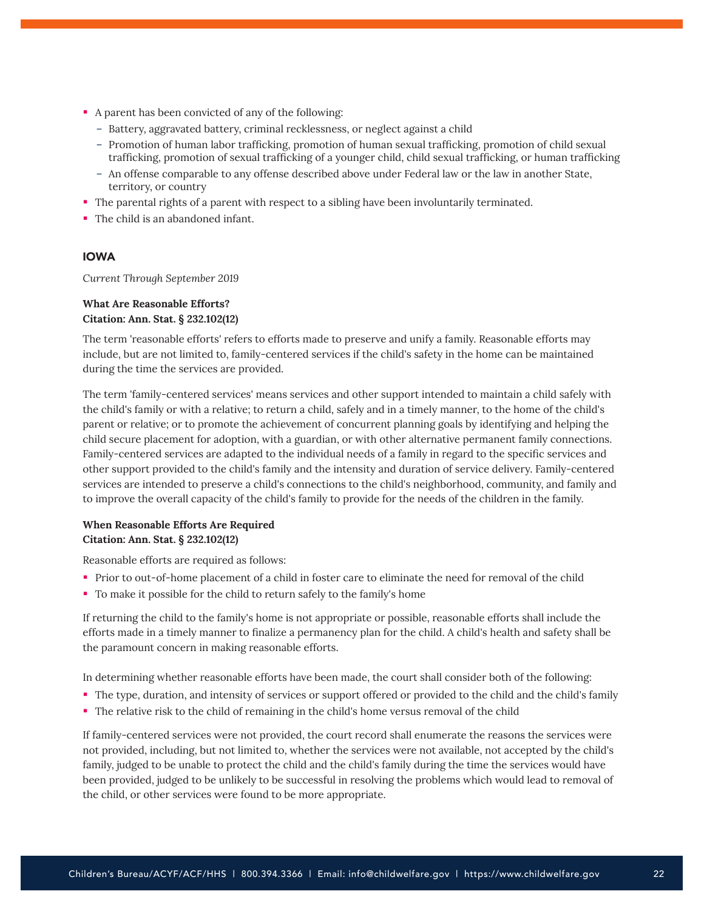- A parent has been convicted of any of the following:
  - Battery, aggravated battery, criminal recklessness, or neglect against a child
  - Promotion of human labor trafficking, promotion of human sexual trafficking, promotion of child sexual trafficking, promotion of sexual trafficking of a younger child, child sexual trafficking, or human trafficking
  - An offense comparable to any offense described above under Federal law or the law in another State, territory, or country
- The parental rights of a parent with respect to a sibling have been involuntarily terminated.
- The child is an abandoned infant.

## IOWA

*Current Through September 2019*

**What Are Reasonable Efforts?**
**Citation: Ann. Stat. § 232.102(12)**

The term 'reasonable efforts' refers to efforts made to preserve and unify a family. Reasonable efforts may include, but are not limited to, family-centered services if the child's safety in the home can be maintained during the time the services are provided.

The term 'family-centered services' means services and other support intended to maintain a child safely with the child's family or with a relative; to return a child, safely and in a timely manner, to the home of the child's parent or relative; or to promote the achievement of concurrent planning goals by identifying and helping the child secure placement for adoption, with a guardian, or with other alternative permanent family connections. Family-centered services are adapted to the individual needs of a family in regard to the specific services and other support provided to the child's family and the intensity and duration of service delivery. Family-centered services are intended to preserve a child's connections to the child's neighborhood, community, and family and to improve the overall capacity of the child's family to provide for the needs of the children in the family.

**When Reasonable Efforts Are Required**
**Citation: Ann. Stat. § 232.102(12)**

Reasonable efforts are required as follows:

- Prior to out-of-home placement of a child in foster care to eliminate the need for removal of the child
- To make it possible for the child to return safely to the family's home

If returning the child to the family's home is not appropriate or possible, reasonable efforts shall include the efforts made in a timely manner to finalize a permanency plan for the child. A child's health and safety shall be the paramount concern in making reasonable efforts.

In determining whether reasonable efforts have been made, the court shall consider both of the following:

- The type, duration, and intensity of services or support offered or provided to the child and the child's family
- The relative risk to the child of remaining in the child's home versus removal of the child

If family-centered services were not provided, the court record shall enumerate the reasons the services were not provided, including, but not limited to, whether the services were not available, not accepted by the child's family, judged to be unable to protect the child and the child's family during the time the services would have been provided, judged to be unlikely to be successful in resolving the problems which would lead to removal of the child, or other services were found to be more appropriate.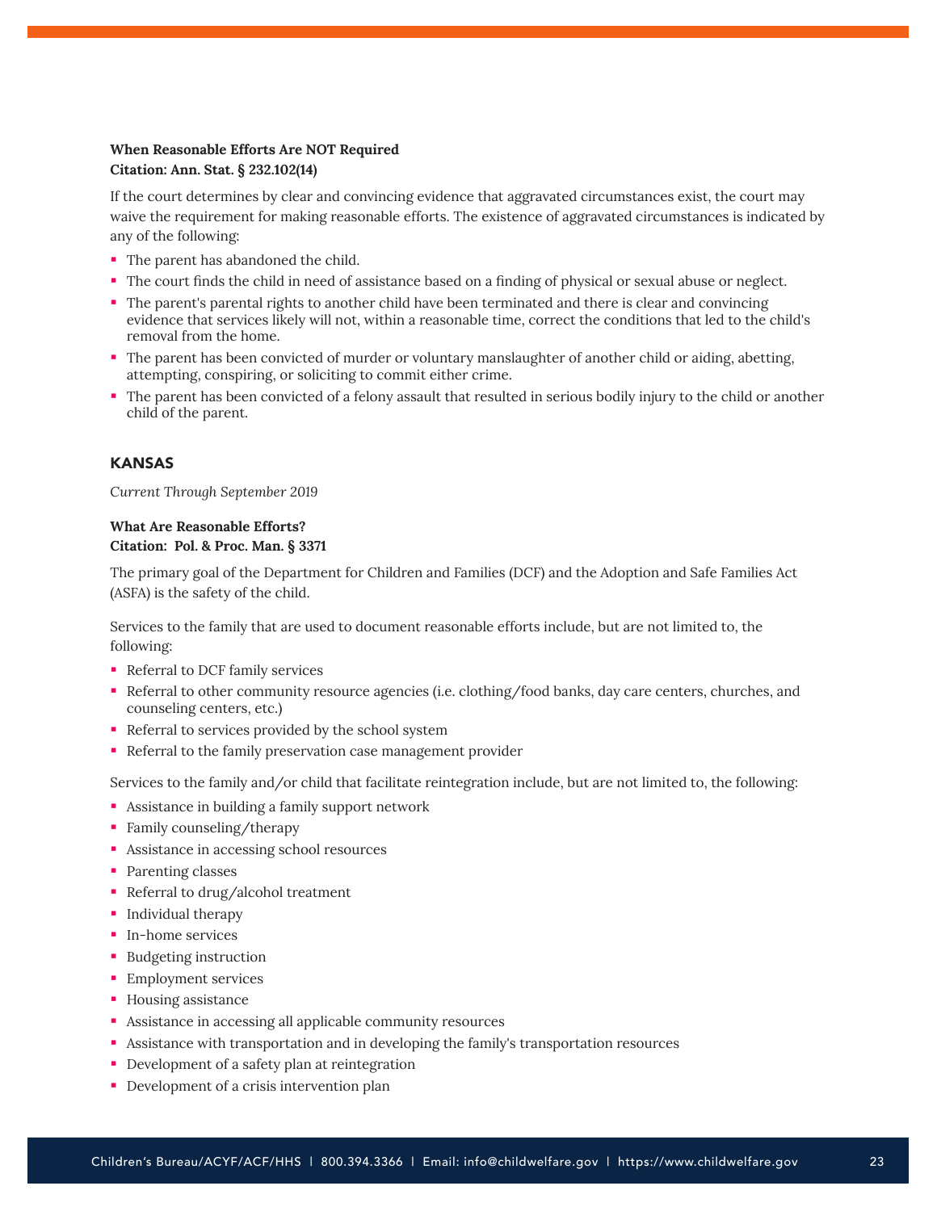**When Reasonable Efforts Are NOT Required**
**Citation: Ann. Stat. § 232.102(14)**

If the court determines by clear and convincing evidence that aggravated circumstances exist, the court may waive the requirement for making reasonable efforts. The existence of aggravated circumstances is indicated by any of the following:

- The parent has abandoned the child.
- The court finds the child in need of assistance based on a finding of physical or sexual abuse or neglect.
- The parent's parental rights to another child have been terminated and there is clear and convincing evidence that services likely will not, within a reasonable time, correct the conditions that led to the child's removal from the home.
- The parent has been convicted of murder or voluntary manslaughter of another child or aiding, abetting, attempting, conspiring, or soliciting to commit either crime.
- The parent has been convicted of a felony assault that resulted in serious bodily injury to the child or another child of the parent.

## KANSAS

*Current Through September 2019*

**What Are Reasonable Efforts?**
**Citation: Pol. & Proc. Man. § 3371**

The primary goal of the Department for Children and Families (DCF) and the Adoption and Safe Families Act (ASFA) is the safety of the child.

Services to the family that are used to document reasonable efforts include, but are not limited to, the following:

- Referral to DCF family services
- Referral to other community resource agencies (i.e. clothing/food banks, day care centers, churches, and counseling centers, etc.)
- Referral to services provided by the school system
- Referral to the family preservation case management provider

Services to the family and/or child that facilitate reintegration include, but are not limited to, the following:

- Assistance in building a family support network
- Family counseling/therapy
- Assistance in accessing school resources
- Parenting classes
- Referral to drug/alcohol treatment
- Individual therapy
- In-home services
- Budgeting instruction
- Employment services
- Housing assistance
- Assistance in accessing all applicable community resources
- Assistance with transportation and in developing the family's transportation resources
- Development of a safety plan at reintegration
- Development of a crisis intervention plan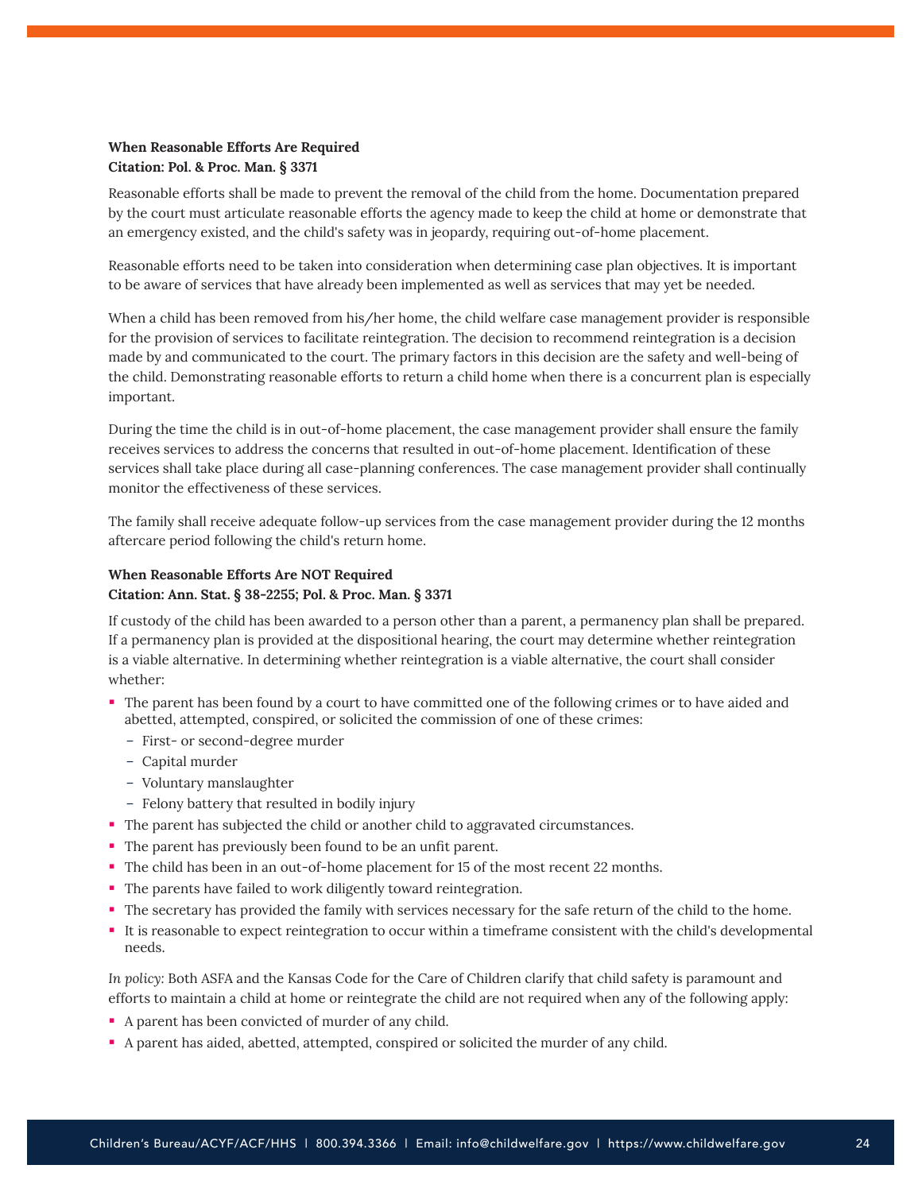**When Reasonable Efforts Are Required**
**Citation: Pol. & Proc. Man. § 3371**

Reasonable efforts shall be made to prevent the removal of the child from the home. Documentation prepared by the court must articulate reasonable efforts the agency made to keep the child at home or demonstrate that an emergency existed, and the child's safety was in jeopardy, requiring out-of-home placement.

Reasonable efforts need to be taken into consideration when determining case plan objectives. It is important to be aware of services that have already been implemented as well as services that may yet be needed.

When a child has been removed from his/her home, the child welfare case management provider is responsible for the provision of services to facilitate reintegration. The decision to recommend reintegration is a decision made by and communicated to the court. The primary factors in this decision are the safety and well-being of the child. Demonstrating reasonable efforts to return a child home when there is a concurrent plan is especially important.

During the time the child is in out-of-home placement, the case management provider shall ensure the family receives services to address the concerns that resulted in out-of-home placement. Identification of these services shall take place during all case-planning conferences. The case management provider shall continually monitor the effectiveness of these services.

The family shall receive adequate follow-up services from the case management provider during the 12 months aftercare period following the child's return home.

**When Reasonable Efforts Are NOT Required**
**Citation: Ann. Stat. § 38-2255; Pol. & Proc. Man. § 3371**

If custody of the child has been awarded to a person other than a parent, a permanency plan shall be prepared. If a permanency plan is provided at the dispositional hearing, the court may determine whether reintegration is a viable alternative. In determining whether reintegration is a viable alternative, the court shall consider whether:

- The parent has been found by a court to have committed one of the following crimes or to have aided and abetted, attempted, conspired, or solicited the commission of one of these crimes:
  - First- or second-degree murder
  - Capital murder
  - Voluntary manslaughter
  - Felony battery that resulted in bodily injury
- The parent has subjected the child or another child to aggravated circumstances.
- The parent has previously been found to be an unfit parent.
- The child has been in an out-of-home placement for 15 of the most recent 22 months.
- The parents have failed to work diligently toward reintegration.
- The secretary has provided the family with services necessary for the safe return of the child to the home.
- It is reasonable to expect reintegration to occur within a timeframe consistent with the child's developmental needs.

*In policy:* Both ASFA and the Kansas Code for the Care of Children clarify that child safety is paramount and efforts to maintain a child at home or reintegrate the child are not required when any of the following apply:

- A parent has been convicted of murder of any child.
- A parent has aided, abetted, attempted, conspired or solicited the murder of any child.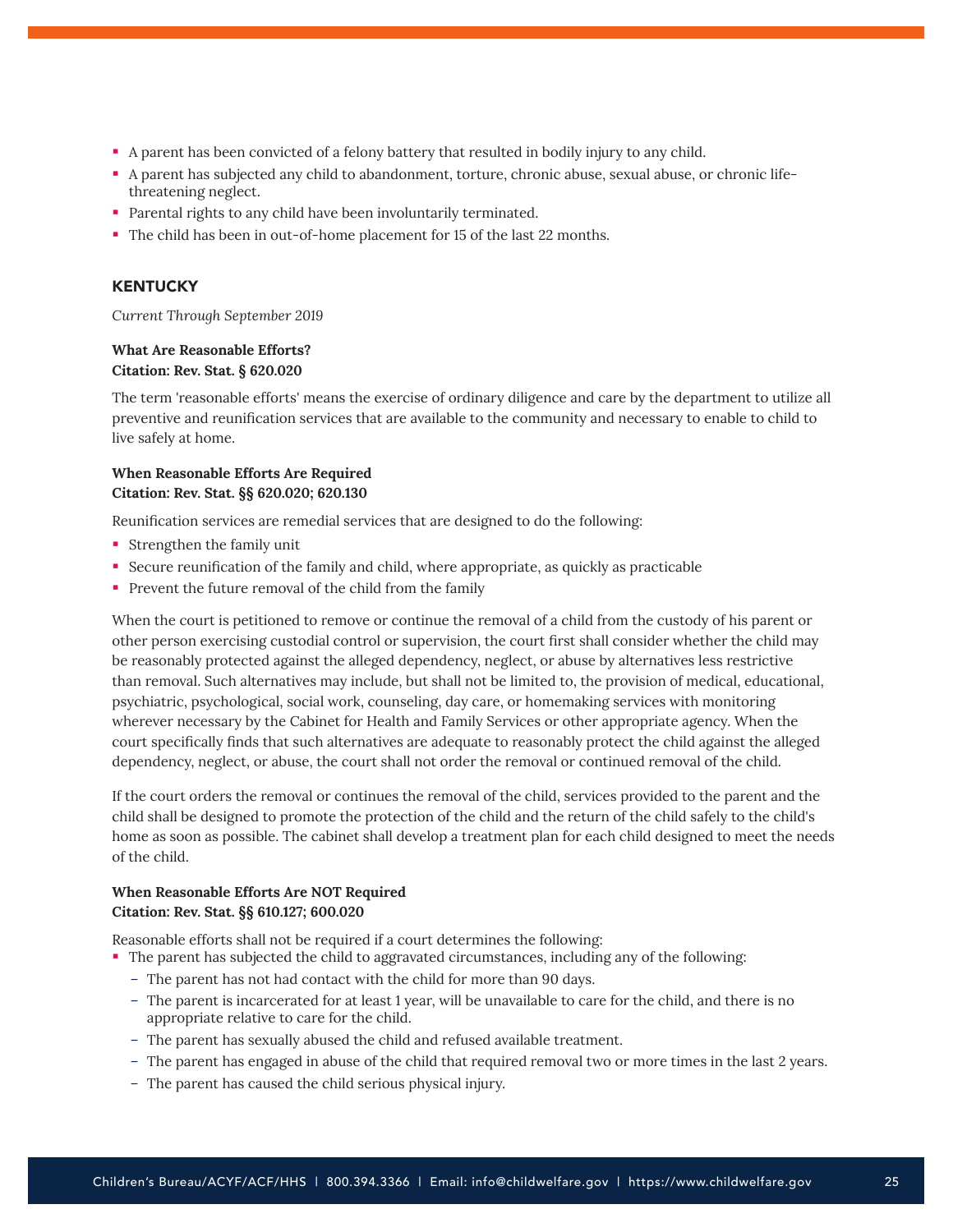- A parent has been convicted of a felony battery that resulted in bodily injury to any child.
- A parent has subjected any child to abandonment, torture, chronic abuse, sexual abuse, or chronic life-threatening neglect.
- Parental rights to any child have been involuntarily terminated.
- The child has been in out-of-home placement for 15 of the last 22 months.

## KENTUCKY

*Current Through September 2019*

**What Are Reasonable Efforts?**
**Citation: Rev. Stat. § 620.020**

The term 'reasonable efforts' means the exercise of ordinary diligence and care by the department to utilize all preventive and reunification services that are available to the community and necessary to enable to child to live safely at home.

**When Reasonable Efforts Are Required**
**Citation: Rev. Stat. §§ 620.020; 620.130**

Reunification services are remedial services that are designed to do the following:

- Strengthen the family unit
- Secure reunification of the family and child, where appropriate, as quickly as practicable
- Prevent the future removal of the child from the family

When the court is petitioned to remove or continue the removal of a child from the custody of his parent or other person exercising custodial control or supervision, the court first shall consider whether the child may be reasonably protected against the alleged dependency, neglect, or abuse by alternatives less restrictive than removal. Such alternatives may include, but shall not be limited to, the provision of medical, educational, psychiatric, psychological, social work, counseling, day care, or homemaking services with monitoring wherever necessary by the Cabinet for Health and Family Services or other appropriate agency. When the court specifically finds that such alternatives are adequate to reasonably protect the child against the alleged dependency, neglect, or abuse, the court shall not order the removal or continued removal of the child.

If the court orders the removal or continues the removal of the child, services provided to the parent and the child shall be designed to promote the protection of the child and the return of the child safely to the child's home as soon as possible. The cabinet shall develop a treatment plan for each child designed to meet the needs of the child.

**When Reasonable Efforts Are NOT Required**
**Citation: Rev. Stat. §§ 610.127; 600.020**

Reasonable efforts shall not be required if a court determines the following:

- The parent has subjected the child to aggravated circumstances, including any of the following:
  - The parent has not had contact with the child for more than 90 days.
  - The parent is incarcerated for at least 1 year, will be unavailable to care for the child, and there is no appropriate relative to care for the child.
  - The parent has sexually abused the child and refused available treatment.
  - The parent has engaged in abuse of the child that required removal two or more times in the last 2 years.
  - The parent has caused the child serious physical injury.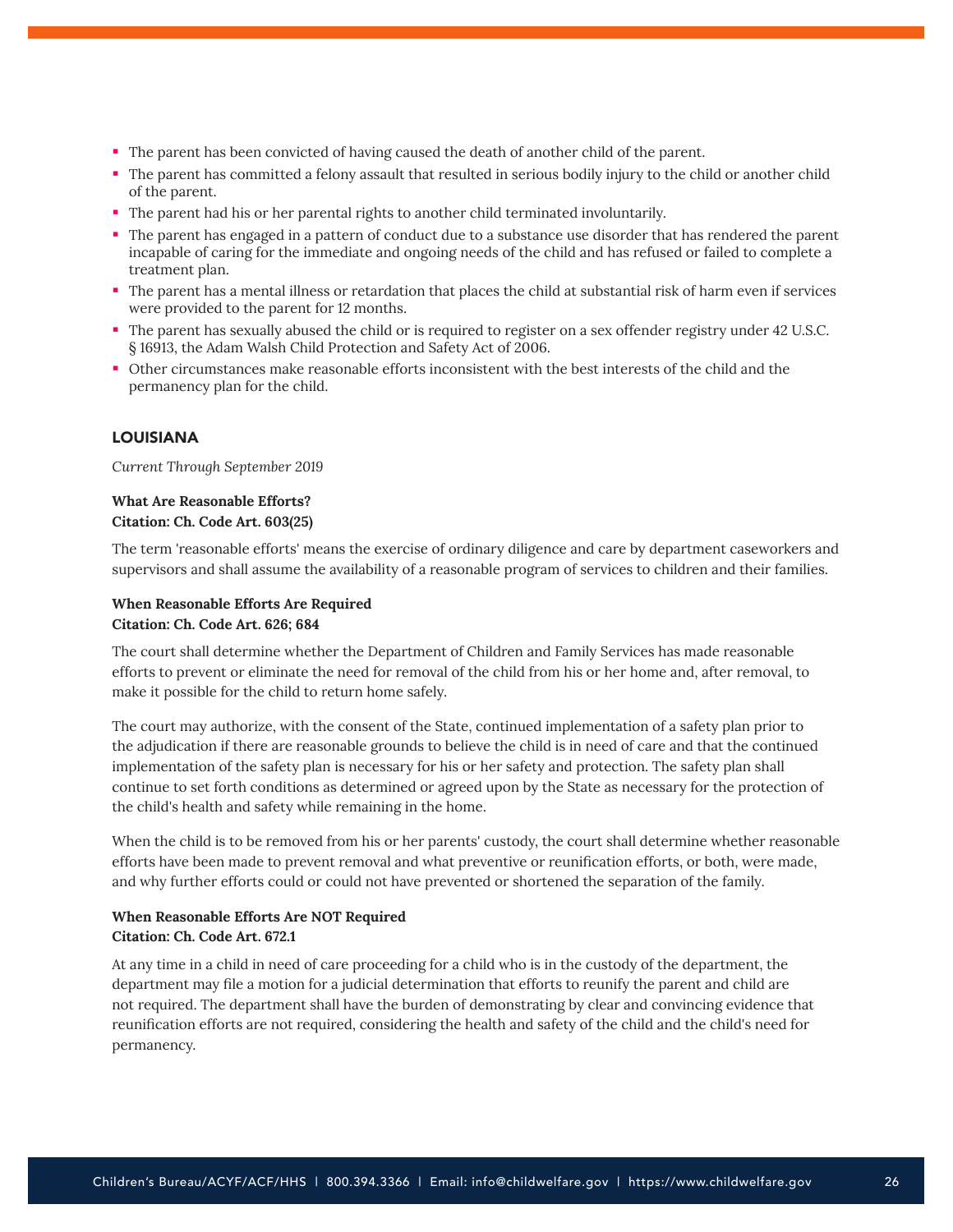- The parent has been convicted of having caused the death of another child of the parent.
- The parent has committed a felony assault that resulted in serious bodily injury to the child or another child of the parent.
- The parent had his or her parental rights to another child terminated involuntarily.
- The parent has engaged in a pattern of conduct due to a substance use disorder that has rendered the parent incapable of caring for the immediate and ongoing needs of the child and has refused or failed to complete a treatment plan.
- The parent has a mental illness or retardation that places the child at substantial risk of harm even if services were provided to the parent for 12 months.
- The parent has sexually abused the child or is required to register on a sex offender registry under 42 U.S.C. § 16913, the Adam Walsh Child Protection and Safety Act of 2006.
- Other circumstances make reasonable efforts inconsistent with the best interests of the child and the permanency plan for the child.

## LOUISIANA

*Current Through September 2019*

**What Are Reasonable Efforts?**
**Citation: Ch. Code Art. 603(25)**

The term 'reasonable efforts' means the exercise of ordinary diligence and care by department caseworkers and supervisors and shall assume the availability of a reasonable program of services to children and their families.

**When Reasonable Efforts Are Required**
**Citation: Ch. Code Art. 626; 684**

The court shall determine whether the Department of Children and Family Services has made reasonable efforts to prevent or eliminate the need for removal of the child from his or her home and, after removal, to make it possible for the child to return home safely.

The court may authorize, with the consent of the State, continued implementation of a safety plan prior to the adjudication if there are reasonable grounds to believe the child is in need of care and that the continued implementation of the safety plan is necessary for his or her safety and protection. The safety plan shall continue to set forth conditions as determined or agreed upon by the State as necessary for the protection of the child's health and safety while remaining in the home.

When the child is to be removed from his or her parents' custody, the court shall determine whether reasonable efforts have been made to prevent removal and what preventive or reunification efforts, or both, were made, and why further efforts could or could not have prevented or shortened the separation of the family.

**When Reasonable Efforts Are NOT Required**
**Citation: Ch. Code Art. 672.1**

At any time in a child in need of care proceeding for a child who is in the custody of the department, the department may file a motion for a judicial determination that efforts to reunify the parent and child are not required. The department shall have the burden of demonstrating by clear and convincing evidence that reunification efforts are not required, considering the health and safety of the child and the child's need for permanency.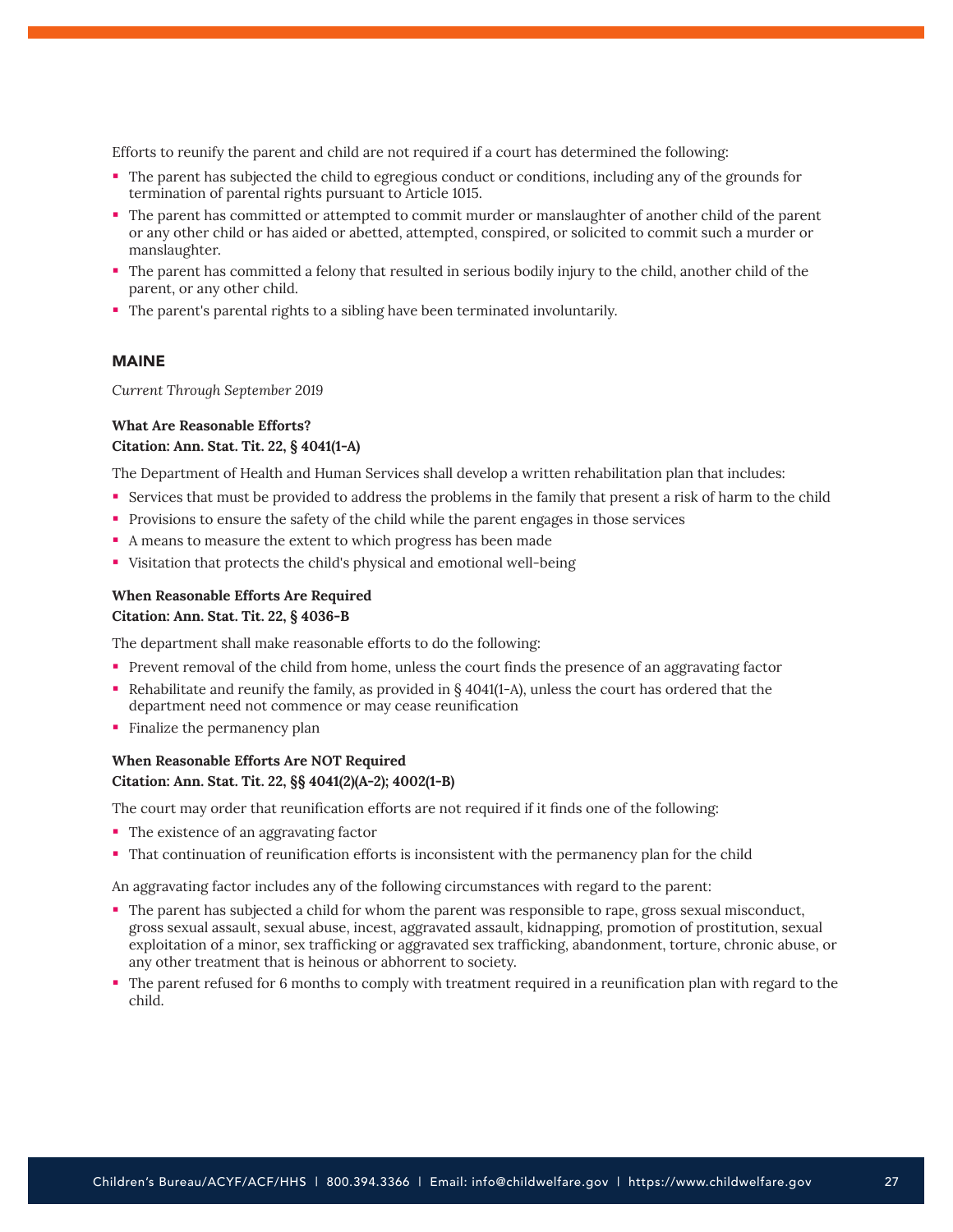Efforts to reunify the parent and child are not required if a court has determined the following:

- The parent has subjected the child to egregious conduct or conditions, including any of the grounds for termination of parental rights pursuant to Article 1015.
- The parent has committed or attempted to commit murder or manslaughter of another child of the parent or any other child or has aided or abetted, attempted, conspired, or solicited to commit such a murder or manslaughter.
- The parent has committed a felony that resulted in serious bodily injury to the child, another child of the parent, or any other child.
- The parent's parental rights to a sibling have been terminated involuntarily.

## MAINE

*Current Through September 2019*

**What Are Reasonable Efforts?**
**Citation: Ann. Stat. Tit. 22, § 4041(1-A)**

The Department of Health and Human Services shall develop a written rehabilitation plan that includes:

- Services that must be provided to address the problems in the family that present a risk of harm to the child
- Provisions to ensure the safety of the child while the parent engages in those services
- A means to measure the extent to which progress has been made
- Visitation that protects the child's physical and emotional well-being

**When Reasonable Efforts Are Required**
**Citation: Ann. Stat. Tit. 22, § 4036-B**

The department shall make reasonable efforts to do the following:

- Prevent removal of the child from home, unless the court finds the presence of an aggravating factor
- Rehabilitate and reunify the family, as provided in § 4041(1-A), unless the court has ordered that the department need not commence or may cease reunification
- Finalize the permanency plan

**When Reasonable Efforts Are NOT Required**
**Citation: Ann. Stat. Tit. 22, §§ 4041(2)(A-2); 4002(1-B)**

The court may order that reunification efforts are not required if it finds one of the following:

- The existence of an aggravating factor
- That continuation of reunification efforts is inconsistent with the permanency plan for the child

An aggravating factor includes any of the following circumstances with regard to the parent:

- The parent has subjected a child for whom the parent was responsible to rape, gross sexual misconduct, gross sexual assault, sexual abuse, incest, aggravated assault, kidnapping, promotion of prostitution, sexual exploitation of a minor, sex trafficking or aggravated sex trafficking, abandonment, torture, chronic abuse, or any other treatment that is heinous or abhorrent to society.
- The parent refused for 6 months to comply with treatment required in a reunification plan with regard to the child.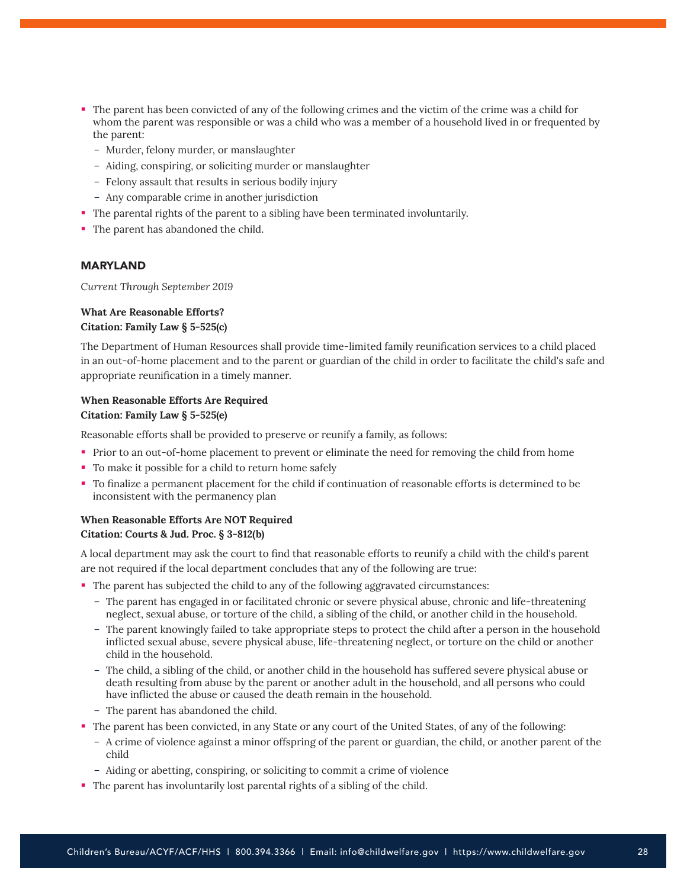- The parent has been convicted of any of the following crimes and the victim of the crime was a child for whom the parent was responsible or was a child who was a member of a household lived in or frequented by the parent:
  - Murder, felony murder, or manslaughter
  - Aiding, conspiring, or soliciting murder or manslaughter
  - Felony assault that results in serious bodily injury
  - Any comparable crime in another jurisdiction
- The parental rights of the parent to a sibling have been terminated involuntarily.
- The parent has abandoned the child.

## MARYLAND

*Current Through September 2019*

**What Are Reasonable Efforts?**
**Citation: Family Law § 5-525(c)**

The Department of Human Resources shall provide time-limited family reunification services to a child placed in an out-of-home placement and to the parent or guardian of the child in order to facilitate the child's safe and appropriate reunification in a timely manner.

**When Reasonable Efforts Are Required**
**Citation: Family Law § 5-525(e)**

Reasonable efforts shall be provided to preserve or reunify a family, as follows:

- Prior to an out-of-home placement to prevent or eliminate the need for removing the child from home
- To make it possible for a child to return home safely
- To finalize a permanent placement for the child if continuation of reasonable efforts is determined to be inconsistent with the permanency plan

**When Reasonable Efforts Are NOT Required**
**Citation: Courts & Jud. Proc. § 3-812(b)**

A local department may ask the court to find that reasonable efforts to reunify a child with the child's parent are not required if the local department concludes that any of the following are true:

- The parent has subjected the child to any of the following aggravated circumstances:
  - The parent has engaged in or facilitated chronic or severe physical abuse, chronic and life-threatening neglect, sexual abuse, or torture of the child, a sibling of the child, or another child in the household.
  - The parent knowingly failed to take appropriate steps to protect the child after a person in the household inflicted sexual abuse, severe physical abuse, life-threatening neglect, or torture on the child or another child in the household.
  - The child, a sibling of the child, or another child in the household has suffered severe physical abuse or death resulting from abuse by the parent or another adult in the household, and all persons who could have inflicted the abuse or caused the death remain in the household.
  - The parent has abandoned the child.
- The parent has been convicted, in any State or any court of the United States, of any of the following:
  - A crime of violence against a minor offspring of the parent or guardian, the child, or another parent of the child
  - Aiding or abetting, conspiring, or soliciting to commit a crime of violence
- The parent has involuntarily lost parental rights of a sibling of the child.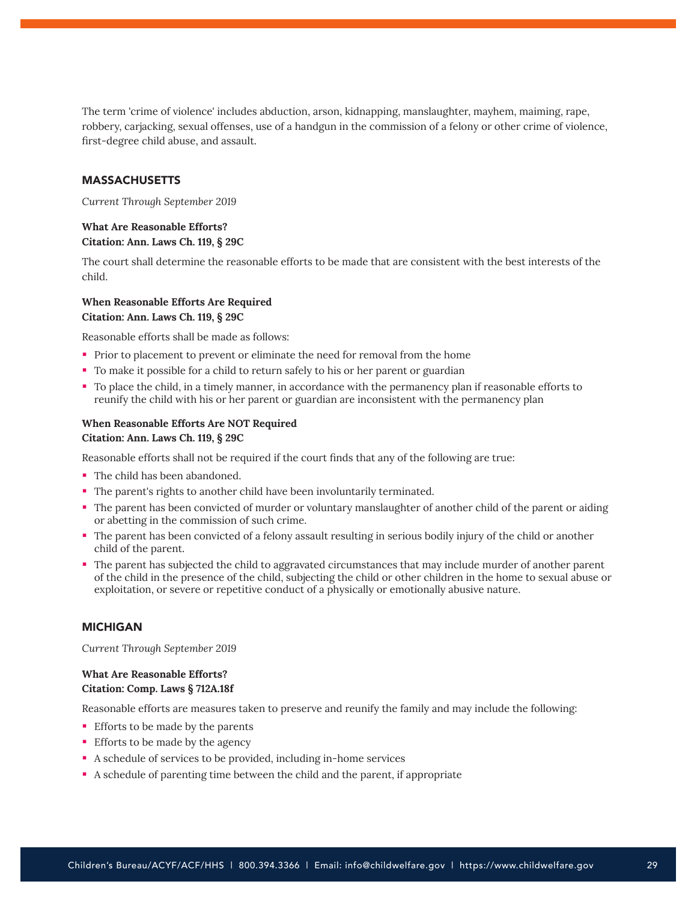The term 'crime of violence' includes abduction, arson, kidnapping, manslaughter, mayhem, maiming, rape, robbery, carjacking, sexual offenses, use of a handgun in the commission of a felony or other crime of violence, first-degree child abuse, and assault.

## MASSACHUSETTS

*Current Through September 2019*

**What Are Reasonable Efforts?**
**Citation: Ann. Laws Ch. 119, § 29C**

The court shall determine the reasonable efforts to be made that are consistent with the best interests of the child.

**When Reasonable Efforts Are Required**
**Citation: Ann. Laws Ch. 119, § 29C**

Reasonable efforts shall be made as follows:

- Prior to placement to prevent or eliminate the need for removal from the home
- To make it possible for a child to return safely to his or her parent or guardian
- To place the child, in a timely manner, in accordance with the permanency plan if reasonable efforts to reunify the child with his or her parent or guardian are inconsistent with the permanency plan

**When Reasonable Efforts Are NOT Required**
**Citation: Ann. Laws Ch. 119, § 29C**

Reasonable efforts shall not be required if the court finds that any of the following are true:

- The child has been abandoned.
- The parent's rights to another child have been involuntarily terminated.
- The parent has been convicted of murder or voluntary manslaughter of another child of the parent or aiding or abetting in the commission of such crime.
- The parent has been convicted of a felony assault resulting in serious bodily injury of the child or another child of the parent.
- The parent has subjected the child to aggravated circumstances that may include murder of another parent of the child in the presence of the child, subjecting the child or other children in the home to sexual abuse or exploitation, or severe or repetitive conduct of a physically or emotionally abusive nature.

## MICHIGAN

*Current Through September 2019*

**What Are Reasonable Efforts?**
**Citation: Comp. Laws § 712A.18f**

Reasonable efforts are measures taken to preserve and reunify the family and may include the following:

- Efforts to be made by the parents
- Efforts to be made by the agency
- A schedule of services to be provided, including in-home services
- A schedule of parenting time between the child and the parent, if appropriate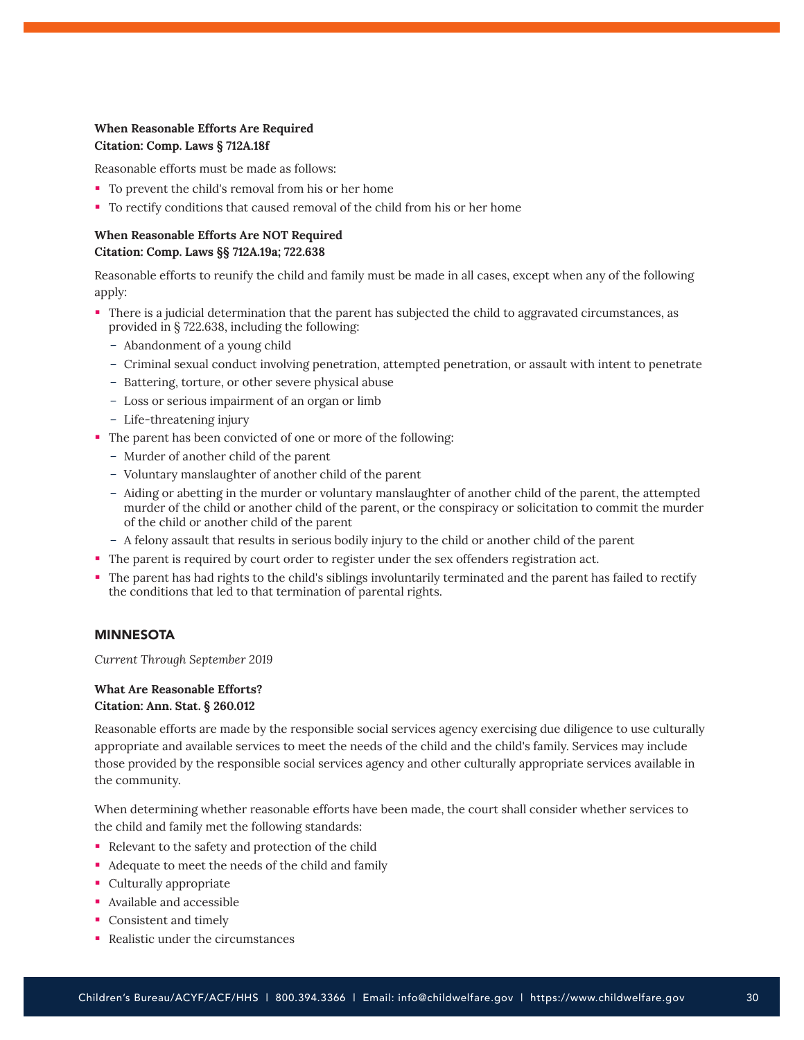**When Reasonable Efforts Are Required**
**Citation: Comp. Laws § 712A.18f**

Reasonable efforts must be made as follows:

- To prevent the child's removal from his or her home
- To rectify conditions that caused removal of the child from his or her home

**When Reasonable Efforts Are NOT Required**
**Citation: Comp. Laws §§ 712A.19a; 722.638**

Reasonable efforts to reunify the child and family must be made in all cases, except when any of the following apply:

- There is a judicial determination that the parent has subjected the child to aggravated circumstances, as provided in § 722.638, including the following:
  - Abandonment of a young child
  - Criminal sexual conduct involving penetration, attempted penetration, or assault with intent to penetrate
  - Battering, torture, or other severe physical abuse
  - Loss or serious impairment of an organ or limb
  - Life-threatening injury
- The parent has been convicted of one or more of the following:
  - Murder of another child of the parent
  - Voluntary manslaughter of another child of the parent
  - Aiding or abetting in the murder or voluntary manslaughter of another child of the parent, the attempted murder of the child or another child of the parent, or the conspiracy or solicitation to commit the murder of the child or another child of the parent
  - A felony assault that results in serious bodily injury to the child or another child of the parent
- The parent is required by court order to register under the sex offenders registration act.
- The parent has had rights to the child's siblings involuntarily terminated and the parent has failed to rectify the conditions that led to that termination of parental rights.

## MINNESOTA

*Current Through September 2019*

**What Are Reasonable Efforts?**
**Citation: Ann. Stat. § 260.012**

Reasonable efforts are made by the responsible social services agency exercising due diligence to use culturally appropriate and available services to meet the needs of the child and the child's family. Services may include those provided by the responsible social services agency and other culturally appropriate services available in the community.

When determining whether reasonable efforts have been made, the court shall consider whether services to the child and family met the following standards:

- Relevant to the safety and protection of the child
- Adequate to meet the needs of the child and family
- Culturally appropriate
- Available and accessible
- Consistent and timely
- Realistic under the circumstances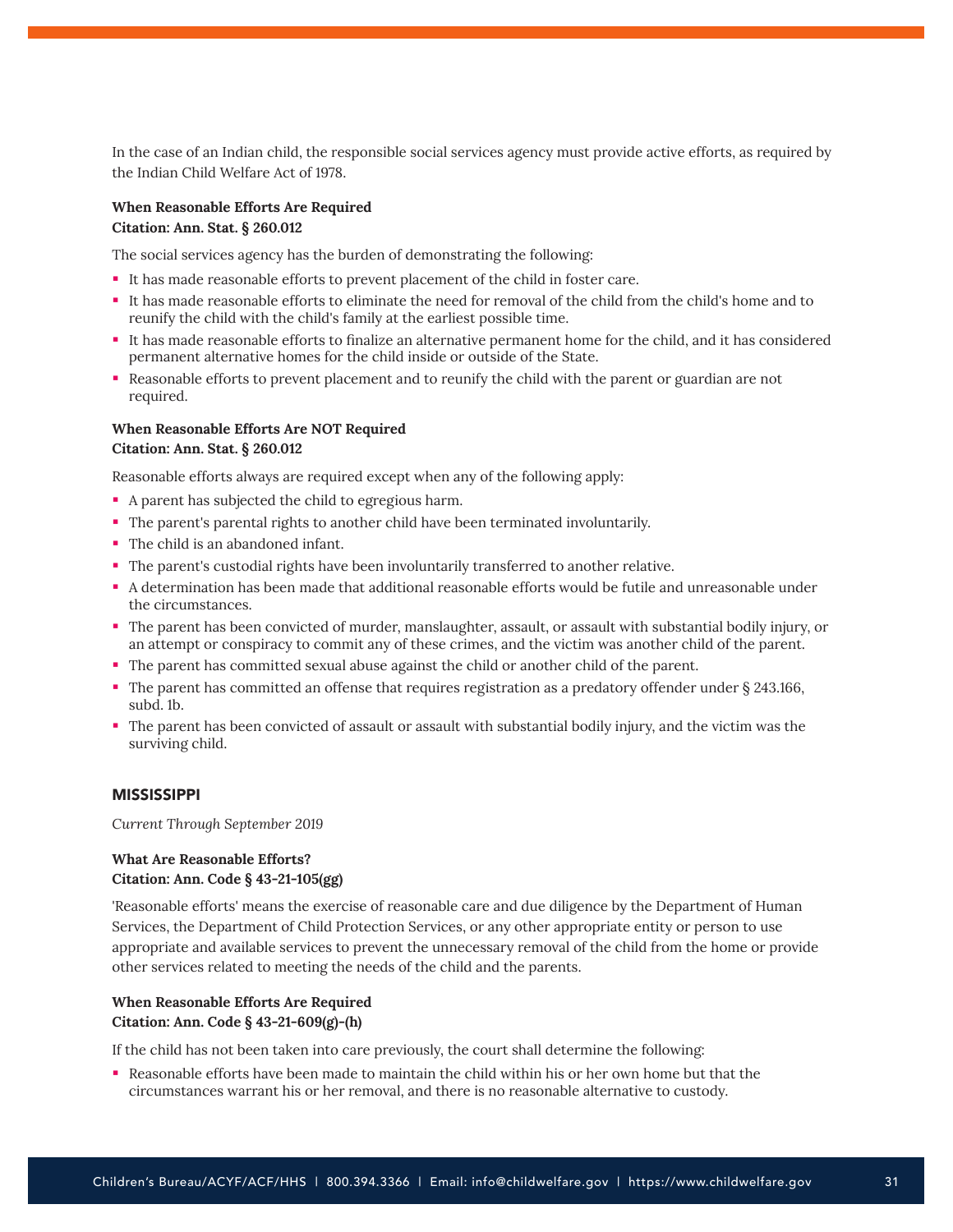In the case of an Indian child, the responsible social services agency must provide active efforts, as required by the Indian Child Welfare Act of 1978.

**When Reasonable Efforts Are Required**
**Citation: Ann. Stat. § 260.012**

The social services agency has the burden of demonstrating the following:

- It has made reasonable efforts to prevent placement of the child in foster care.
- It has made reasonable efforts to eliminate the need for removal of the child from the child's home and to reunify the child with the child's family at the earliest possible time.
- It has made reasonable efforts to finalize an alternative permanent home for the child, and it has considered permanent alternative homes for the child inside or outside of the State.
- Reasonable efforts to prevent placement and to reunify the child with the parent or guardian are not required.

**When Reasonable Efforts Are NOT Required**
**Citation: Ann. Stat. § 260.012**

Reasonable efforts always are required except when any of the following apply:

- A parent has subjected the child to egregious harm.
- The parent's parental rights to another child have been terminated involuntarily.
- The child is an abandoned infant.
- The parent's custodial rights have been involuntarily transferred to another relative.
- A determination has been made that additional reasonable efforts would be futile and unreasonable under the circumstances.
- The parent has been convicted of murder, manslaughter, assault, or assault with substantial bodily injury, or an attempt or conspiracy to commit any of these crimes, and the victim was another child of the parent.
- The parent has committed sexual abuse against the child or another child of the parent.
- The parent has committed an offense that requires registration as a predatory offender under § 243.166, subd. 1b.
- The parent has been convicted of assault or assault with substantial bodily injury, and the victim was the surviving child.

## MISSISSIPPI

*Current Through September 2019*

**What Are Reasonable Efforts?**
**Citation: Ann. Code § 43-21-105(gg)**

'Reasonable efforts' means the exercise of reasonable care and due diligence by the Department of Human Services, the Department of Child Protection Services, or any other appropriate entity or person to use appropriate and available services to prevent the unnecessary removal of the child from the home or provide other services related to meeting the needs of the child and the parents.

**When Reasonable Efforts Are Required**
**Citation: Ann. Code § 43-21-609(g)-(h)**

If the child has not been taken into care previously, the court shall determine the following:

- Reasonable efforts have been made to maintain the child within his or her own home but that the circumstances warrant his or her removal, and there is no reasonable alternative to custody.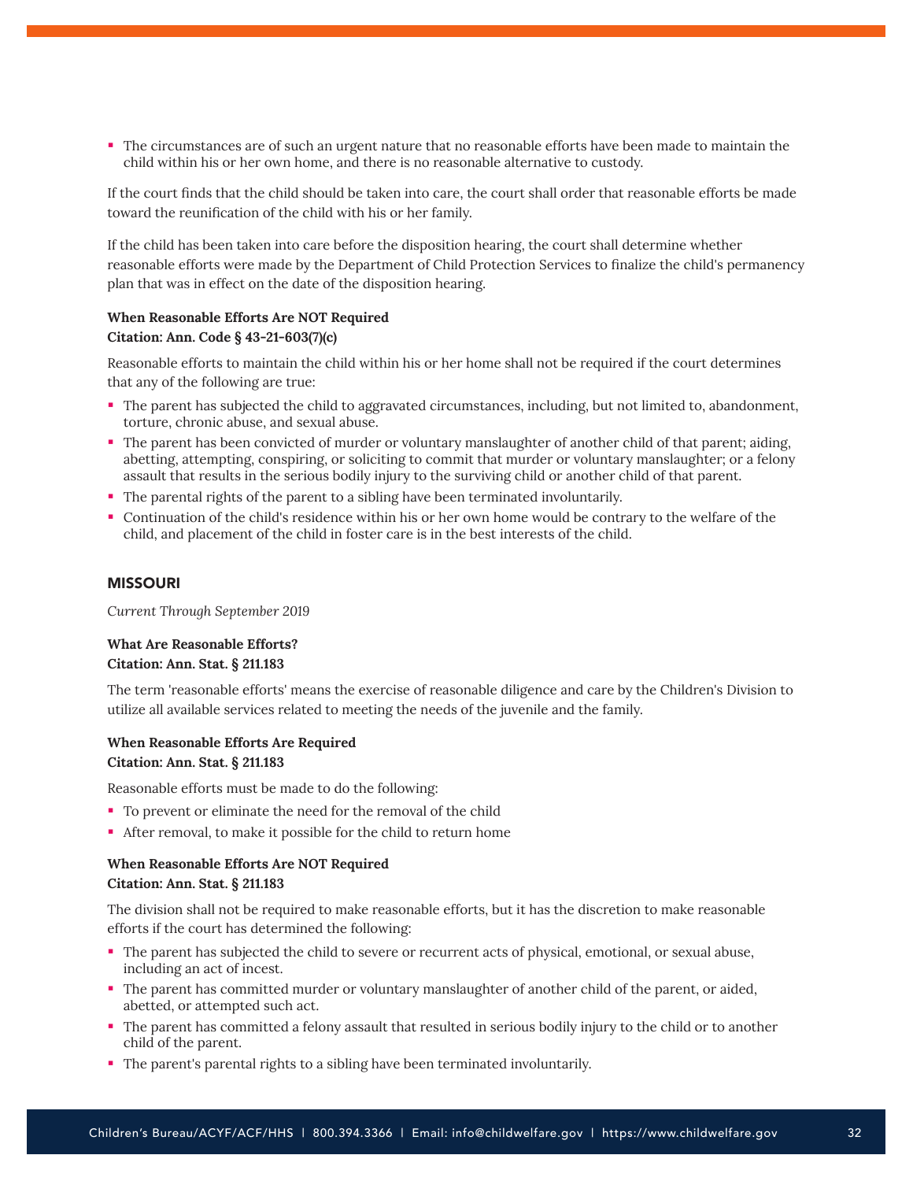- The circumstances are of such an urgent nature that no reasonable efforts have been made to maintain the child within his or her own home, and there is no reasonable alternative to custody.

If the court finds that the child should be taken into care, the court shall order that reasonable efforts be made toward the reunification of the child with his or her family.

If the child has been taken into care before the disposition hearing, the court shall determine whether reasonable efforts were made by the Department of Child Protection Services to finalize the child's permanency plan that was in effect on the date of the disposition hearing.

**When Reasonable Efforts Are NOT Required**
**Citation: Ann. Code § 43-21-603(7)(c)**

Reasonable efforts to maintain the child within his or her home shall not be required if the court determines that any of the following are true:

- The parent has subjected the child to aggravated circumstances, including, but not limited to, abandonment, torture, chronic abuse, and sexual abuse.
- The parent has been convicted of murder or voluntary manslaughter of another child of that parent; aiding, abetting, attempting, conspiring, or soliciting to commit that murder or voluntary manslaughter; or a felony assault that results in the serious bodily injury to the surviving child or another child of that parent.
- The parental rights of the parent to a sibling have been terminated involuntarily.
- Continuation of the child's residence within his or her own home would be contrary to the welfare of the child, and placement of the child in foster care is in the best interests of the child.

## MISSOURI

*Current Through September 2019*

**What Are Reasonable Efforts?**
**Citation: Ann. Stat. § 211.183**

The term 'reasonable efforts' means the exercise of reasonable diligence and care by the Children's Division to utilize all available services related to meeting the needs of the juvenile and the family.

**When Reasonable Efforts Are Required**
**Citation: Ann. Stat. § 211.183**

Reasonable efforts must be made to do the following:

- To prevent or eliminate the need for the removal of the child
- After removal, to make it possible for the child to return home

**When Reasonable Efforts Are NOT Required**
**Citation: Ann. Stat. § 211.183**

The division shall not be required to make reasonable efforts, but it has the discretion to make reasonable efforts if the court has determined the following:

- The parent has subjected the child to severe or recurrent acts of physical, emotional, or sexual abuse, including an act of incest.
- The parent has committed murder or voluntary manslaughter of another child of the parent, or aided, abetted, or attempted such act.
- The parent has committed a felony assault that resulted in serious bodily injury to the child or to another child of the parent.
- The parent's parental rights to a sibling have been terminated involuntarily.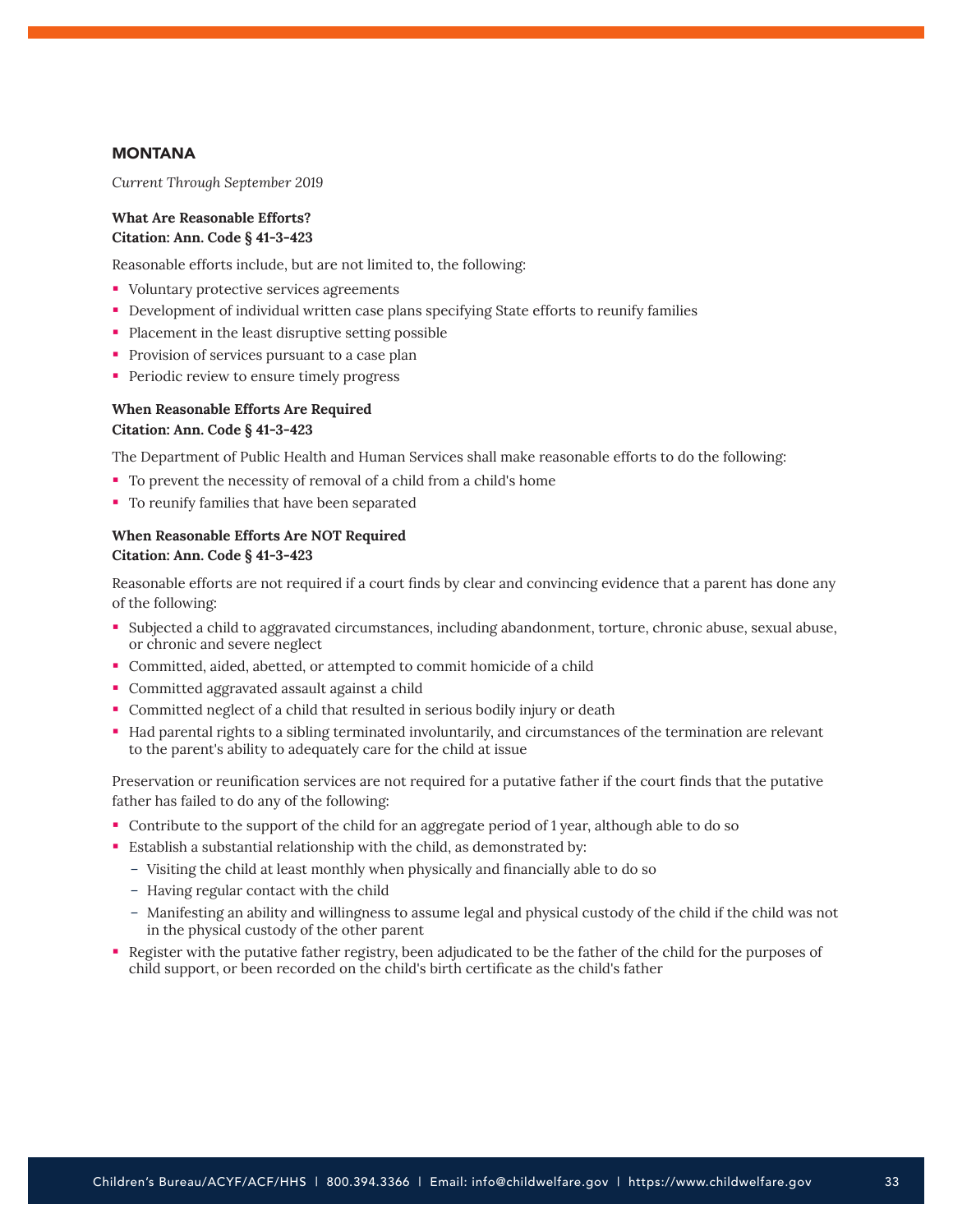## MONTANA

*Current Through September 2019*

**What Are Reasonable Efforts?**
**Citation: Ann. Code § 41-3-423**

Reasonable efforts include, but are not limited to, the following:

- Voluntary protective services agreements
- Development of individual written case plans specifying State efforts to reunify families
- Placement in the least disruptive setting possible
- Provision of services pursuant to a case plan
- Periodic review to ensure timely progress

**When Reasonable Efforts Are Required**
**Citation: Ann. Code § 41-3-423**

The Department of Public Health and Human Services shall make reasonable efforts to do the following:

- To prevent the necessity of removal of a child from a child's home
- To reunify families that have been separated

**When Reasonable Efforts Are NOT Required**
**Citation: Ann. Code § 41-3-423**

Reasonable efforts are not required if a court finds by clear and convincing evidence that a parent has done any of the following:

- Subjected a child to aggravated circumstances, including abandonment, torture, chronic abuse, sexual abuse, or chronic and severe neglect
- Committed, aided, abetted, or attempted to commit homicide of a child
- Committed aggravated assault against a child
- Committed neglect of a child that resulted in serious bodily injury or death
- Had parental rights to a sibling terminated involuntarily, and circumstances of the termination are relevant to the parent's ability to adequately care for the child at issue

Preservation or reunification services are not required for a putative father if the court finds that the putative father has failed to do any of the following:

- Contribute to the support of the child for an aggregate period of 1 year, although able to do so
- Establish a substantial relationship with the child, as demonstrated by:
  - Visiting the child at least monthly when physically and financially able to do so
  - Having regular contact with the child
  - Manifesting an ability and willingness to assume legal and physical custody of the child if the child was not in the physical custody of the other parent
- Register with the putative father registry, been adjudicated to be the father of the child for the purposes of child support, or been recorded on the child's birth certificate as the child's father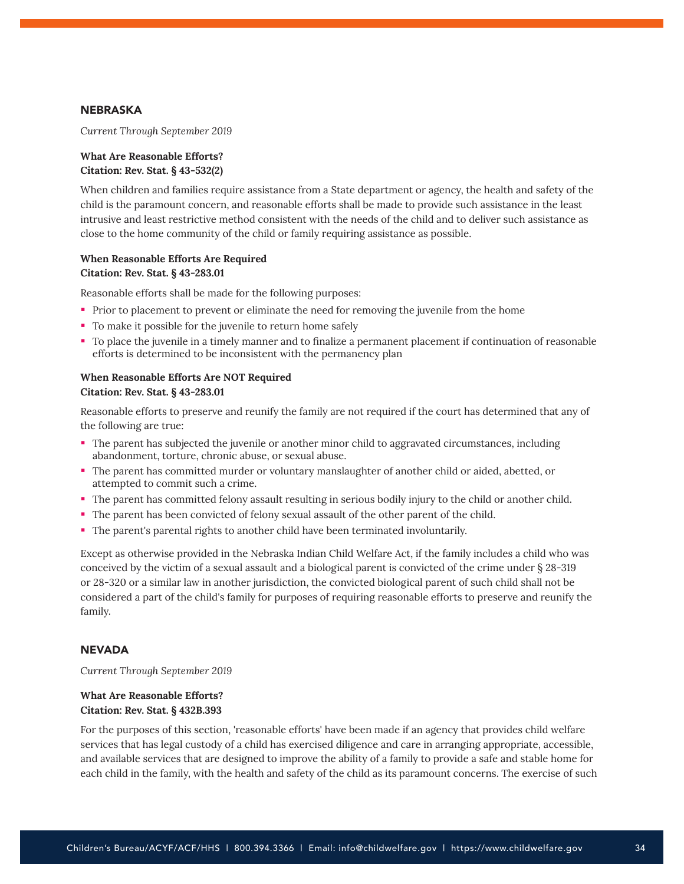## NEBRASKA

*Current Through September 2019*

**What Are Reasonable Efforts?**
**Citation: Rev. Stat. § 43-532(2)**

When children and families require assistance from a State department or agency, the health and safety of the child is the paramount concern, and reasonable efforts shall be made to provide such assistance in the least intrusive and least restrictive method consistent with the needs of the child and to deliver such assistance as close to the home community of the child or family requiring assistance as possible.

**When Reasonable Efforts Are Required**
**Citation: Rev. Stat. § 43-283.01**

Reasonable efforts shall be made for the following purposes:

- Prior to placement to prevent or eliminate the need for removing the juvenile from the home
- To make it possible for the juvenile to return home safely
- To place the juvenile in a timely manner and to finalize a permanent placement if continuation of reasonable efforts is determined to be inconsistent with the permanency plan

**When Reasonable Efforts Are NOT Required**
**Citation: Rev. Stat. § 43-283.01**

Reasonable efforts to preserve and reunify the family are not required if the court has determined that any of the following are true:

- The parent has subjected the juvenile or another minor child to aggravated circumstances, including abandonment, torture, chronic abuse, or sexual abuse.
- The parent has committed murder or voluntary manslaughter of another child or aided, abetted, or attempted to commit such a crime.
- The parent has committed felony assault resulting in serious bodily injury to the child or another child.
- The parent has been convicted of felony sexual assault of the other parent of the child.
- The parent's parental rights to another child have been terminated involuntarily.

Except as otherwise provided in the Nebraska Indian Child Welfare Act, if the family includes a child who was conceived by the victim of a sexual assault and a biological parent is convicted of the crime under § 28-319 or 28-320 or a similar law in another jurisdiction, the convicted biological parent of such child shall not be considered a part of the child's family for purposes of requiring reasonable efforts to preserve and reunify the family.

## NEVADA

*Current Through September 2019*

**What Are Reasonable Efforts?**
**Citation: Rev. Stat. § 432B.393**

For the purposes of this section, 'reasonable efforts' have been made if an agency that provides child welfare services that has legal custody of a child has exercised diligence and care in arranging appropriate, accessible, and available services that are designed to improve the ability of a family to provide a safe and stable home for each child in the family, with the health and safety of the child as its paramount concerns. The exercise of such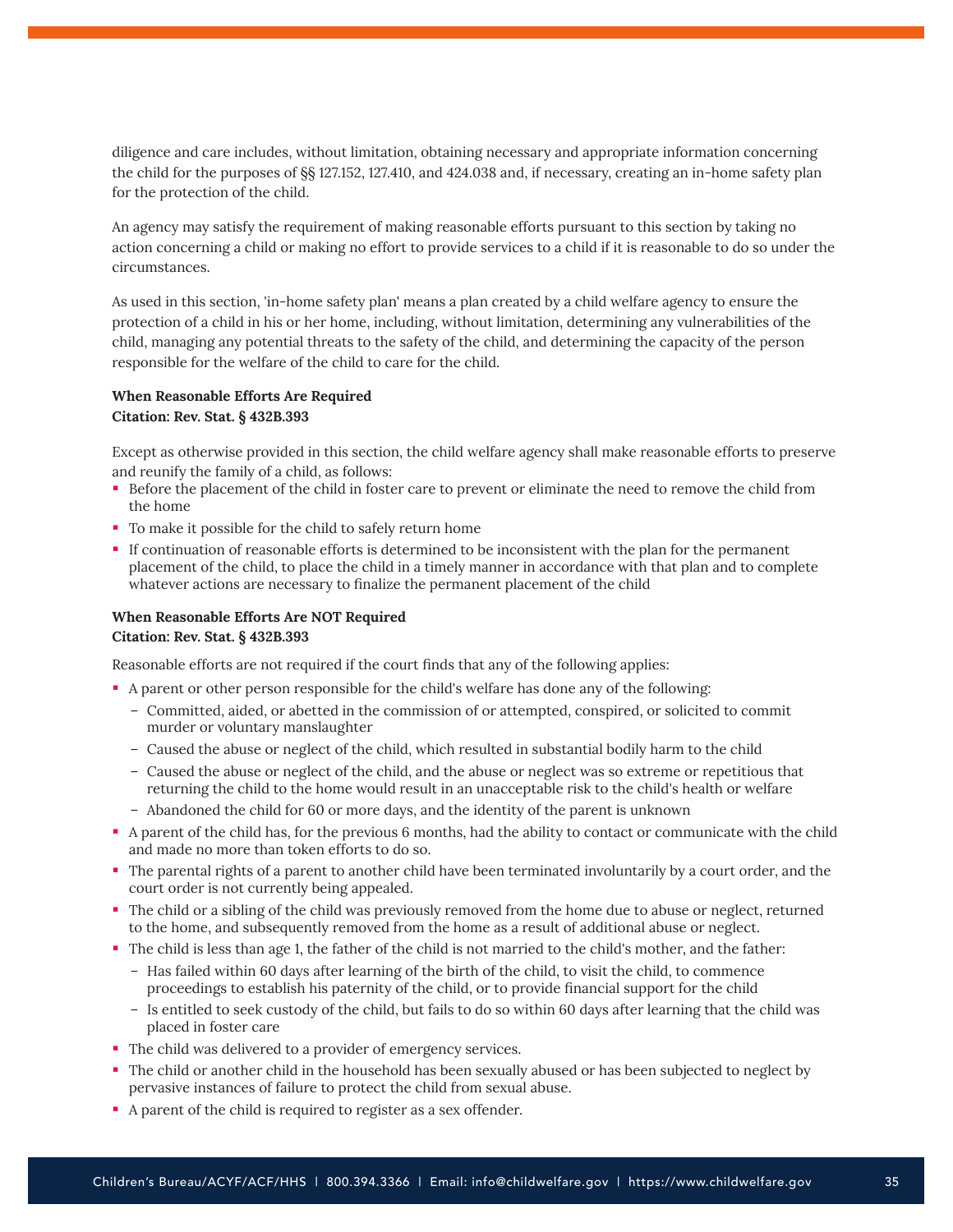diligence and care includes, without limitation, obtaining necessary and appropriate information concerning the child for the purposes of §§ 127.152, 127.410, and 424.038 and, if necessary, creating an in-home safety plan for the protection of the child.

An agency may satisfy the requirement of making reasonable efforts pursuant to this section by taking no action concerning a child or making no effort to provide services to a child if it is reasonable to do so under the circumstances.

As used in this section, 'in-home safety plan' means a plan created by a child welfare agency to ensure the protection of a child in his or her home, including, without limitation, determining any vulnerabilities of the child, managing any potential threats to the safety of the child, and determining the capacity of the person responsible for the welfare of the child to care for the child.

**When Reasonable Efforts Are Required**
**Citation: Rev. Stat. § 432B.393**

Except as otherwise provided in this section, the child welfare agency shall make reasonable efforts to preserve and reunify the family of a child, as follows:

- Before the placement of the child in foster care to prevent or eliminate the need to remove the child from the home
- To make it possible for the child to safely return home
- If continuation of reasonable efforts is determined to be inconsistent with the plan for the permanent placement of the child, to place the child in a timely manner in accordance with that plan and to complete whatever actions are necessary to finalize the permanent placement of the child

**When Reasonable Efforts Are NOT Required**
**Citation: Rev. Stat. § 432B.393**

Reasonable efforts are not required if the court finds that any of the following applies:

- A parent or other person responsible for the child's welfare has done any of the following:
  - Committed, aided, or abetted in the commission of or attempted, conspired, or solicited to commit murder or voluntary manslaughter
  - Caused the abuse or neglect of the child, which resulted in substantial bodily harm to the child
  - Caused the abuse or neglect of the child, and the abuse or neglect was so extreme or repetitious that returning the child to the home would result in an unacceptable risk to the child's health or welfare
  - Abandoned the child for 60 or more days, and the identity of the parent is unknown
- A parent of the child has, for the previous 6 months, had the ability to contact or communicate with the child and made no more than token efforts to do so.
- The parental rights of a parent to another child have been terminated involuntarily by a court order, and the court order is not currently being appealed.
- The child or a sibling of the child was previously removed from the home due to abuse or neglect, returned to the home, and subsequently removed from the home as a result of additional abuse or neglect.
- The child is less than age 1, the father of the child is not married to the child's mother, and the father:
  - Has failed within 60 days after learning of the birth of the child, to visit the child, to commence proceedings to establish his paternity of the child, or to provide financial support for the child
  - Is entitled to seek custody of the child, but fails to do so within 60 days after learning that the child was placed in foster care
- The child was delivered to a provider of emergency services.
- The child or another child in the household has been sexually abused or has been subjected to neglect by pervasive instances of failure to protect the child from sexual abuse.
- A parent of the child is required to register as a sex offender.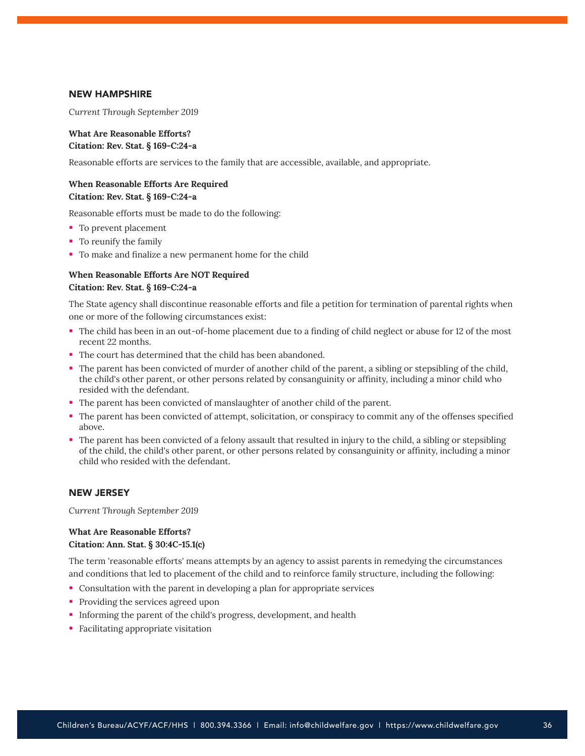## NEW HAMPSHIRE

*Current Through September 2019*

**What Are Reasonable Efforts?**
**Citation: Rev. Stat. § 169-C:24-a**

Reasonable efforts are services to the family that are accessible, available, and appropriate.

**When Reasonable Efforts Are Required**
**Citation: Rev. Stat. § 169-C:24-a**

Reasonable efforts must be made to do the following:

- To prevent placement
- To reunify the family
- To make and finalize a new permanent home for the child

**When Reasonable Efforts Are NOT Required**
**Citation: Rev. Stat. § 169-C:24-a**

The State agency shall discontinue reasonable efforts and file a petition for termination of parental rights when one or more of the following circumstances exist:

- The child has been in an out-of-home placement due to a finding of child neglect or abuse for 12 of the most recent 22 months.
- The court has determined that the child has been abandoned.
- The parent has been convicted of murder of another child of the parent, a sibling or stepsibling of the child, the child's other parent, or other persons related by consanguinity or affinity, including a minor child who resided with the defendant.
- The parent has been convicted of manslaughter of another child of the parent.
- The parent has been convicted of attempt, solicitation, or conspiracy to commit any of the offenses specified above.
- The parent has been convicted of a felony assault that resulted in injury to the child, a sibling or stepsibling of the child, the child's other parent, or other persons related by consanguinity or affinity, including a minor child who resided with the defendant.

## NEW JERSEY

*Current Through September 2019*

**What Are Reasonable Efforts?**
**Citation: Ann. Stat. § 30:4C-15.1(c)**

The term 'reasonable efforts' means attempts by an agency to assist parents in remedying the circumstances and conditions that led to placement of the child and to reinforce family structure, including the following:

- Consultation with the parent in developing a plan for appropriate services
- Providing the services agreed upon
- Informing the parent of the child's progress, development, and health
- Facilitating appropriate visitation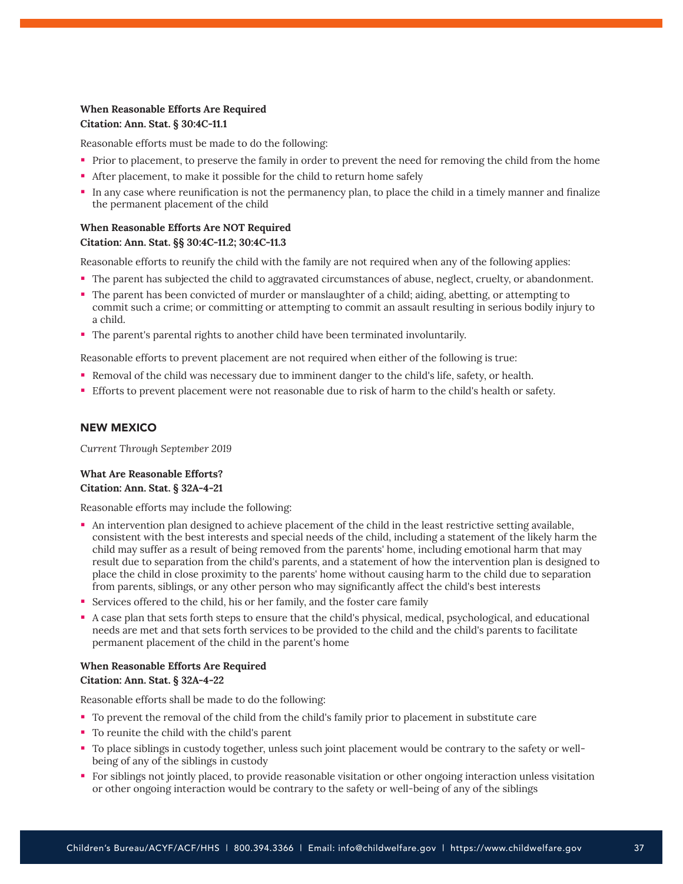**When Reasonable Efforts Are Required**
**Citation: Ann. Stat. § 30:4C-11.1**

Reasonable efforts must be made to do the following:

- Prior to placement, to preserve the family in order to prevent the need for removing the child from the home
- After placement, to make it possible for the child to return home safely
- In any case where reunification is not the permanency plan, to place the child in a timely manner and finalize the permanent placement of the child

**When Reasonable Efforts Are NOT Required**
**Citation: Ann. Stat. §§ 30:4C-11.2; 30:4C-11.3**

Reasonable efforts to reunify the child with the family are not required when any of the following applies:

- The parent has subjected the child to aggravated circumstances of abuse, neglect, cruelty, or abandonment.
- The parent has been convicted of murder or manslaughter of a child; aiding, abetting, or attempting to commit such a crime; or committing or attempting to commit an assault resulting in serious bodily injury to a child.
- The parent's parental rights to another child have been terminated involuntarily.

Reasonable efforts to prevent placement are not required when either of the following is true:

- Removal of the child was necessary due to imminent danger to the child's life, safety, or health.
- Efforts to prevent placement were not reasonable due to risk of harm to the child's health or safety.

## NEW MEXICO

*Current Through September 2019*

**What Are Reasonable Efforts?**
**Citation: Ann. Stat. § 32A-4-21**

Reasonable efforts may include the following:

- An intervention plan designed to achieve placement of the child in the least restrictive setting available, consistent with the best interests and special needs of the child, including a statement of the likely harm the child may suffer as a result of being removed from the parents' home, including emotional harm that may result due to separation from the child's parents, and a statement of how the intervention plan is designed to place the child in close proximity to the parents' home without causing harm to the child due to separation from parents, siblings, or any other person who may significantly affect the child's best interests
- Services offered to the child, his or her family, and the foster care family
- A case plan that sets forth steps to ensure that the child's physical, medical, psychological, and educational needs are met and that sets forth services to be provided to the child and the child's parents to facilitate permanent placement of the child in the parent's home

**When Reasonable Efforts Are Required**
**Citation: Ann. Stat. § 32A-4-22**

Reasonable efforts shall be made to do the following:

- To prevent the removal of the child from the child's family prior to placement in substitute care
- To reunite the child with the child's parent
- To place siblings in custody together, unless such joint placement would be contrary to the safety or well-being of any of the siblings in custody
- For siblings not jointly placed, to provide reasonable visitation or other ongoing interaction unless visitation or other ongoing interaction would be contrary to the safety or well-being of any of the siblings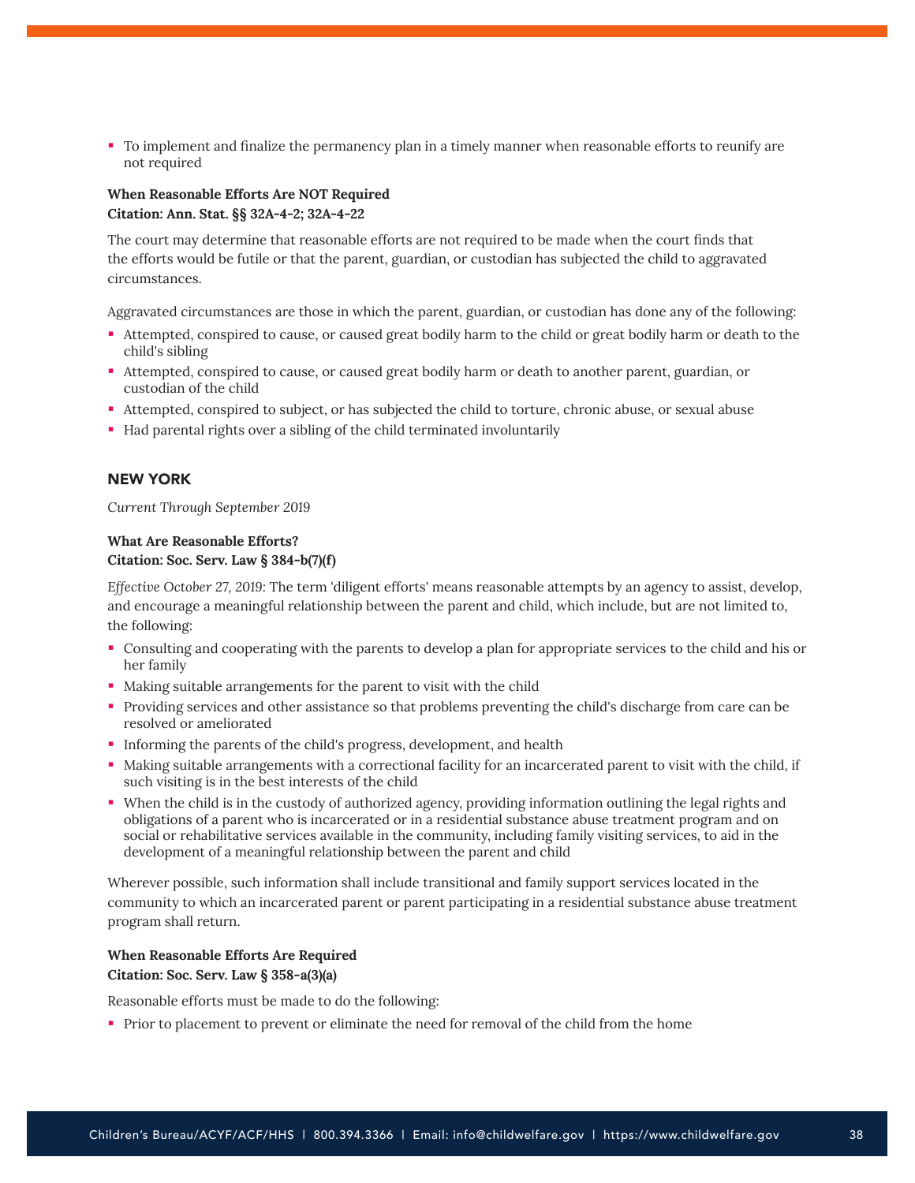- To implement and finalize the permanency plan in a timely manner when reasonable efforts to reunify are not required

**When Reasonable Efforts Are NOT Required**
**Citation: Ann. Stat. §§ 32A-4-2; 32A-4-22**

The court may determine that reasonable efforts are not required to be made when the court finds that the efforts would be futile or that the parent, guardian, or custodian has subjected the child to aggravated circumstances.

Aggravated circumstances are those in which the parent, guardian, or custodian has done any of the following:

- Attempted, conspired to cause, or caused great bodily harm to the child or great bodily harm or death to the child's sibling
- Attempted, conspired to cause, or caused great bodily harm or death to another parent, guardian, or custodian of the child
- Attempted, conspired to subject, or has subjected the child to torture, chronic abuse, or sexual abuse
- Had parental rights over a sibling of the child terminated involuntarily

## NEW YORK

*Current Through September 2019*

**What Are Reasonable Efforts?**
**Citation: Soc. Serv. Law § 384-b(7)(f)**

*Effective October 27, 2019:* The term 'diligent efforts' means reasonable attempts by an agency to assist, develop, and encourage a meaningful relationship between the parent and child, which include, but are not limited to, the following:

- Consulting and cooperating with the parents to develop a plan for appropriate services to the child and his or her family
- Making suitable arrangements for the parent to visit with the child
- Providing services and other assistance so that problems preventing the child's discharge from care can be resolved or ameliorated
- Informing the parents of the child's progress, development, and health
- Making suitable arrangements with a correctional facility for an incarcerated parent to visit with the child, if such visiting is in the best interests of the child
- When the child is in the custody of authorized agency, providing information outlining the legal rights and obligations of a parent who is incarcerated or in a residential substance abuse treatment program and on social or rehabilitative services available in the community, including family visiting services, to aid in the development of a meaningful relationship between the parent and child

Wherever possible, such information shall include transitional and family support services located in the community to which an incarcerated parent or parent participating in a residential substance abuse treatment program shall return.

**When Reasonable Efforts Are Required**
**Citation: Soc. Serv. Law § 358-a(3)(a)**

Reasonable efforts must be made to do the following:

- Prior to placement to prevent or eliminate the need for removal of the child from the home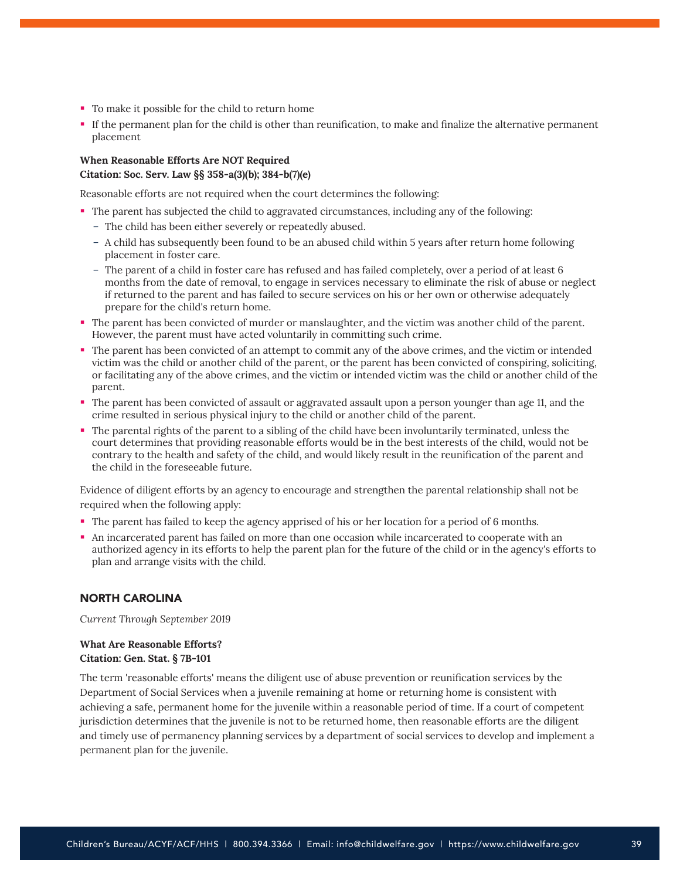- To make it possible for the child to return home
- If the permanent plan for the child is other than reunification, to make and finalize the alternative permanent placement

**When Reasonable Efforts Are NOT Required**
**Citation: Soc. Serv. Law §§ 358-a(3)(b); 384-b(7)(e)**

Reasonable efforts are not required when the court determines the following:

- The parent has subjected the child to aggravated circumstances, including any of the following:
  - The child has been either severely or repeatedly abused.
  - A child has subsequently been found to be an abused child within 5 years after return home following placement in foster care.
  - The parent of a child in foster care has refused and has failed completely, over a period of at least 6 months from the date of removal, to engage in services necessary to eliminate the risk of abuse or neglect if returned to the parent and has failed to secure services on his or her own or otherwise adequately prepare for the child's return home.
- The parent has been convicted of murder or manslaughter, and the victim was another child of the parent. However, the parent must have acted voluntarily in committing such crime.
- The parent has been convicted of an attempt to commit any of the above crimes, and the victim or intended victim was the child or another child of the parent, or the parent has been convicted of conspiring, soliciting, or facilitating any of the above crimes, and the victim or intended victim was the child or another child of the parent.
- The parent has been convicted of assault or aggravated assault upon a person younger than age 11, and the crime resulted in serious physical injury to the child or another child of the parent.
- The parental rights of the parent to a sibling of the child have been involuntarily terminated, unless the court determines that providing reasonable efforts would be in the best interests of the child, would not be contrary to the health and safety of the child, and would likely result in the reunification of the parent and the child in the foreseeable future.

Evidence of diligent efforts by an agency to encourage and strengthen the parental relationship shall not be required when the following apply:

- The parent has failed to keep the agency apprised of his or her location for a period of 6 months.
- An incarcerated parent has failed on more than one occasion while incarcerated to cooperate with an authorized agency in its efforts to help the parent plan for the future of the child or in the agency's efforts to plan and arrange visits with the child.

## NORTH CAROLINA

*Current Through September 2019*

**What Are Reasonable Efforts?**
**Citation: Gen. Stat. § 7B-101**

The term 'reasonable efforts' means the diligent use of abuse prevention or reunification services by the Department of Social Services when a juvenile remaining at home or returning home is consistent with achieving a safe, permanent home for the juvenile within a reasonable period of time. If a court of competent jurisdiction determines that the juvenile is not to be returned home, then reasonable efforts are the diligent and timely use of permanency planning services by a department of social services to develop and implement a permanent plan for the juvenile.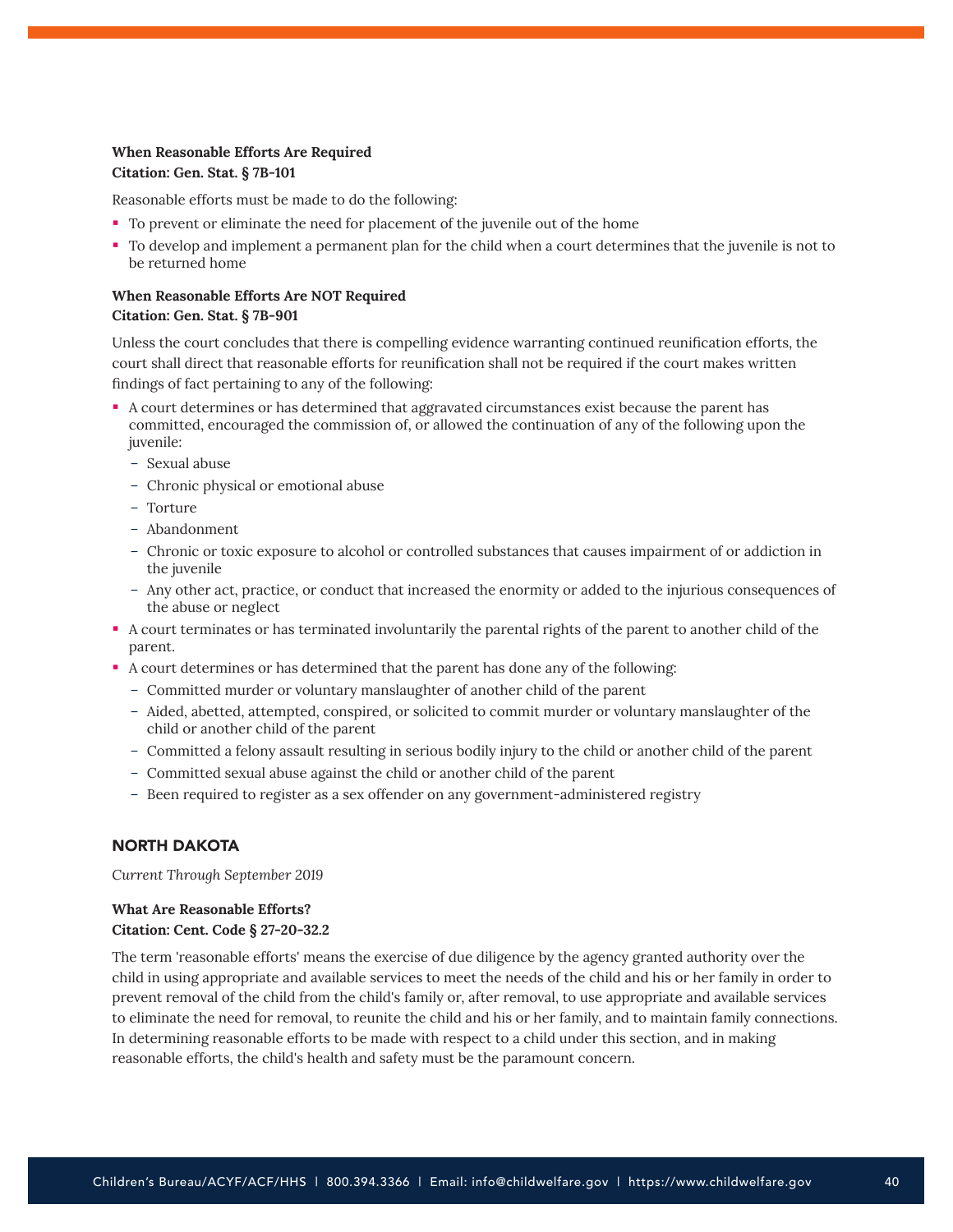**When Reasonable Efforts Are Required**
**Citation: Gen. Stat. § 7B-101**

Reasonable efforts must be made to do the following:

- To prevent or eliminate the need for placement of the juvenile out of the home
- To develop and implement a permanent plan for the child when a court determines that the juvenile is not to be returned home

**When Reasonable Efforts Are NOT Required**
**Citation: Gen. Stat. § 7B-901**

Unless the court concludes that there is compelling evidence warranting continued reunification efforts, the court shall direct that reasonable efforts for reunification shall not be required if the court makes written findings of fact pertaining to any of the following:

- A court determines or has determined that aggravated circumstances exist because the parent has committed, encouraged the commission of, or allowed the continuation of any of the following upon the juvenile:
  - Sexual abuse
  - Chronic physical or emotional abuse
  - Torture
  - Abandonment
  - Chronic or toxic exposure to alcohol or controlled substances that causes impairment of or addiction in the juvenile
  - Any other act, practice, or conduct that increased the enormity or added to the injurious consequences of the abuse or neglect
- A court terminates or has terminated involuntarily the parental rights of the parent to another child of the parent.
- A court determines or has determined that the parent has done any of the following:
  - Committed murder or voluntary manslaughter of another child of the parent
  - Aided, abetted, attempted, conspired, or solicited to commit murder or voluntary manslaughter of the child or another child of the parent
  - Committed a felony assault resulting in serious bodily injury to the child or another child of the parent
  - Committed sexual abuse against the child or another child of the parent
  - Been required to register as a sex offender on any government-administered registry

## NORTH DAKOTA

*Current Through September 2019*

**What Are Reasonable Efforts?**
**Citation: Cent. Code § 27-20-32.2**

The term 'reasonable efforts' means the exercise of due diligence by the agency granted authority over the child in using appropriate and available services to meet the needs of the child and his or her family in order to prevent removal of the child from the child's family or, after removal, to use appropriate and available services to eliminate the need for removal, to reunite the child and his or her family, and to maintain family connections. In determining reasonable efforts to be made with respect to a child under this section, and in making reasonable efforts, the child's health and safety must be the paramount concern.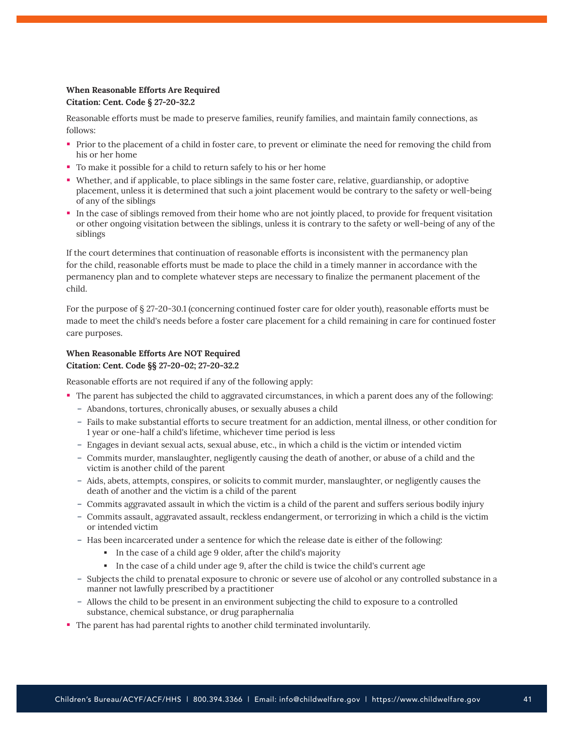**When Reasonable Efforts Are Required**
**Citation: Cent. Code § 27-20-32.2**

Reasonable efforts must be made to preserve families, reunify families, and maintain family connections, as follows:

- Prior to the placement of a child in foster care, to prevent or eliminate the need for removing the child from his or her home
- To make it possible for a child to return safely to his or her home
- Whether, and if applicable, to place siblings in the same foster care, relative, guardianship, or adoptive placement, unless it is determined that such a joint placement would be contrary to the safety or well-being of any of the siblings
- In the case of siblings removed from their home who are not jointly placed, to provide for frequent visitation or other ongoing visitation between the siblings, unless it is contrary to the safety or well-being of any of the siblings

If the court determines that continuation of reasonable efforts is inconsistent with the permanency plan for the child, reasonable efforts must be made to place the child in a timely manner in accordance with the permanency plan and to complete whatever steps are necessary to finalize the permanent placement of the child.

For the purpose of § 27-20-30.1 (concerning continued foster care for older youth), reasonable efforts must be made to meet the child's needs before a foster care placement for a child remaining in care for continued foster care purposes.

**When Reasonable Efforts Are NOT Required**
**Citation: Cent. Code §§ 27-20-02; 27-20-32.2**

Reasonable efforts are not required if any of the following apply:

- The parent has subjected the child to aggravated circumstances, in which a parent does any of the following:
  - Abandons, tortures, chronically abuses, or sexually abuses a child
  - Fails to make substantial efforts to secure treatment for an addiction, mental illness, or other condition for 1 year or one-half a child's lifetime, whichever time period is less
  - Engages in deviant sexual acts, sexual abuse, etc., in which a child is the victim or intended victim
  - Commits murder, manslaughter, negligently causing the death of another, or abuse of a child and the victim is another child of the parent
  - Aids, abets, attempts, conspires, or solicits to commit murder, manslaughter, or negligently causes the death of another and the victim is a child of the parent
  - Commits aggravated assault in which the victim is a child of the parent and suffers serious bodily injury
  - Commits assault, aggravated assault, reckless endangerment, or terrorizing in which a child is the victim or intended victim
  - Has been incarcerated under a sentence for which the release date is either of the following:
    - In the case of a child age 9 older, after the child's majority
    - In the case of a child under age 9, after the child is twice the child's current age
  - Subjects the child to prenatal exposure to chronic or severe use of alcohol or any controlled substance in a manner not lawfully prescribed by a practitioner
  - Allows the child to be present in an environment subjecting the child to exposure to a controlled substance, chemical substance, or drug paraphernalia
- The parent has had parental rights to another child terminated involuntarily.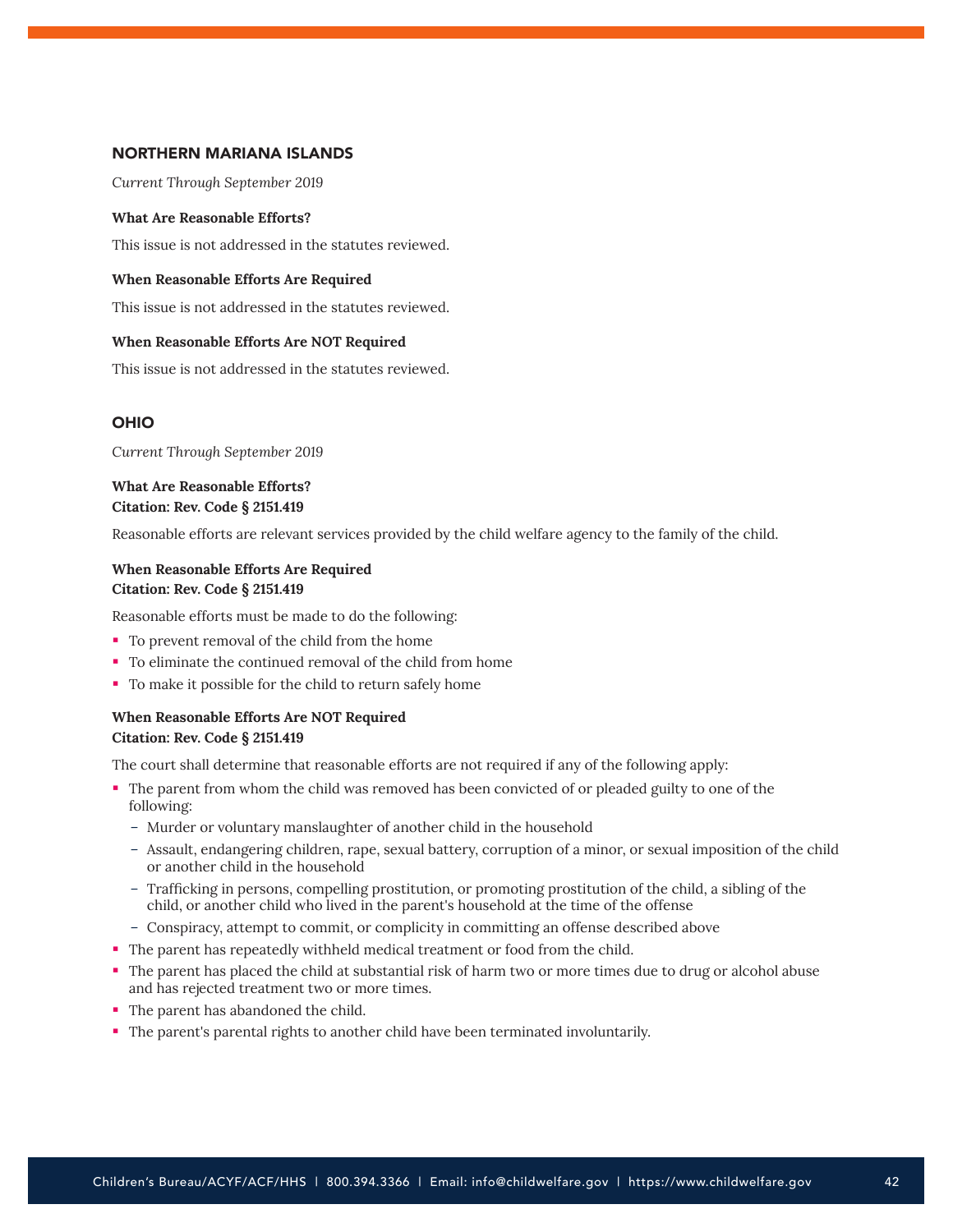## NORTHERN MARIANA ISLANDS

*Current Through September 2019*

**What Are Reasonable Efforts?**

This issue is not addressed in the statutes reviewed.

**When Reasonable Efforts Are Required**

This issue is not addressed in the statutes reviewed.

**When Reasonable Efforts Are NOT Required**

This issue is not addressed in the statutes reviewed.

## OHIO

*Current Through September 2019*

**What Are Reasonable Efforts?**
**Citation: Rev. Code § 2151.419**

Reasonable efforts are relevant services provided by the child welfare agency to the family of the child.

**When Reasonable Efforts Are Required**
**Citation: Rev. Code § 2151.419**

Reasonable efforts must be made to do the following:

- To prevent removal of the child from the home
- To eliminate the continued removal of the child from home
- To make it possible for the child to return safely home

**When Reasonable Efforts Are NOT Required**
**Citation: Rev. Code § 2151.419**

The court shall determine that reasonable efforts are not required if any of the following apply:

- The parent from whom the child was removed has been convicted of or pleaded guilty to one of the following:
  - Murder or voluntary manslaughter of another child in the household
  - Assault, endangering children, rape, sexual battery, corruption of a minor, or sexual imposition of the child or another child in the household
  - Trafficking in persons, compelling prostitution, or promoting prostitution of the child, a sibling of the child, or another child who lived in the parent's household at the time of the offense
  - Conspiracy, attempt to commit, or complicity in committing an offense described above
- The parent has repeatedly withheld medical treatment or food from the child.
- The parent has placed the child at substantial risk of harm two or more times due to drug or alcohol abuse and has rejected treatment two or more times.
- The parent has abandoned the child.
- The parent's parental rights to another child have been terminated involuntarily.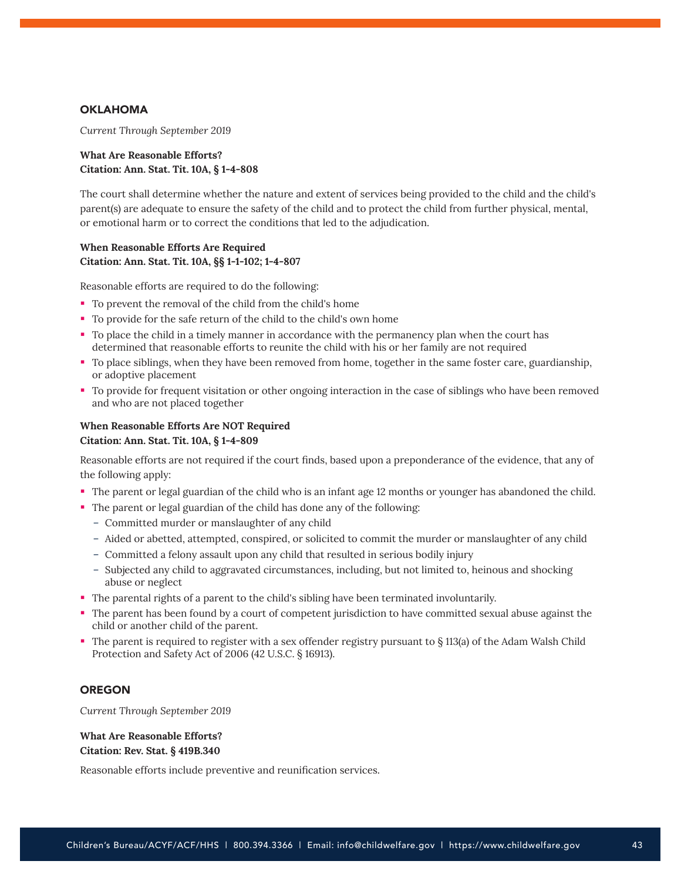## OKLAHOMA

*Current Through September 2019*

**What Are Reasonable Efforts?**
**Citation: Ann. Stat. Tit. 10A, § 1-4-808**

The court shall determine whether the nature and extent of services being provided to the child and the child's parent(s) are adequate to ensure the safety of the child and to protect the child from further physical, mental, or emotional harm or to correct the conditions that led to the adjudication.

**When Reasonable Efforts Are Required**
**Citation: Ann. Stat. Tit. 10A, §§ 1-1-102; 1-4-807**

Reasonable efforts are required to do the following:

- To prevent the removal of the child from the child's home
- To provide for the safe return of the child to the child's own home
- To place the child in a timely manner in accordance with the permanency plan when the court has determined that reasonable efforts to reunite the child with his or her family are not required
- To place siblings, when they have been removed from home, together in the same foster care, guardianship, or adoptive placement
- To provide for frequent visitation or other ongoing interaction in the case of siblings who have been removed and who are not placed together

**When Reasonable Efforts Are NOT Required**
**Citation: Ann. Stat. Tit. 10A, § 1-4-809**

Reasonable efforts are not required if the court finds, based upon a preponderance of the evidence, that any of the following apply:

- The parent or legal guardian of the child who is an infant age 12 months or younger has abandoned the child.
- The parent or legal guardian of the child has done any of the following:
  - Committed murder or manslaughter of any child
  - Aided or abetted, attempted, conspired, or solicited to commit the murder or manslaughter of any child
  - Committed a felony assault upon any child that resulted in serious bodily injury
  - Subjected any child to aggravated circumstances, including, but not limited to, heinous and shocking abuse or neglect
- The parental rights of a parent to the child's sibling have been terminated involuntarily.
- The parent has been found by a court of competent jurisdiction to have committed sexual abuse against the child or another child of the parent.
- The parent is required to register with a sex offender registry pursuant to § 113(a) of the Adam Walsh Child Protection and Safety Act of 2006 (42 U.S.C. § 16913).

## OREGON

*Current Through September 2019*

**What Are Reasonable Efforts?**
**Citation: Rev. Stat. § 419B.340**

Reasonable efforts include preventive and reunification services.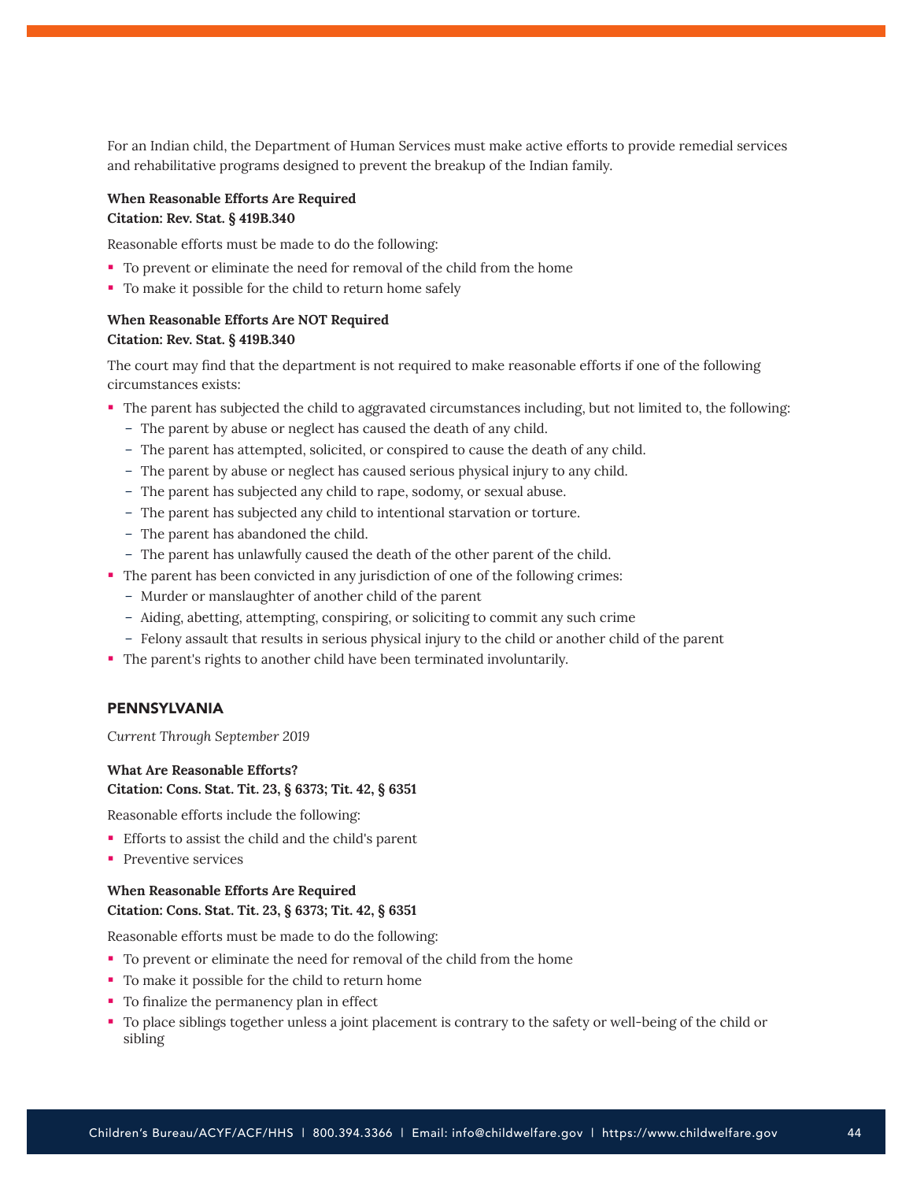For an Indian child, the Department of Human Services must make active efforts to provide remedial services and rehabilitative programs designed to prevent the breakup of the Indian family.

**When Reasonable Efforts Are Required**
**Citation: Rev. Stat. § 419B.340**

Reasonable efforts must be made to do the following:

- To prevent or eliminate the need for removal of the child from the home
- To make it possible for the child to return home safely

**When Reasonable Efforts Are NOT Required**
**Citation: Rev. Stat. § 419B.340**

The court may find that the department is not required to make reasonable efforts if one of the following circumstances exists:

- The parent has subjected the child to aggravated circumstances including, but not limited to, the following:
  - The parent by abuse or neglect has caused the death of any child.
  - The parent has attempted, solicited, or conspired to cause the death of any child.
  - The parent by abuse or neglect has caused serious physical injury to any child.
  - The parent has subjected any child to rape, sodomy, or sexual abuse.
  - The parent has subjected any child to intentional starvation or torture.
  - The parent has abandoned the child.
  - The parent has unlawfully caused the death of the other parent of the child.
- The parent has been convicted in any jurisdiction of one of the following crimes:
  - Murder or manslaughter of another child of the parent
  - Aiding, abetting, attempting, conspiring, or soliciting to commit any such crime
  - Felony assault that results in serious physical injury to the child or another child of the parent
- The parent's rights to another child have been terminated involuntarily.

## PENNSYLVANIA

*Current Through September 2019*

**What Are Reasonable Efforts?**
**Citation: Cons. Stat. Tit. 23, § 6373; Tit. 42, § 6351**

Reasonable efforts include the following:

- Efforts to assist the child and the child's parent
- Preventive services

**When Reasonable Efforts Are Required**
**Citation: Cons. Stat. Tit. 23, § 6373; Tit. 42, § 6351**

Reasonable efforts must be made to do the following:

- To prevent or eliminate the need for removal of the child from the home
- To make it possible for the child to return home
- To finalize the permanency plan in effect
- To place siblings together unless a joint placement is contrary to the safety or well-being of the child or sibling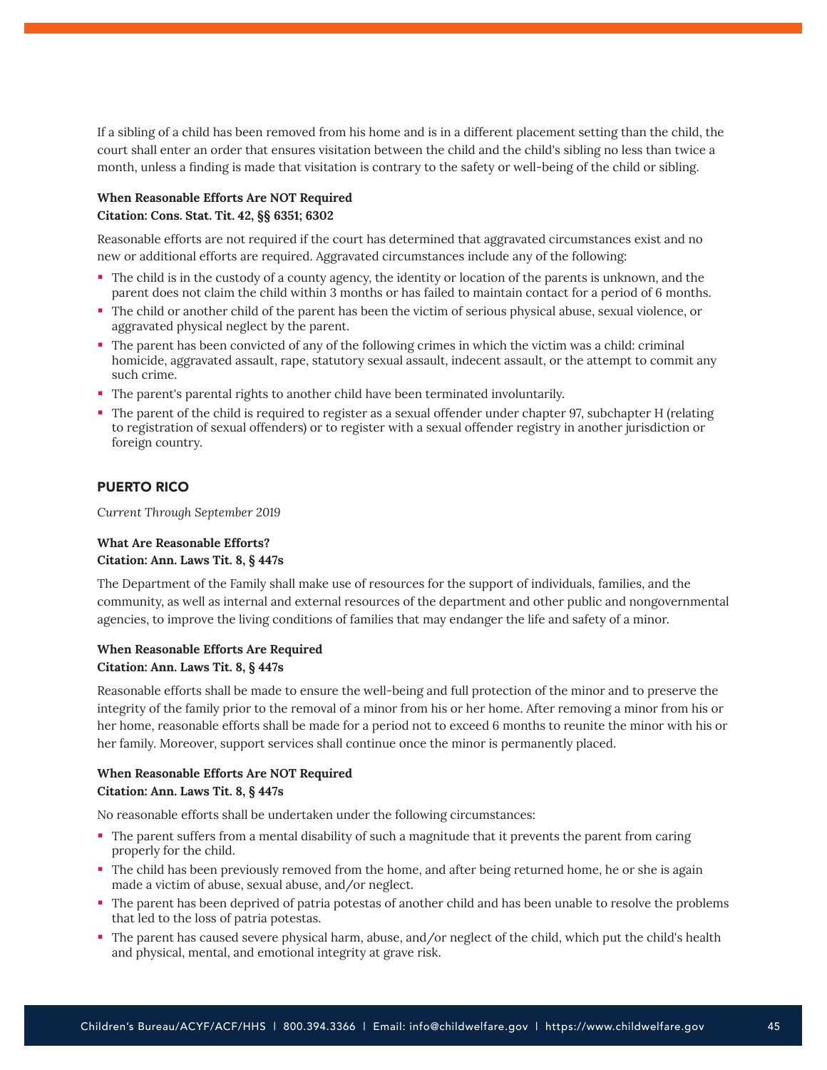If a sibling of a child has been removed from his home and is in a different placement setting than the child, the court shall enter an order that ensures visitation between the child and the child's sibling no less than twice a month, unless a finding is made that visitation is contrary to the safety or well-being of the child or sibling.

**When Reasonable Efforts Are NOT Required**
**Citation: Cons. Stat. Tit. 42, §§ 6351; 6302**

Reasonable efforts are not required if the court has determined that aggravated circumstances exist and no new or additional efforts are required. Aggravated circumstances include any of the following:

- The child is in the custody of a county agency, the identity or location of the parents is unknown, and the parent does not claim the child within 3 months or has failed to maintain contact for a period of 6 months.
- The child or another child of the parent has been the victim of serious physical abuse, sexual violence, or aggravated physical neglect by the parent.
- The parent has been convicted of any of the following crimes in which the victim was a child: criminal homicide, aggravated assault, rape, statutory sexual assault, indecent assault, or the attempt to commit any such crime.
- The parent's parental rights to another child have been terminated involuntarily.
- The parent of the child is required to register as a sexual offender under chapter 97, subchapter H (relating to registration of sexual offenders) or to register with a sexual offender registry in another jurisdiction or foreign country.

## PUERTO RICO

*Current Through September 2019*

**What Are Reasonable Efforts?**
**Citation: Ann. Laws Tit. 8, § 447s**

The Department of the Family shall make use of resources for the support of individuals, families, and the community, as well as internal and external resources of the department and other public and nongovernmental agencies, to improve the living conditions of families that may endanger the life and safety of a minor.

**When Reasonable Efforts Are Required**
**Citation: Ann. Laws Tit. 8, § 447s**

Reasonable efforts shall be made to ensure the well-being and full protection of the minor and to preserve the integrity of the family prior to the removal of a minor from his or her home. After removing a minor from his or her home, reasonable efforts shall be made for a period not to exceed 6 months to reunite the minor with his or her family. Moreover, support services shall continue once the minor is permanently placed.

**When Reasonable Efforts Are NOT Required**
**Citation: Ann. Laws Tit. 8, § 447s**

No reasonable efforts shall be undertaken under the following circumstances:

- The parent suffers from a mental disability of such a magnitude that it prevents the parent from caring properly for the child.
- The child has been previously removed from the home, and after being returned home, he or she is again made a victim of abuse, sexual abuse, and/or neglect.
- The parent has been deprived of patria potestas of another child and has been unable to resolve the problems that led to the loss of patria potestas.
- The parent has caused severe physical harm, abuse, and/or neglect of the child, which put the child's health and physical, mental, and emotional integrity at grave risk.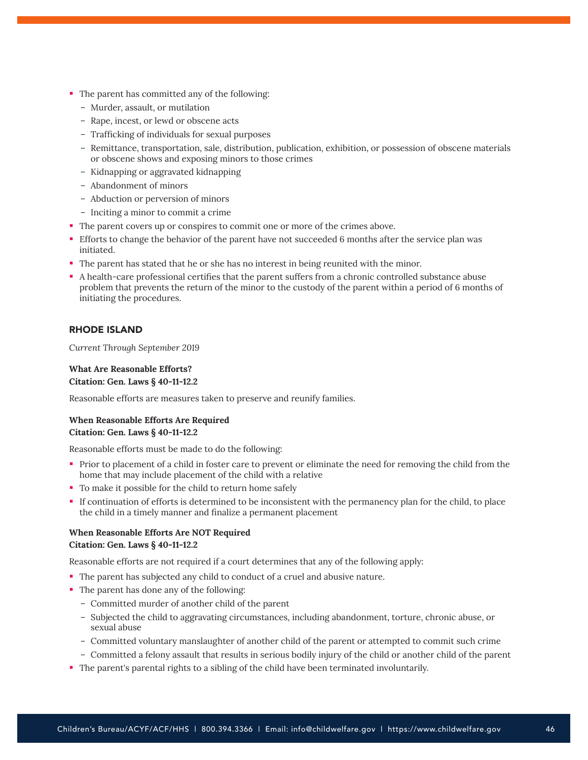- The parent has committed any of the following:
  - Murder, assault, or mutilation
  - Rape, incest, or lewd or obscene acts
  - Trafficking of individuals for sexual purposes
  - Remittance, transportation, sale, distribution, publication, exhibition, or possession of obscene materials or obscene shows and exposing minors to those crimes
  - Kidnapping or aggravated kidnapping
  - Abandonment of minors
  - Abduction or perversion of minors
  - Inciting a minor to commit a crime
- The parent covers up or conspires to commit one or more of the crimes above.
- Efforts to change the behavior of the parent have not succeeded 6 months after the service plan was initiated.
- The parent has stated that he or she has no interest in being reunited with the minor.
- A health-care professional certifies that the parent suffers from a chronic controlled substance abuse problem that prevents the return of the minor to the custody of the parent within a period of 6 months of initiating the procedures.

## RHODE ISLAND

*Current Through September 2019*

**What Are Reasonable Efforts?**
**Citation: Gen. Laws § 40-11-12.2**

Reasonable efforts are measures taken to preserve and reunify families.

**When Reasonable Efforts Are Required**
**Citation: Gen. Laws § 40-11-12.2**

Reasonable efforts must be made to do the following:

- Prior to placement of a child in foster care to prevent or eliminate the need for removing the child from the home that may include placement of the child with a relative
- To make it possible for the child to return home safely
- If continuation of efforts is determined to be inconsistent with the permanency plan for the child, to place the child in a timely manner and finalize a permanent placement

**When Reasonable Efforts Are NOT Required**
**Citation: Gen. Laws § 40-11-12.2**

Reasonable efforts are not required if a court determines that any of the following apply:

- The parent has subjected any child to conduct of a cruel and abusive nature.
- The parent has done any of the following:
  - Committed murder of another child of the parent
  - Subjected the child to aggravating circumstances, including abandonment, torture, chronic abuse, or sexual abuse
  - Committed voluntary manslaughter of another child of the parent or attempted to commit such crime
  - Committed a felony assault that results in serious bodily injury of the child or another child of the parent
- The parent's parental rights to a sibling of the child have been terminated involuntarily.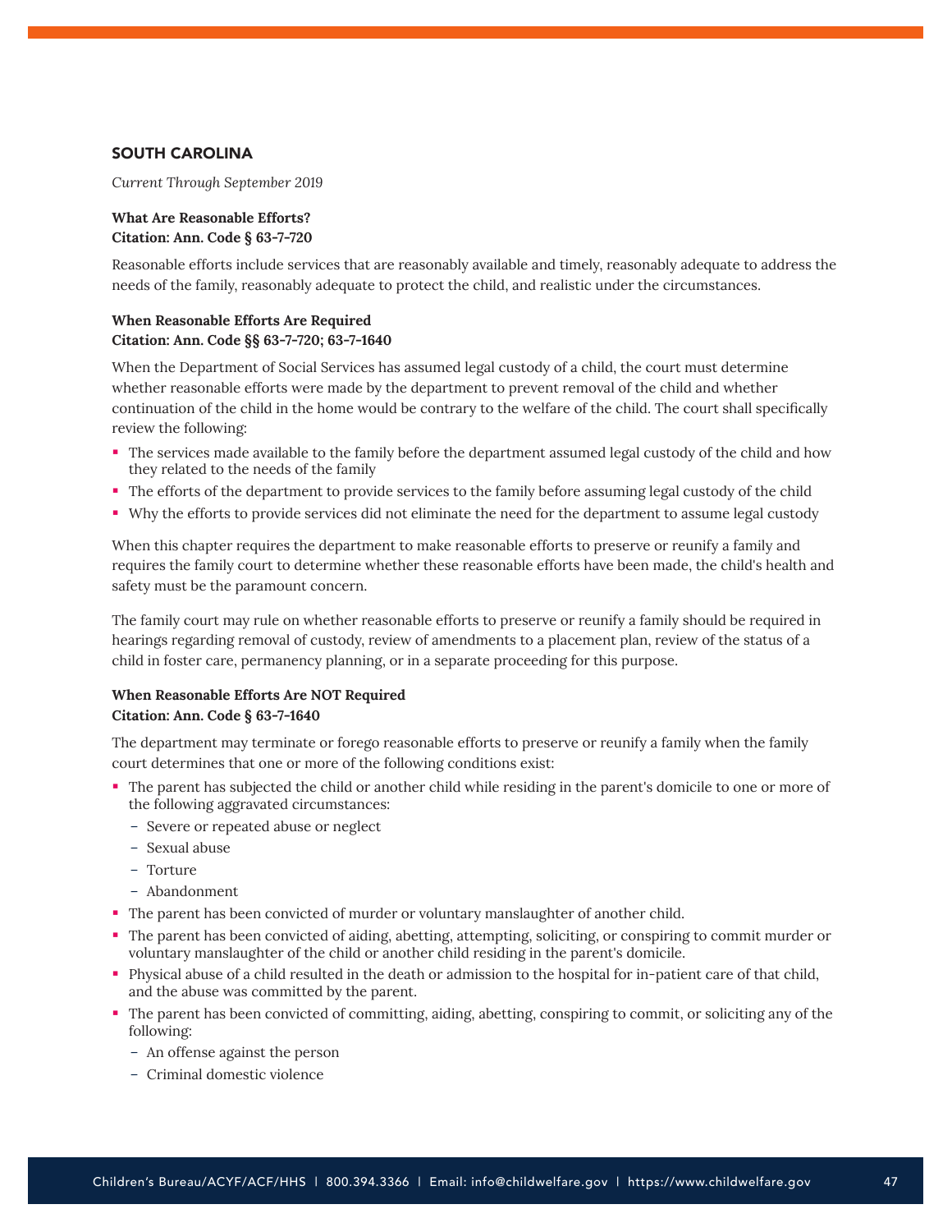## SOUTH CAROLINA

*Current Through September 2019*

**What Are Reasonable Efforts?**
**Citation: Ann. Code § 63-7-720**

Reasonable efforts include services that are reasonably available and timely, reasonably adequate to address the needs of the family, reasonably adequate to protect the child, and realistic under the circumstances.

**When Reasonable Efforts Are Required**
**Citation: Ann. Code §§ 63-7-720; 63-7-1640**

When the Department of Social Services has assumed legal custody of a child, the court must determine whether reasonable efforts were made by the department to prevent removal of the child and whether continuation of the child in the home would be contrary to the welfare of the child. The court shall specifically review the following:

- The services made available to the family before the department assumed legal custody of the child and how they related to the needs of the family
- The efforts of the department to provide services to the family before assuming legal custody of the child
- Why the efforts to provide services did not eliminate the need for the department to assume legal custody

When this chapter requires the department to make reasonable efforts to preserve or reunify a family and requires the family court to determine whether these reasonable efforts have been made, the child's health and safety must be the paramount concern.

The family court may rule on whether reasonable efforts to preserve or reunify a family should be required in hearings regarding removal of custody, review of amendments to a placement plan, review of the status of a child in foster care, permanency planning, or in a separate proceeding for this purpose.

**When Reasonable Efforts Are NOT Required**
**Citation: Ann. Code § 63-7-1640**

The department may terminate or forego reasonable efforts to preserve or reunify a family when the family court determines that one or more of the following conditions exist:

- The parent has subjected the child or another child while residing in the parent's domicile to one or more of the following aggravated circumstances:
  - Severe or repeated abuse or neglect
  - Sexual abuse
  - Torture
  - Abandonment
- The parent has been convicted of murder or voluntary manslaughter of another child.
- The parent has been convicted of aiding, abetting, attempting, soliciting, or conspiring to commit murder or voluntary manslaughter of the child or another child residing in the parent's domicile.
- Physical abuse of a child resulted in the death or admission to the hospital for in-patient care of that child, and the abuse was committed by the parent.
- The parent has been convicted of committing, aiding, abetting, conspiring to commit, or soliciting any of the following:
  - An offense against the person
  - Criminal domestic violence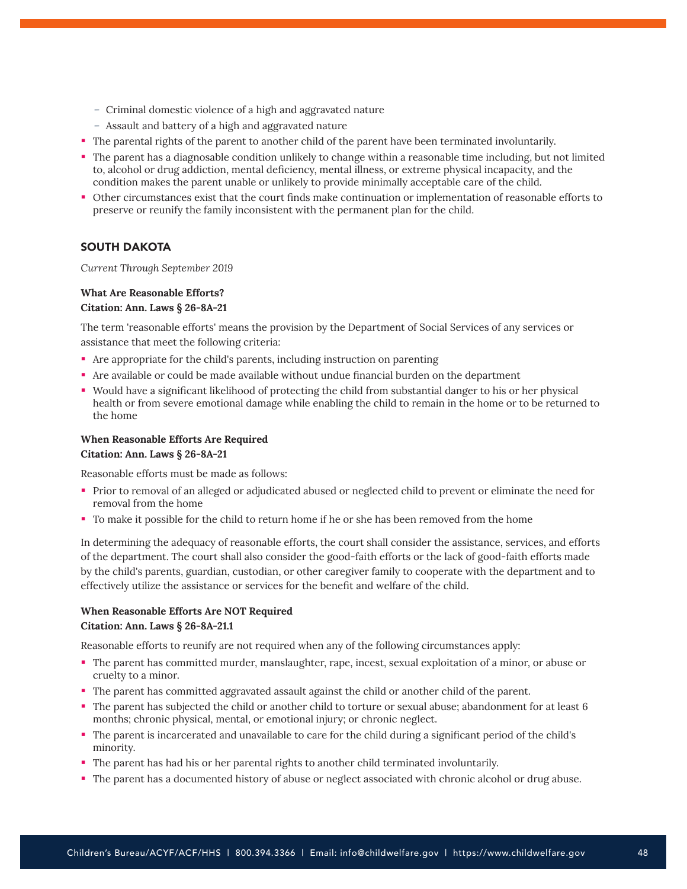- Criminal domestic violence of a high and aggravated nature
  - Assault and battery of a high and aggravated nature
- The parental rights of the parent to another child of the parent have been terminated involuntarily.
- The parent has a diagnosable condition unlikely to change within a reasonable time including, but not limited to, alcohol or drug addiction, mental deficiency, mental illness, or extreme physical incapacity, and the condition makes the parent unable or unlikely to provide minimally acceptable care of the child.
- Other circumstances exist that the court finds make continuation or implementation of reasonable efforts to preserve or reunify the family inconsistent with the permanent plan for the child.

## SOUTH DAKOTA

*Current Through September 2019*

**What Are Reasonable Efforts?**
**Citation: Ann. Laws § 26-8A-21**

The term 'reasonable efforts' means the provision by the Department of Social Services of any services or assistance that meet the following criteria:

- Are appropriate for the child's parents, including instruction on parenting
- Are available or could be made available without undue financial burden on the department
- Would have a significant likelihood of protecting the child from substantial danger to his or her physical health or from severe emotional damage while enabling the child to remain in the home or to be returned to the home

**When Reasonable Efforts Are Required**
**Citation: Ann. Laws § 26-8A-21**

Reasonable efforts must be made as follows:

- Prior to removal of an alleged or adjudicated abused or neglected child to prevent or eliminate the need for removal from the home
- To make it possible for the child to return home if he or she has been removed from the home

In determining the adequacy of reasonable efforts, the court shall consider the assistance, services, and efforts of the department. The court shall also consider the good-faith efforts or the lack of good-faith efforts made by the child's parents, guardian, custodian, or other caregiver family to cooperate with the department and to effectively utilize the assistance or services for the benefit and welfare of the child.

**When Reasonable Efforts Are NOT Required**
**Citation: Ann. Laws § 26-8A-21.1**

Reasonable efforts to reunify are not required when any of the following circumstances apply:

- The parent has committed murder, manslaughter, rape, incest, sexual exploitation of a minor, or abuse or cruelty to a minor.
- The parent has committed aggravated assault against the child or another child of the parent.
- The parent has subjected the child or another child to torture or sexual abuse; abandonment for at least 6 months; chronic physical, mental, or emotional injury; or chronic neglect.
- The parent is incarcerated and unavailable to care for the child during a significant period of the child's minority.
- The parent has had his or her parental rights to another child terminated involuntarily.
- The parent has a documented history of abuse or neglect associated with chronic alcohol or drug abuse.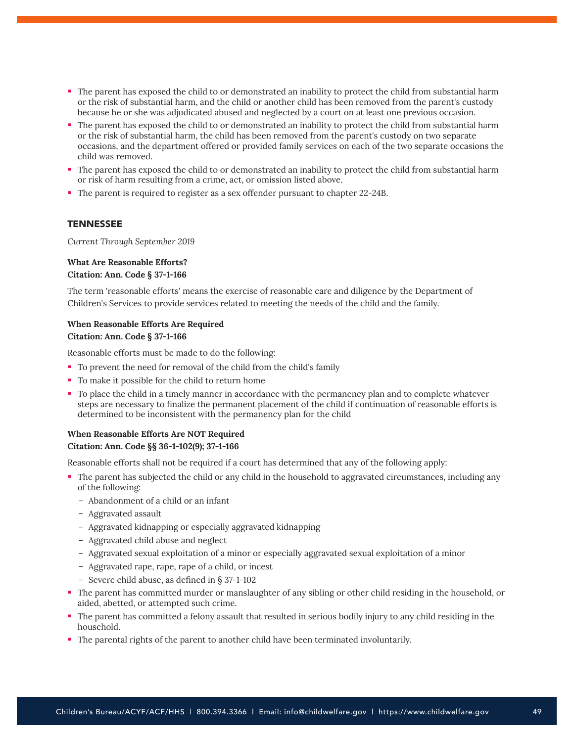- The parent has exposed the child to or demonstrated an inability to protect the child from substantial harm or the risk of substantial harm, and the child or another child has been removed from the parent's custody because he or she was adjudicated abused and neglected by a court on at least one previous occasion.
- The parent has exposed the child to or demonstrated an inability to protect the child from substantial harm or the risk of substantial harm, the child has been removed from the parent's custody on two separate occasions, and the department offered or provided family services on each of the two separate occasions the child was removed.
- The parent has exposed the child to or demonstrated an inability to protect the child from substantial harm or risk of harm resulting from a crime, act, or omission listed above.
- The parent is required to register as a sex offender pursuant to chapter 22-24B.

## TENNESSEE

*Current Through September 2019*

**What Are Reasonable Efforts?**
**Citation: Ann. Code § 37-1-166**

The term 'reasonable efforts' means the exercise of reasonable care and diligence by the Department of Children's Services to provide services related to meeting the needs of the child and the family.

**When Reasonable Efforts Are Required**
**Citation: Ann. Code § 37-1-166**

Reasonable efforts must be made to do the following:

- To prevent the need for removal of the child from the child's family
- To make it possible for the child to return home
- To place the child in a timely manner in accordance with the permanency plan and to complete whatever steps are necessary to finalize the permanent placement of the child if continuation of reasonable efforts is determined to be inconsistent with the permanency plan for the child

**When Reasonable Efforts Are NOT Required**
**Citation: Ann. Code §§ 36-1-102(9); 37-1-166**

Reasonable efforts shall not be required if a court has determined that any of the following apply:

- The parent has subjected the child or any child in the household to aggravated circumstances, including any of the following:
  - Abandonment of a child or an infant
  - Aggravated assault
  - Aggravated kidnapping or especially aggravated kidnapping
  - Aggravated child abuse and neglect
  - Aggravated sexual exploitation of a minor or especially aggravated sexual exploitation of a minor
  - Aggravated rape, rape, rape of a child, or incest
  - Severe child abuse, as defined in § 37-1-102
- The parent has committed murder or manslaughter of any sibling or other child residing in the household, or aided, abetted, or attempted such crime.
- The parent has committed a felony assault that resulted in serious bodily injury to any child residing in the household.
- The parental rights of the parent to another child have been terminated involuntarily.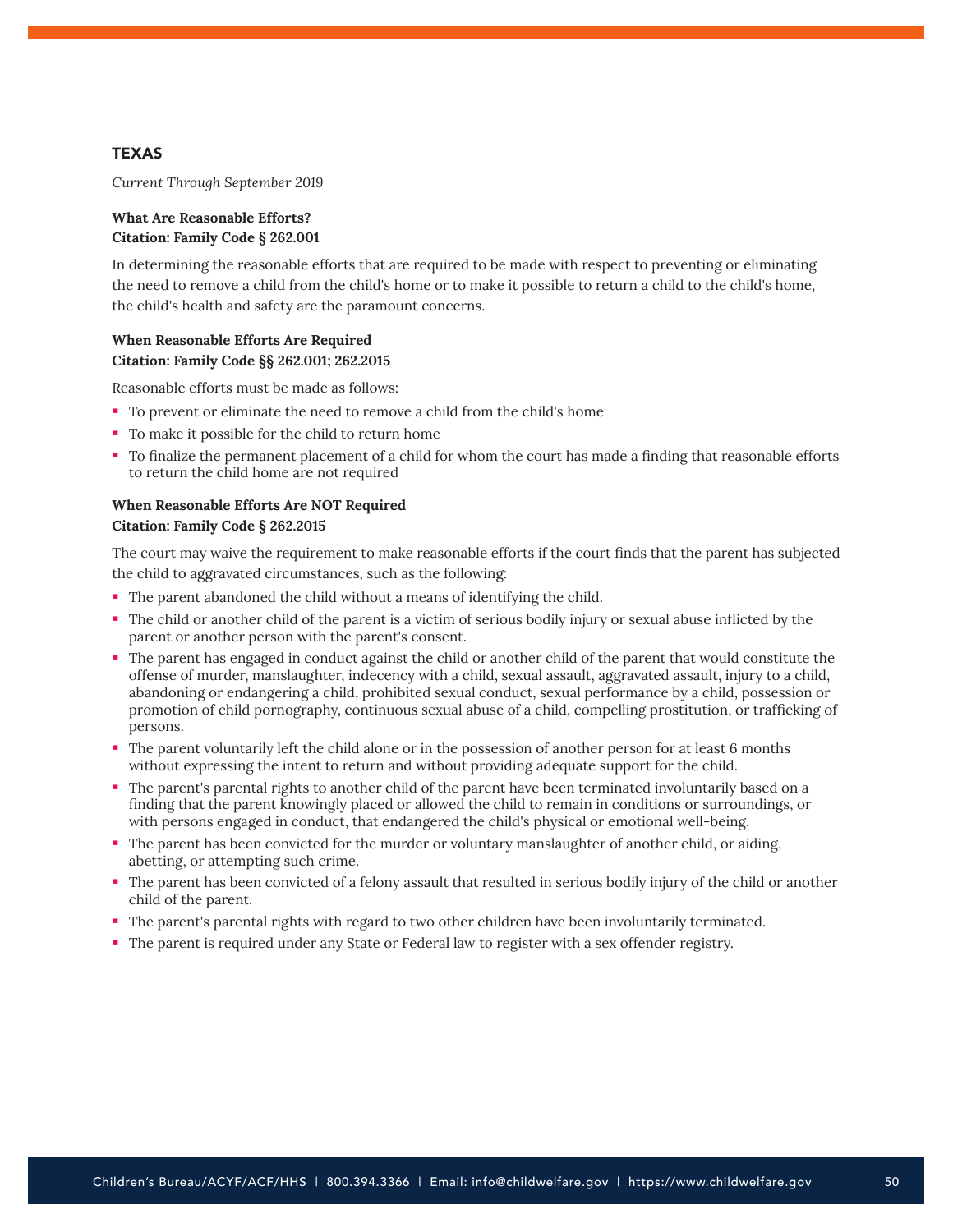## TEXAS

*Current Through September 2019*

**What Are Reasonable Efforts?**
**Citation: Family Code § 262.001**

In determining the reasonable efforts that are required to be made with respect to preventing or eliminating the need to remove a child from the child's home or to make it possible to return a child to the child's home, the child's health and safety are the paramount concerns.

**When Reasonable Efforts Are Required**
**Citation: Family Code §§ 262.001; 262.2015**

Reasonable efforts must be made as follows:

- To prevent or eliminate the need to remove a child from the child's home
- To make it possible for the child to return home
- To finalize the permanent placement of a child for whom the court has made a finding that reasonable efforts to return the child home are not required

**When Reasonable Efforts Are NOT Required**
**Citation: Family Code § 262.2015**

The court may waive the requirement to make reasonable efforts if the court finds that the parent has subjected the child to aggravated circumstances, such as the following:

- The parent abandoned the child without a means of identifying the child.
- The child or another child of the parent is a victim of serious bodily injury or sexual abuse inflicted by the parent or another person with the parent's consent.
- The parent has engaged in conduct against the child or another child of the parent that would constitute the offense of murder, manslaughter, indecency with a child, sexual assault, aggravated assault, injury to a child, abandoning or endangering a child, prohibited sexual conduct, sexual performance by a child, possession or promotion of child pornography, continuous sexual abuse of a child, compelling prostitution, or trafficking of persons.
- The parent voluntarily left the child alone or in the possession of another person for at least 6 months without expressing the intent to return and without providing adequate support for the child.
- The parent's parental rights to another child of the parent have been terminated involuntarily based on a finding that the parent knowingly placed or allowed the child to remain in conditions or surroundings, or with persons engaged in conduct, that endangered the child's physical or emotional well-being.
- The parent has been convicted for the murder or voluntary manslaughter of another child, or aiding, abetting, or attempting such crime.
- The parent has been convicted of a felony assault that resulted in serious bodily injury of the child or another child of the parent.
- The parent's parental rights with regard to two other children have been involuntarily terminated.
- The parent is required under any State or Federal law to register with a sex offender registry.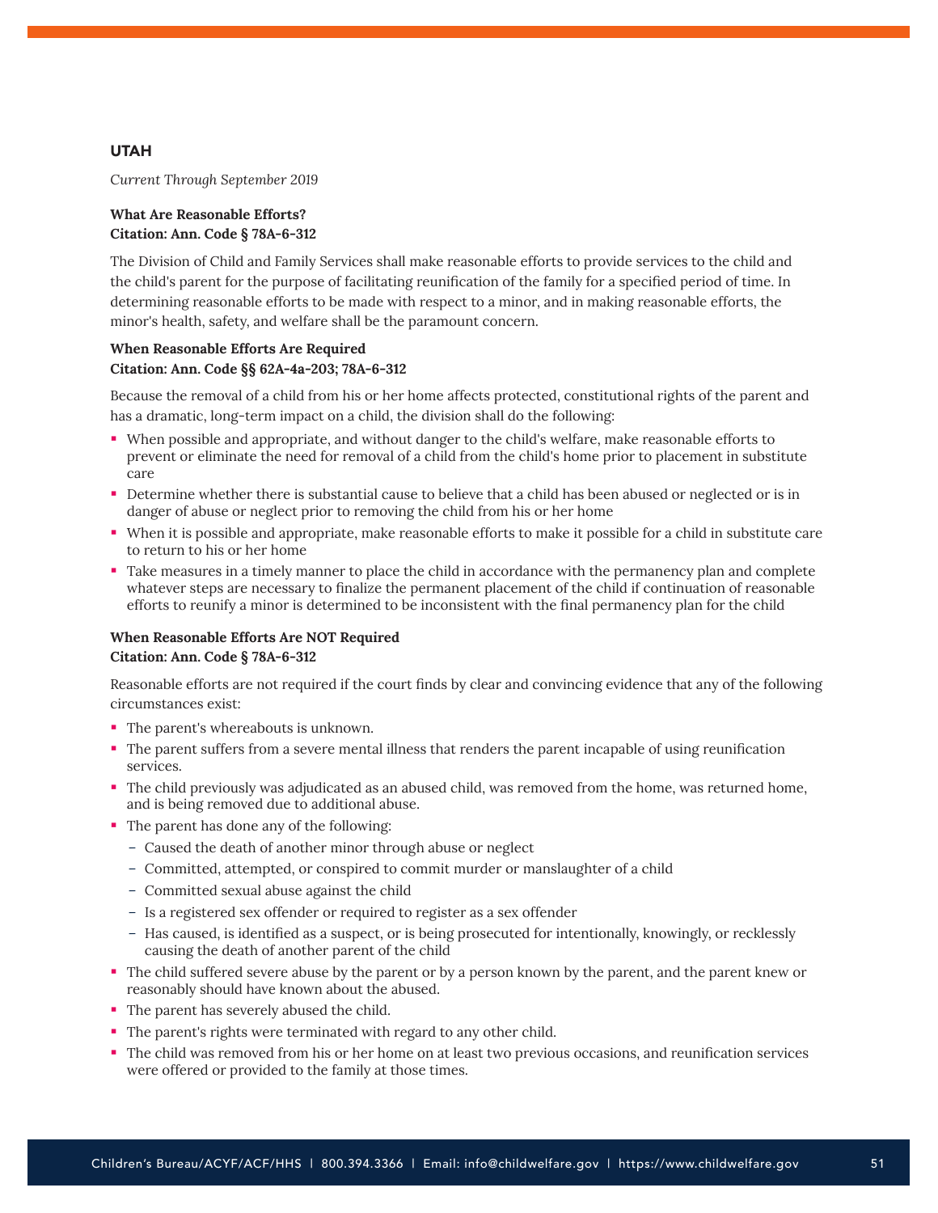## UTAH

*Current Through September 2019*

**What Are Reasonable Efforts?**
**Citation: Ann. Code § 78A-6-312**

The Division of Child and Family Services shall make reasonable efforts to provide services to the child and the child's parent for the purpose of facilitating reunification of the family for a specified period of time. In determining reasonable efforts to be made with respect to a minor, and in making reasonable efforts, the minor's health, safety, and welfare shall be the paramount concern.

**When Reasonable Efforts Are Required**
**Citation: Ann. Code §§ 62A-4a-203; 78A-6-312**

Because the removal of a child from his or her home affects protected, constitutional rights of the parent and has a dramatic, long-term impact on a child, the division shall do the following:

- When possible and appropriate, and without danger to the child's welfare, make reasonable efforts to prevent or eliminate the need for removal of a child from the child's home prior to placement in substitute care
- Determine whether there is substantial cause to believe that a child has been abused or neglected or is in danger of abuse or neglect prior to removing the child from his or her home
- When it is possible and appropriate, make reasonable efforts to make it possible for a child in substitute care to return to his or her home
- Take measures in a timely manner to place the child in accordance with the permanency plan and complete whatever steps are necessary to finalize the permanent placement of the child if continuation of reasonable efforts to reunify a minor is determined to be inconsistent with the final permanency plan for the child

**When Reasonable Efforts Are NOT Required**
**Citation: Ann. Code § 78A-6-312**

Reasonable efforts are not required if the court finds by clear and convincing evidence that any of the following circumstances exist:

- The parent's whereabouts is unknown.
- The parent suffers from a severe mental illness that renders the parent incapable of using reunification services.
- The child previously was adjudicated as an abused child, was removed from the home, was returned home, and is being removed due to additional abuse.
- The parent has done any of the following:
  - Caused the death of another minor through abuse or neglect
  - Committed, attempted, or conspired to commit murder or manslaughter of a child
  - Committed sexual abuse against the child
  - Is a registered sex offender or required to register as a sex offender
  - Has caused, is identified as a suspect, or is being prosecuted for intentionally, knowingly, or recklessly causing the death of another parent of the child
- The child suffered severe abuse by the parent or by a person known by the parent, and the parent knew or reasonably should have known about the abused.
- The parent has severely abused the child.
- The parent's rights were terminated with regard to any other child.
- The child was removed from his or her home on at least two previous occasions, and reunification services were offered or provided to the family at those times.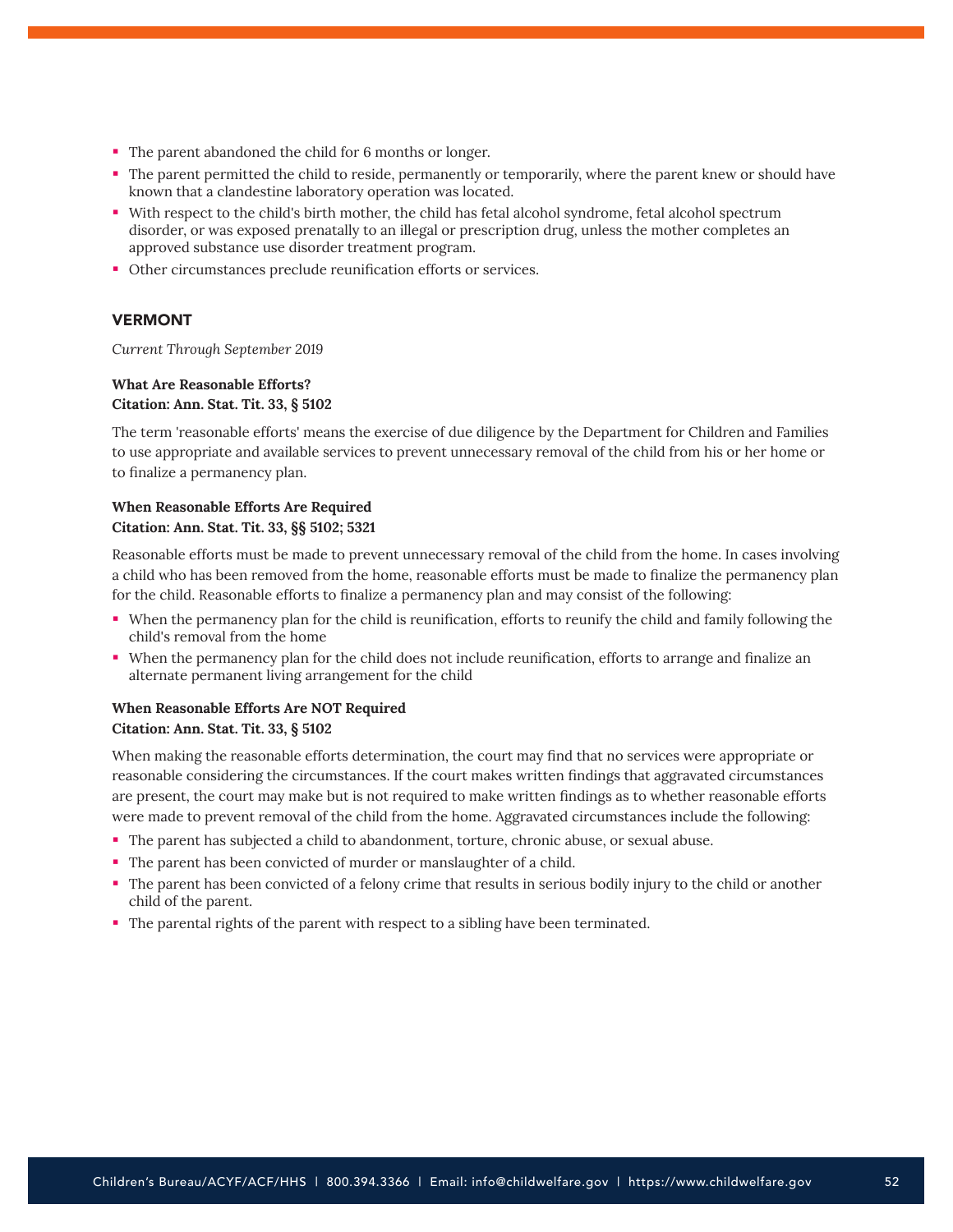- The parent abandoned the child for 6 months or longer.
- The parent permitted the child to reside, permanently or temporarily, where the parent knew or should have known that a clandestine laboratory operation was located.
- With respect to the child's birth mother, the child has fetal alcohol syndrome, fetal alcohol spectrum disorder, or was exposed prenatally to an illegal or prescription drug, unless the mother completes an approved substance use disorder treatment program.
- Other circumstances preclude reunification efforts or services.

## VERMONT

*Current Through September 2019*

**What Are Reasonable Efforts?**
**Citation: Ann. Stat. Tit. 33, § 5102**

The term 'reasonable efforts' means the exercise of due diligence by the Department for Children and Families to use appropriate and available services to prevent unnecessary removal of the child from his or her home or to finalize a permanency plan.

**When Reasonable Efforts Are Required**
**Citation: Ann. Stat. Tit. 33, §§ 5102; 5321**

Reasonable efforts must be made to prevent unnecessary removal of the child from the home. In cases involving a child who has been removed from the home, reasonable efforts must be made to finalize the permanency plan for the child. Reasonable efforts to finalize a permanency plan and may consist of the following:

- When the permanency plan for the child is reunification, efforts to reunify the child and family following the child's removal from the home
- When the permanency plan for the child does not include reunification, efforts to arrange and finalize an alternate permanent living arrangement for the child

**When Reasonable Efforts Are NOT Required**
**Citation: Ann. Stat. Tit. 33, § 5102**

When making the reasonable efforts determination, the court may find that no services were appropriate or reasonable considering the circumstances. If the court makes written findings that aggravated circumstances are present, the court may make but is not required to make written findings as to whether reasonable efforts were made to prevent removal of the child from the home. Aggravated circumstances include the following:

- The parent has subjected a child to abandonment, torture, chronic abuse, or sexual abuse.
- The parent has been convicted of murder or manslaughter of a child.
- The parent has been convicted of a felony crime that results in serious bodily injury to the child or another child of the parent.
- The parental rights of the parent with respect to a sibling have been terminated.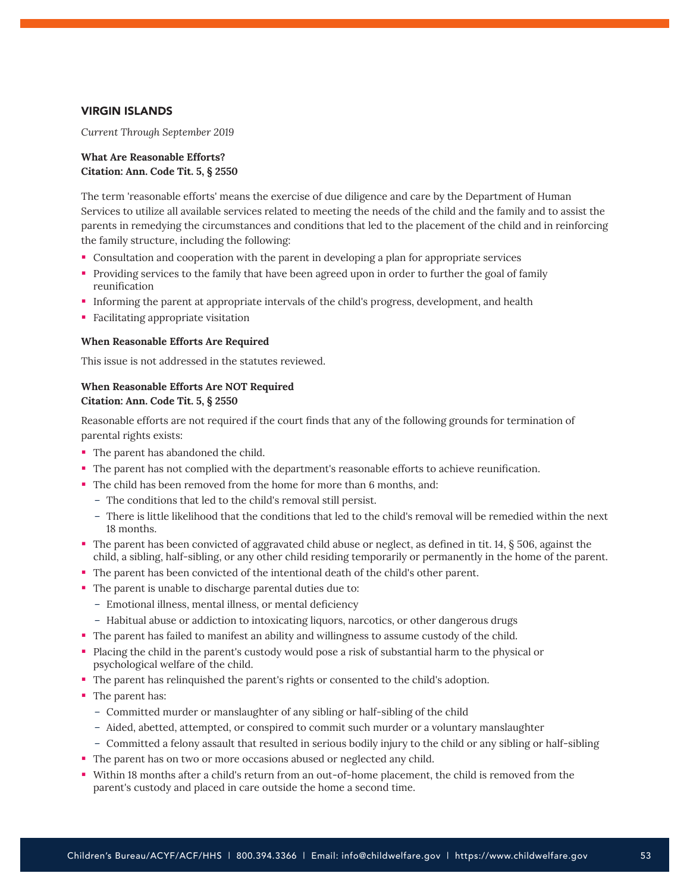## VIRGIN ISLANDS

*Current Through September 2019*

**What Are Reasonable Efforts?**
**Citation: Ann. Code Tit. 5, § 2550**

The term 'reasonable efforts' means the exercise of due diligence and care by the Department of Human Services to utilize all available services related to meeting the needs of the child and the family and to assist the parents in remedying the circumstances and conditions that led to the placement of the child and in reinforcing the family structure, including the following:

- Consultation and cooperation with the parent in developing a plan for appropriate services
- Providing services to the family that have been agreed upon in order to further the goal of family reunification
- Informing the parent at appropriate intervals of the child's progress, development, and health
- Facilitating appropriate visitation

**When Reasonable Efforts Are Required**

This issue is not addressed in the statutes reviewed.

**When Reasonable Efforts Are NOT Required**
**Citation: Ann. Code Tit. 5, § 2550**

Reasonable efforts are not required if the court finds that any of the following grounds for termination of parental rights exists:

- The parent has abandoned the child.
- The parent has not complied with the department's reasonable efforts to achieve reunification.
- The child has been removed from the home for more than 6 months, and:
  - The conditions that led to the child's removal still persist.
  - There is little likelihood that the conditions that led to the child's removal will be remedied within the next 18 months.
- The parent has been convicted of aggravated child abuse or neglect, as defined in tit. 14, § 506, against the child, a sibling, half-sibling, or any other child residing temporarily or permanently in the home of the parent.
- The parent has been convicted of the intentional death of the child's other parent.
- The parent is unable to discharge parental duties due to:
  - Emotional illness, mental illness, or mental deficiency
  - Habitual abuse or addiction to intoxicating liquors, narcotics, or other dangerous drugs
- The parent has failed to manifest an ability and willingness to assume custody of the child.
- Placing the child in the parent's custody would pose a risk of substantial harm to the physical or psychological welfare of the child.
- The parent has relinquished the parent's rights or consented to the child's adoption.
- The parent has:
  - Committed murder or manslaughter of any sibling or half-sibling of the child
  - Aided, abetted, attempted, or conspired to commit such murder or a voluntary manslaughter
  - Committed a felony assault that resulted in serious bodily injury to the child or any sibling or half-sibling
- The parent has on two or more occasions abused or neglected any child.
- Within 18 months after a child's return from an out-of-home placement, the child is removed from the parent's custody and placed in care outside the home a second time.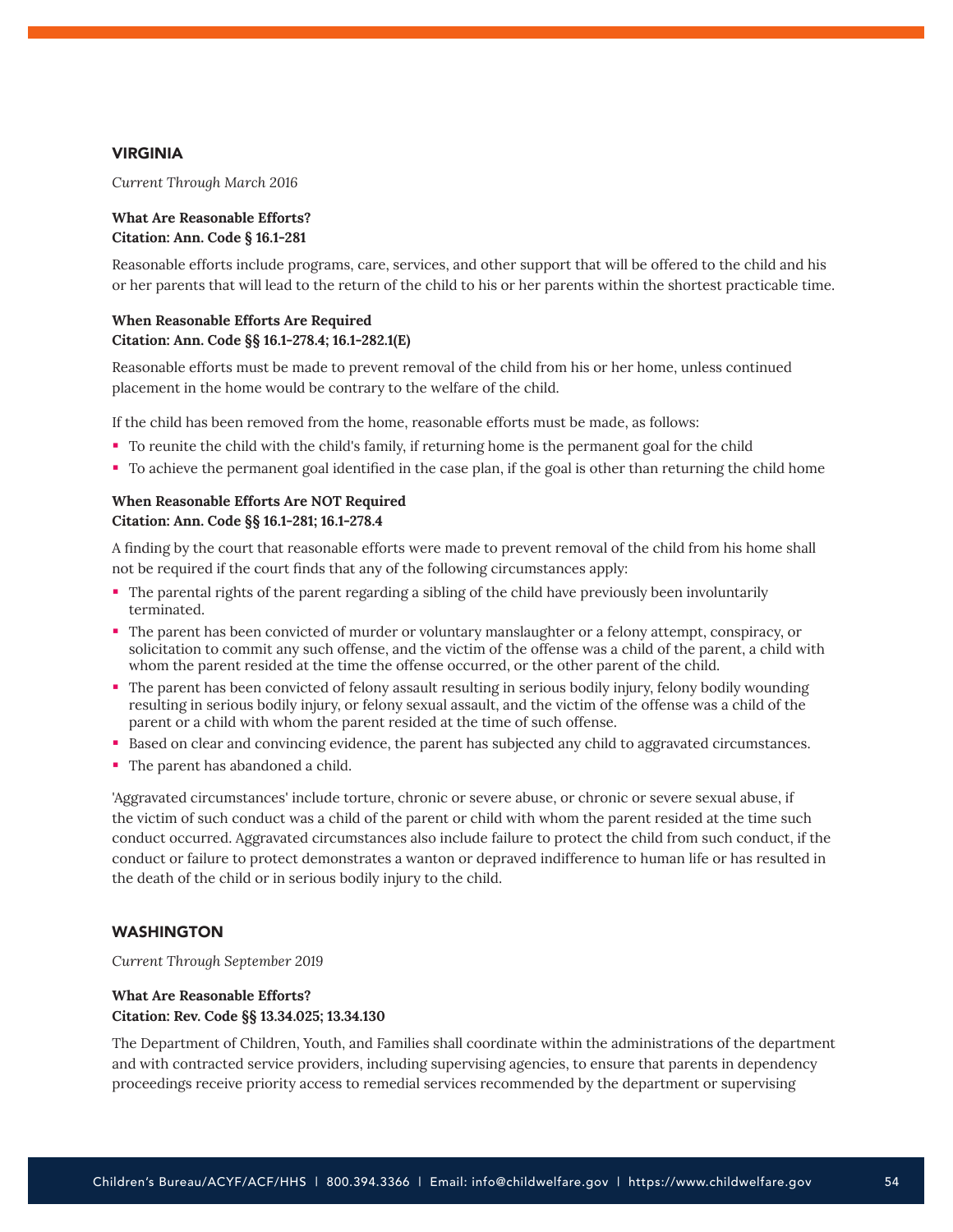## VIRGINIA

*Current Through March 2016*

**What Are Reasonable Efforts?**
**Citation: Ann. Code § 16.1-281**

Reasonable efforts include programs, care, services, and other support that will be offered to the child and his or her parents that will lead to the return of the child to his or her parents within the shortest practicable time.

**When Reasonable Efforts Are Required**
**Citation: Ann. Code §§ 16.1-278.4; 16.1-282.1(E)**

Reasonable efforts must be made to prevent removal of the child from his or her home, unless continued placement in the home would be contrary to the welfare of the child.

If the child has been removed from the home, reasonable efforts must be made, as follows:

- To reunite the child with the child's family, if returning home is the permanent goal for the child
- To achieve the permanent goal identified in the case plan, if the goal is other than returning the child home

**When Reasonable Efforts Are NOT Required**
**Citation: Ann. Code §§ 16.1-281; 16.1-278.4**

A finding by the court that reasonable efforts were made to prevent removal of the child from his home shall not be required if the court finds that any of the following circumstances apply:

- The parental rights of the parent regarding a sibling of the child have previously been involuntarily terminated.
- The parent has been convicted of murder or voluntary manslaughter or a felony attempt, conspiracy, or solicitation to commit any such offense, and the victim of the offense was a child of the parent, a child with whom the parent resided at the time the offense occurred, or the other parent of the child.
- The parent has been convicted of felony assault resulting in serious bodily injury, felony bodily wounding resulting in serious bodily injury, or felony sexual assault, and the victim of the offense was a child of the parent or a child with whom the parent resided at the time of such offense.
- Based on clear and convincing evidence, the parent has subjected any child to aggravated circumstances.
- The parent has abandoned a child.

'Aggravated circumstances' include torture, chronic or severe abuse, or chronic or severe sexual abuse, if the victim of such conduct was a child of the parent or child with whom the parent resided at the time such conduct occurred. Aggravated circumstances also include failure to protect the child from such conduct, if the conduct or failure to protect demonstrates a wanton or depraved indifference to human life or has resulted in the death of the child or in serious bodily injury to the child.

## WASHINGTON

*Current Through September 2019*

**What Are Reasonable Efforts?**
**Citation: Rev. Code §§ 13.34.025; 13.34.130**

The Department of Children, Youth, and Families shall coordinate within the administrations of the department and with contracted service providers, including supervising agencies, to ensure that parents in dependency proceedings receive priority access to remedial services recommended by the department or supervising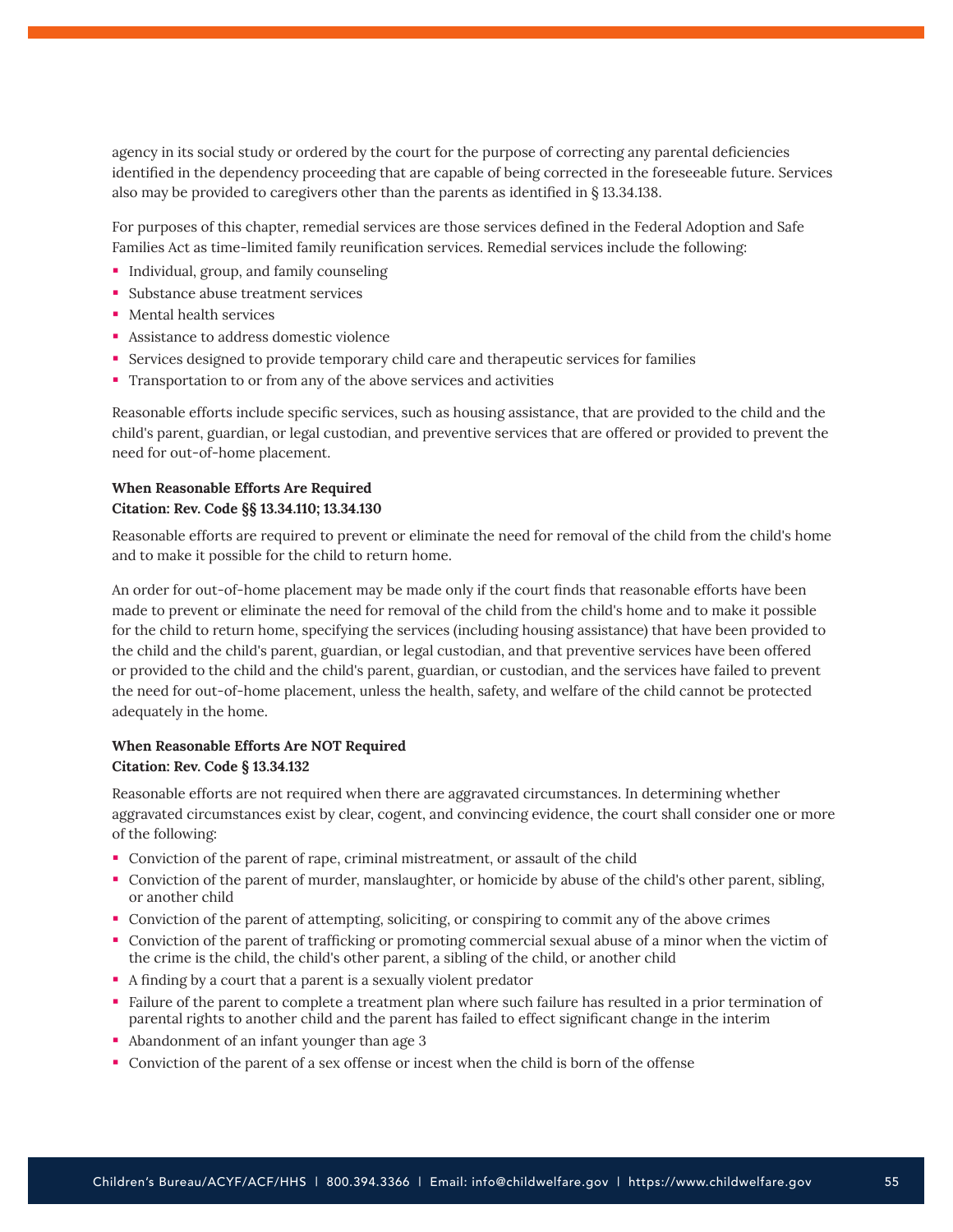agency in its social study or ordered by the court for the purpose of correcting any parental deficiencies identified in the dependency proceeding that are capable of being corrected in the foreseeable future. Services also may be provided to caregivers other than the parents as identified in § 13.34.138.

For purposes of this chapter, remedial services are those services defined in the Federal Adoption and Safe Families Act as time-limited family reunification services. Remedial services include the following:

- Individual, group, and family counseling
- Substance abuse treatment services
- Mental health services
- Assistance to address domestic violence
- Services designed to provide temporary child care and therapeutic services for families
- Transportation to or from any of the above services and activities

Reasonable efforts include specific services, such as housing assistance, that are provided to the child and the child's parent, guardian, or legal custodian, and preventive services that are offered or provided to prevent the need for out-of-home placement.

**When Reasonable Efforts Are Required**
**Citation: Rev. Code §§ 13.34.110; 13.34.130**

Reasonable efforts are required to prevent or eliminate the need for removal of the child from the child's home and to make it possible for the child to return home.

An order for out-of-home placement may be made only if the court finds that reasonable efforts have been made to prevent or eliminate the need for removal of the child from the child's home and to make it possible for the child to return home, specifying the services (including housing assistance) that have been provided to the child and the child's parent, guardian, or legal custodian, and that preventive services have been offered or provided to the child and the child's parent, guardian, or custodian, and the services have failed to prevent the need for out-of-home placement, unless the health, safety, and welfare of the child cannot be protected adequately in the home.

**When Reasonable Efforts Are NOT Required**
**Citation: Rev. Code § 13.34.132**

Reasonable efforts are not required when there are aggravated circumstances. In determining whether aggravated circumstances exist by clear, cogent, and convincing evidence, the court shall consider one or more of the following:

- Conviction of the parent of rape, criminal mistreatment, or assault of the child
- Conviction of the parent of murder, manslaughter, or homicide by abuse of the child's other parent, sibling, or another child
- Conviction of the parent of attempting, soliciting, or conspiring to commit any of the above crimes
- Conviction of the parent of trafficking or promoting commercial sexual abuse of a minor when the victim of the crime is the child, the child's other parent, a sibling of the child, or another child
- A finding by a court that a parent is a sexually violent predator
- Failure of the parent to complete a treatment plan where such failure has resulted in a prior termination of parental rights to another child and the parent has failed to effect significant change in the interim
- Abandonment of an infant younger than age 3
- Conviction of the parent of a sex offense or incest when the child is born of the offense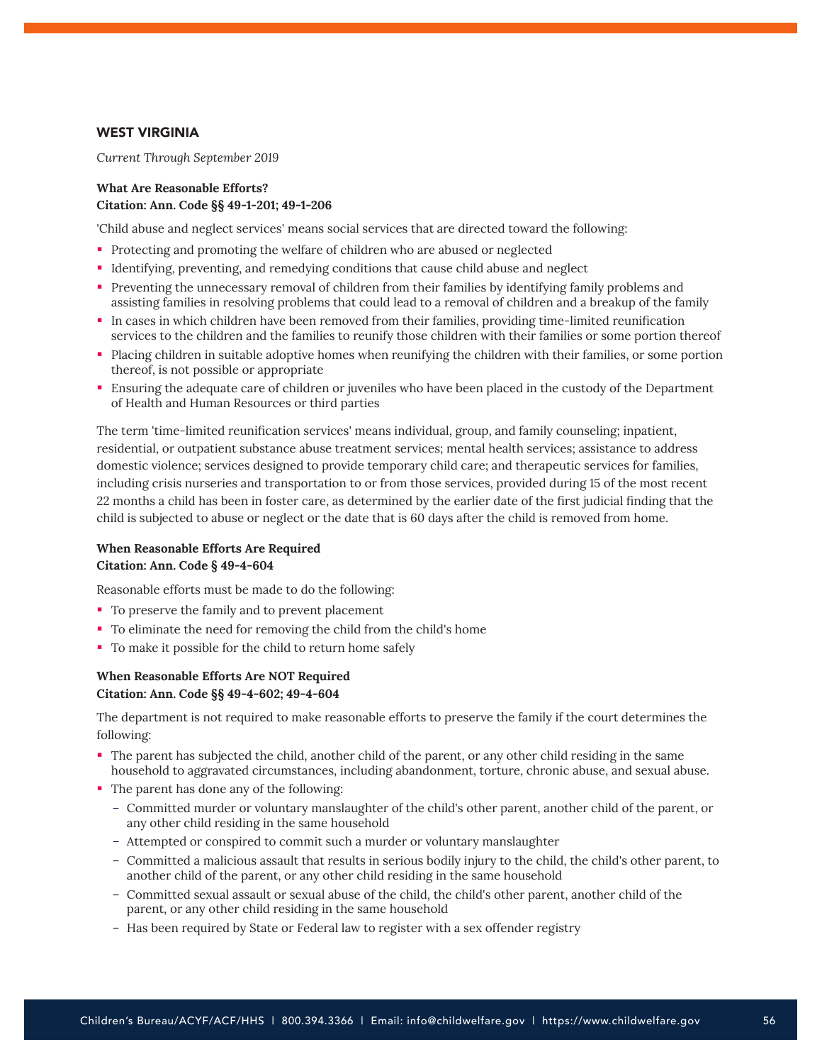## WEST VIRGINIA

*Current Through September 2019*

**What Are Reasonable Efforts?**
**Citation: Ann. Code §§ 49-1-201; 49-1-206**

'Child abuse and neglect services' means social services that are directed toward the following:

- Protecting and promoting the welfare of children who are abused or neglected
- Identifying, preventing, and remedying conditions that cause child abuse and neglect
- Preventing the unnecessary removal of children from their families by identifying family problems and assisting families in resolving problems that could lead to a removal of children and a breakup of the family
- In cases in which children have been removed from their families, providing time-limited reunification services to the children and the families to reunify those children with their families or some portion thereof
- Placing children in suitable adoptive homes when reunifying the children with their families, or some portion thereof, is not possible or appropriate
- Ensuring the adequate care of children or juveniles who have been placed in the custody of the Department of Health and Human Resources or third parties

The term 'time-limited reunification services' means individual, group, and family counseling; inpatient, residential, or outpatient substance abuse treatment services; mental health services; assistance to address domestic violence; services designed to provide temporary child care; and therapeutic services for families, including crisis nurseries and transportation to or from those services, provided during 15 of the most recent 22 months a child has been in foster care, as determined by the earlier date of the first judicial finding that the child is subjected to abuse or neglect or the date that is 60 days after the child is removed from home.

**When Reasonable Efforts Are Required**
**Citation: Ann. Code § 49-4-604**

Reasonable efforts must be made to do the following:

- To preserve the family and to prevent placement
- To eliminate the need for removing the child from the child's home
- To make it possible for the child to return home safely

**When Reasonable Efforts Are NOT Required**
**Citation: Ann. Code §§ 49-4-602; 49-4-604**

The department is not required to make reasonable efforts to preserve the family if the court determines the following:

- The parent has subjected the child, another child of the parent, or any other child residing in the same household to aggravated circumstances, including abandonment, torture, chronic abuse, and sexual abuse.
- The parent has done any of the following:
  - Committed murder or voluntary manslaughter of the child's other parent, another child of the parent, or any other child residing in the same household
  - Attempted or conspired to commit such a murder or voluntary manslaughter
  - Committed a malicious assault that results in serious bodily injury to the child, the child's other parent, to another child of the parent, or any other child residing in the same household
  - Committed sexual assault or sexual abuse of the child, the child's other parent, another child of the parent, or any other child residing in the same household
  - Has been required by State or Federal law to register with a sex offender registry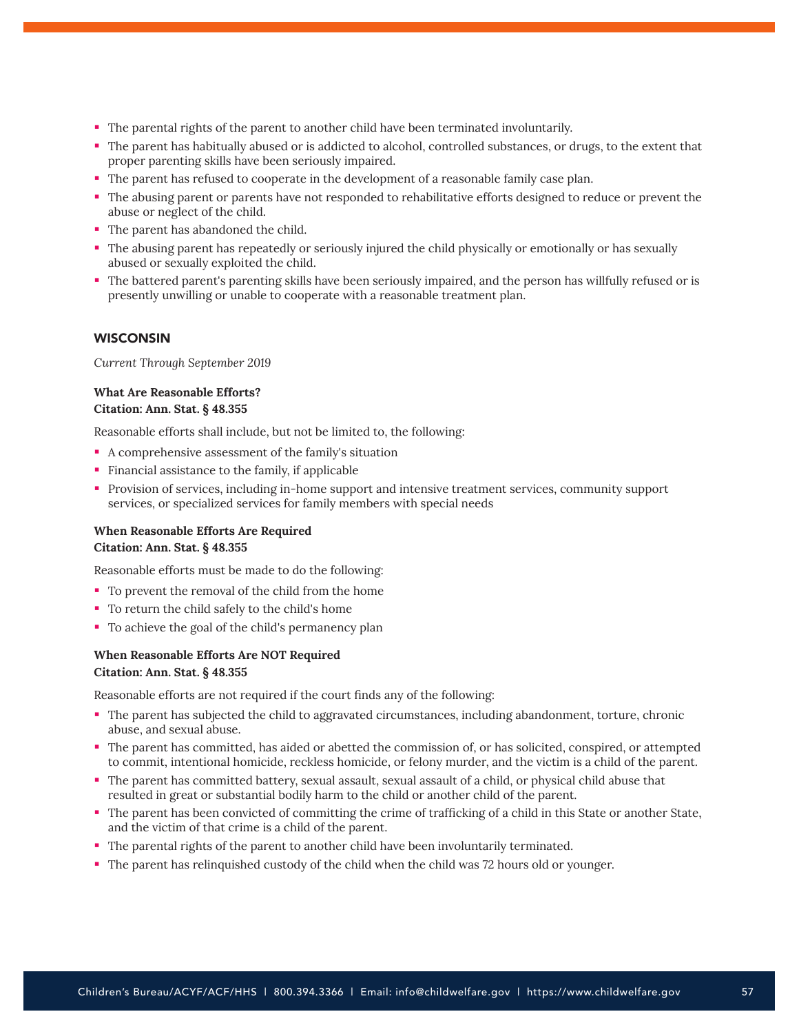- The parental rights of the parent to another child have been terminated involuntarily.
- The parent has habitually abused or is addicted to alcohol, controlled substances, or drugs, to the extent that proper parenting skills have been seriously impaired.
- The parent has refused to cooperate in the development of a reasonable family case plan.
- The abusing parent or parents have not responded to rehabilitative efforts designed to reduce or prevent the abuse or neglect of the child.
- The parent has abandoned the child.
- The abusing parent has repeatedly or seriously injured the child physically or emotionally or has sexually abused or sexually exploited the child.
- The battered parent's parenting skills have been seriously impaired, and the person has willfully refused or is presently unwilling or unable to cooperate with a reasonable treatment plan.

## WISCONSIN

*Current Through September 2019*

**What Are Reasonable Efforts?**
**Citation: Ann. Stat. § 48.355**

Reasonable efforts shall include, but not be limited to, the following:

- A comprehensive assessment of the family's situation
- Financial assistance to the family, if applicable
- Provision of services, including in-home support and intensive treatment services, community support services, or specialized services for family members with special needs

**When Reasonable Efforts Are Required**
**Citation: Ann. Stat. § 48.355**

Reasonable efforts must be made to do the following:

- To prevent the removal of the child from the home
- To return the child safely to the child's home
- To achieve the goal of the child's permanency plan

**When Reasonable Efforts Are NOT Required**
**Citation: Ann. Stat. § 48.355**

Reasonable efforts are not required if the court finds any of the following:

- The parent has subjected the child to aggravated circumstances, including abandonment, torture, chronic abuse, and sexual abuse.
- The parent has committed, has aided or abetted the commission of, or has solicited, conspired, or attempted to commit, intentional homicide, reckless homicide, or felony murder, and the victim is a child of the parent.
- The parent has committed battery, sexual assault, sexual assault of a child, or physical child abuse that resulted in great or substantial bodily harm to the child or another child of the parent.
- The parent has been convicted of committing the crime of trafficking of a child in this State or another State, and the victim of that crime is a child of the parent.
- The parental rights of the parent to another child have been involuntarily terminated.
- The parent has relinquished custody of the child when the child was 72 hours old or younger.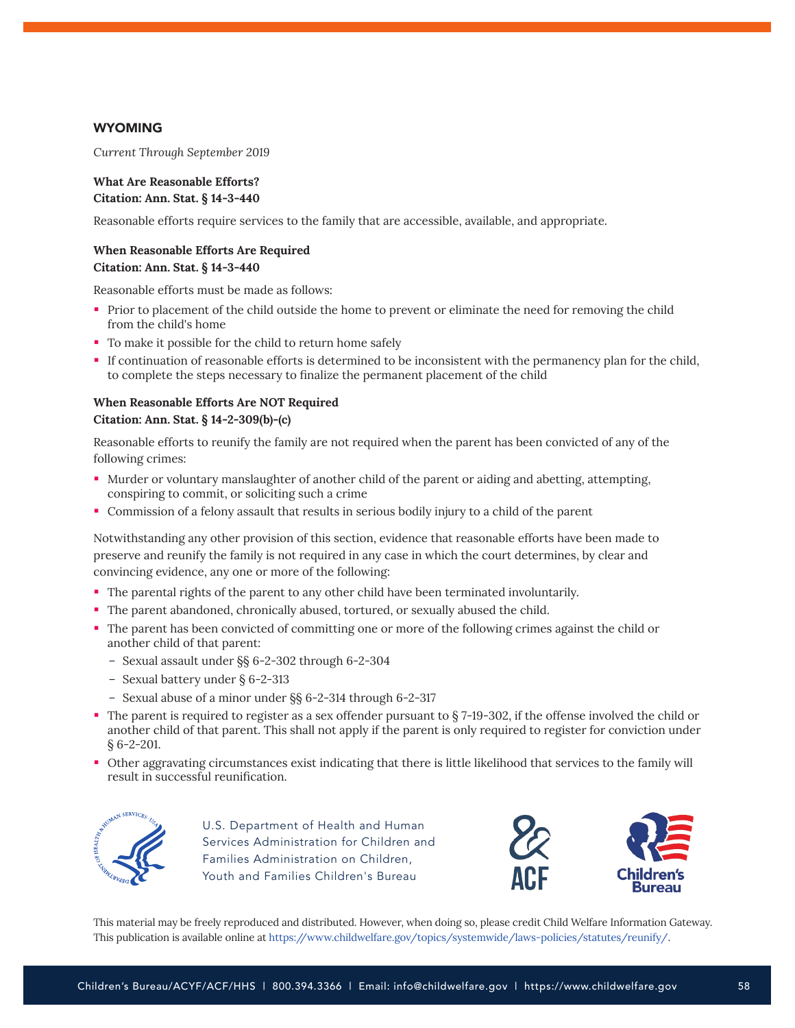## WYOMING

*Current Through September 2019*

**What Are Reasonable Efforts?**
**Citation: Ann. Stat. § 14-3-440**

Reasonable efforts require services to the family that are accessible, available, and appropriate.

**When Reasonable Efforts Are Required**
**Citation: Ann. Stat. § 14-3-440**

Reasonable efforts must be made as follows:

- Prior to placement of the child outside the home to prevent or eliminate the need for removing the child from the child's home
- To make it possible for the child to return home safely
- If continuation of reasonable efforts is determined to be inconsistent with the permanency plan for the child, to complete the steps necessary to finalize the permanent placement of the child

**When Reasonable Efforts Are NOT Required**
**Citation: Ann. Stat. § 14-2-309(b)-(c)**

Reasonable efforts to reunify the family are not required when the parent has been convicted of any of the following crimes:

- Murder or voluntary manslaughter of another child of the parent or aiding and abetting, attempting, conspiring to commit, or soliciting such a crime
- Commission of a felony assault that results in serious bodily injury to a child of the parent

Notwithstanding any other provision of this section, evidence that reasonable efforts have been made to preserve and reunify the family is not required in any case in which the court determines, by clear and convincing evidence, any one or more of the following:

- The parental rights of the parent to any other child have been terminated involuntarily.
- The parent abandoned, chronically abused, tortured, or sexually abused the child.
- The parent has been convicted of committing one or more of the following crimes against the child or another child of that parent:
  - Sexual assault under §§ 6-2-302 through 6-2-304
  - Sexual battery under § 6-2-313
  - Sexual abuse of a minor under §§ 6-2-314 through 6-2-317
- The parent is required to register as a sex offender pursuant to § 7-19-302, if the offense involved the child or another child of that parent. This shall not apply if the parent is only required to register for conviction under § 6-2-201.
- Other aggravating circumstances exist indicating that there is little likelihood that services to the family will result in successful reunification.

U.S. Department of Health and Human Services Administration for Children and Families Administration on Children, Youth and Families Children's Bureau

This material may be freely reproduced and distributed. However, when doing so, please credit Child Welfare Information Gateway. This publication is available online at https://www.childwelfare.gov/topics/systemwide/laws-policies/statutes/reunify/.